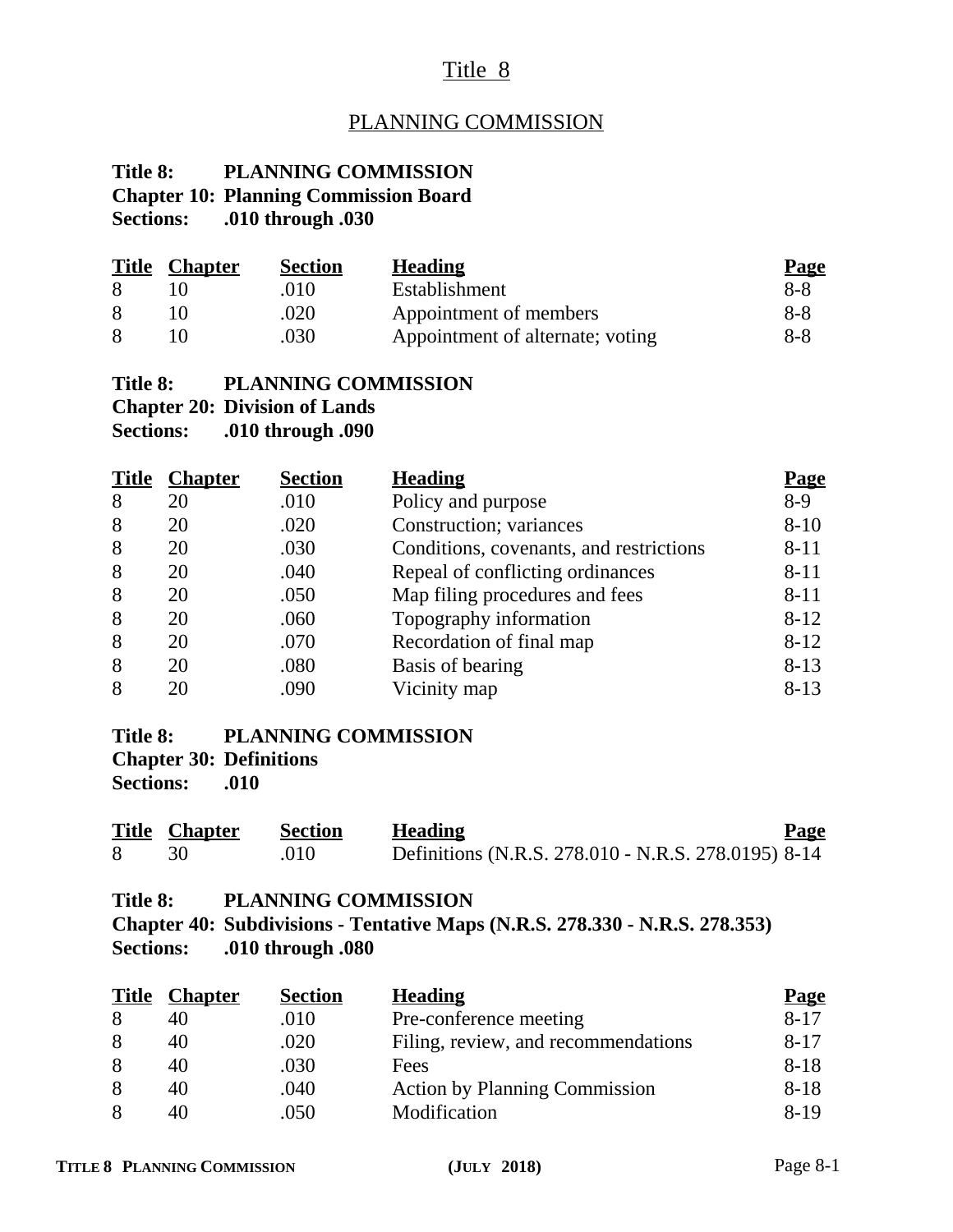# Title 8

## PLANNING COMMISSION

**Title 8: PLANNING COMMISSION**
**Chapter 10: Planning Commission Board**
**Sections: .010 through .030**

| Title | Chapter | Section | Heading | Page |
|---|---|---|---|---|
| 8 | 10 | .010 | Establishment | 8-8 |
| 8 | 10 | .020 | Appointment of members | 8-8 |
| 8 | 10 | .030 | Appointment of alternate; voting | 8-8 |

**Title 8: PLANNING COMMISSION**
**Chapter 20: Division of Lands**
**Sections: .010 through .090**

| Title | Chapter | Section | Heading | Page |
|---|---|---|---|---|
| 8 | 20 | .010 | Policy and purpose | 8-9 |
| 8 | 20 | .020 | Construction; variances | 8-10 |
| 8 | 20 | .030 | Conditions, covenants, and restrictions | 8-11 |
| 8 | 20 | .040 | Repeal of conflicting ordinances | 8-11 |
| 8 | 20 | .050 | Map filing procedures and fees | 8-11 |
| 8 | 20 | .060 | Topography information | 8-12 |
| 8 | 20 | .070 | Recordation of final map | 8-12 |
| 8 | 20 | .080 | Basis of bearing | 8-13 |
| 8 | 20 | .090 | Vicinity map | 8-13 |

**Title 8: PLANNING COMMISSION**
**Chapter 30: Definitions**
**Sections: .010**

| Title | Chapter | Section | Heading | Page |
|---|---|---|---|---|
| 8 | 30 | .010 | Definitions (N.R.S. 278.010 - N.R.S. 278.0195) | 8-14 |

**Title 8: PLANNING COMMISSION**
**Chapter 40: Subdivisions - Tentative Maps (N.R.S. 278.330 - N.R.S. 278.353)**
**Sections: .010 through .080**

| Title | Chapter | Section | Heading | Page |
|---|---|---|---|---|
| 8 | 40 | .010 | Pre-conference meeting | 8-17 |
| 8 | 40 | .020 | Filing, review, and recommendations | 8-17 |
| 8 | 40 | .030 | Fees | 8-18 |
| 8 | 40 | .040 | Action by Planning Commission | 8-18 |
| 8 | 40 | .050 | Modification | 8-19 |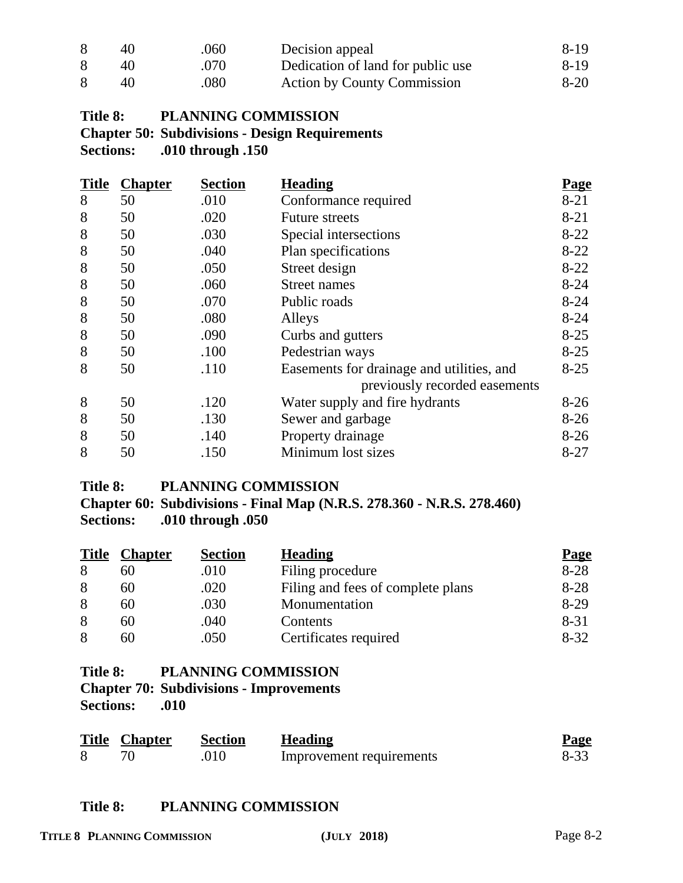| | | | | |
|---|---|---|---|---|
| 8 | 40 | .060 | Decision appeal | 8-19 |
| 8 | 40 | .070 | Dedication of land for public use | 8-19 |
| 8 | 40 | .080 | Action by County Commission | 8-20 |

**Title 8: PLANNING COMMISSION**
**Chapter 50: Subdivisions - Design Requirements**
**Sections: .010 through .150**

| Title | Chapter | Section | Heading | Page |
|---|---|---|---|---|
| 8 | 50 | .010 | Conformance required | 8-21 |
| 8 | 50 | .020 | Future streets | 8-21 |
| 8 | 50 | .030 | Special intersections | 8-22 |
| 8 | 50 | .040 | Plan specifications | 8-22 |
| 8 | 50 | .050 | Street design | 8-22 |
| 8 | 50 | .060 | Street names | 8-24 |
| 8 | 50 | .070 | Public roads | 8-24 |
| 8 | 50 | .080 | Alleys | 8-24 |
| 8 | 50 | .090 | Curbs and gutters | 8-25 |
| 8 | 50 | .100 | Pedestrian ways | 8-25 |
| 8 | 50 | .110 | Easements for drainage and utilities, and previously recorded easements | 8-25 |
| 8 | 50 | .120 | Water supply and fire hydrants | 8-26 |
| 8 | 50 | .130 | Sewer and garbage | 8-26 |
| 8 | 50 | .140 | Property drainage | 8-26 |
| 8 | 50 | .150 | Minimum lost sizes | 8-27 |

**Title 8: PLANNING COMMISSION**
**Chapter 60: Subdivisions - Final Map (N.R.S. 278.360 - N.R.S. 278.460)**
**Sections: .010 through .050**

| Title | Chapter | Section | Heading | Page |
|---|---|---|---|---|
| 8 | 60 | .010 | Filing procedure | 8-28 |
| 8 | 60 | .020 | Filing and fees of complete plans | 8-28 |
| 8 | 60 | .030 | Monumentation | 8-29 |
| 8 | 60 | .040 | Contents | 8-31 |
| 8 | 60 | .050 | Certificates required | 8-32 |

**Title 8: PLANNING COMMISSION**
**Chapter 70: Subdivisions - Improvements**
**Sections: .010**

| Title | Chapter | Section | Heading | Page |
|---|---|---|---|---|
| 8 | 70 | .010 | Improvement requirements | 8-33 |

**Title 8: PLANNING COMMISSION**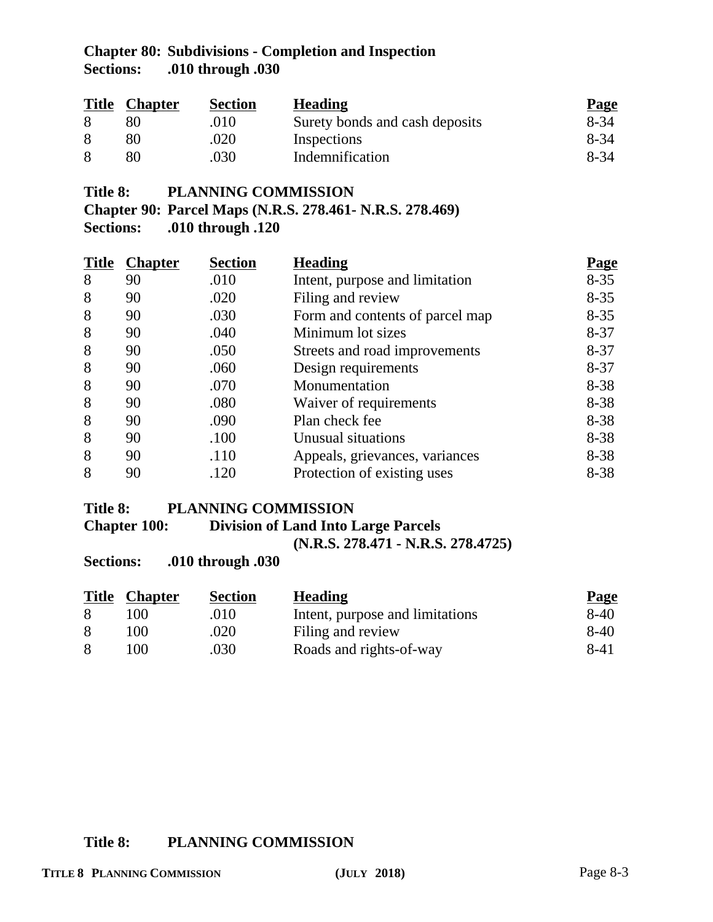**Chapter 80: Subdivisions - Completion and Inspection**
**Sections: .010 through .030**

| Title | Chapter | Section | Heading | Page |
|---|---|---|---|---|
| 8 | 80 | .010 | Surety bonds and cash deposits | 8-34 |
| 8 | 80 | .020 | Inspections | 8-34 |
| 8 | 80 | .030 | Indemnification | 8-34 |

**Title 8: PLANNING COMMISSION**
**Chapter 90: Parcel Maps (N.R.S. 278.461- N.R.S. 278.469)**
**Sections: .010 through .120**

| Title | Chapter | Section | Heading | Page |
|---|---|---|---|---|
| 8 | 90 | .010 | Intent, purpose and limitation | 8-35 |
| 8 | 90 | .020 | Filing and review | 8-35 |
| 8 | 90 | .030 | Form and contents of parcel map | 8-35 |
| 8 | 90 | .040 | Minimum lot sizes | 8-37 |
| 8 | 90 | .050 | Streets and road improvements | 8-37 |
| 8 | 90 | .060 | Design requirements | 8-37 |
| 8 | 90 | .070 | Monumentation | 8-38 |
| 8 | 90 | .080 | Waiver of requirements | 8-38 |
| 8 | 90 | .090 | Plan check fee | 8-38 |
| 8 | 90 | .100 | Unusual situations | 8-38 |
| 8 | 90 | .110 | Appeals, grievances, variances | 8-38 |
| 8 | 90 | .120 | Protection of existing uses | 8-38 |

**Title 8: PLANNING COMMISSION**
**Chapter 100: Division of Land Into Large Parcels (N.R.S. 278.471 - N.R.S. 278.4725)**
**Sections: .010 through .030**

| Title | Chapter | Section | Heading | Page |
|---|---|---|---|---|
| 8 | 100 | .010 | Intent, purpose and limitations | 8-40 |
| 8 | 100 | .020 | Filing and review | 8-40 |
| 8 | 100 | .030 | Roads and rights-of-way | 8-41 |

**Title 8: PLANNING COMMISSION**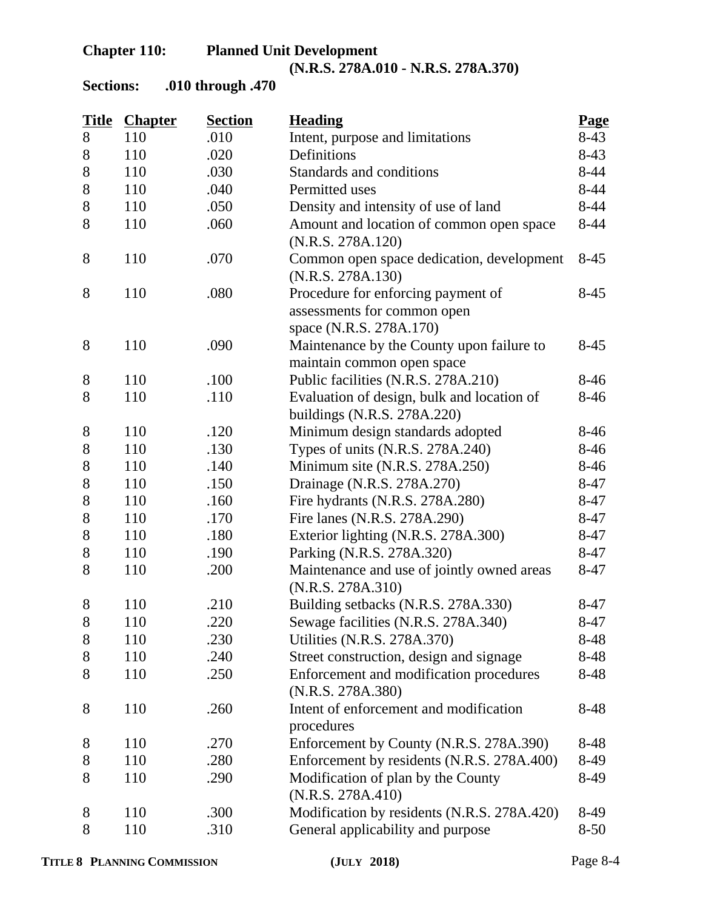**Chapter 110: Planned Unit Development**
**(N.R.S. 278A.010 - N.R.S. 278A.370)**

**Sections: .010 through .470**

| Title | Chapter | Section | Heading | Page |
|---|---|---|---|---|
| 8 | 110 | .010 | Intent, purpose and limitations | 8-43 |
| 8 | 110 | .020 | Definitions | 8-43 |
| 8 | 110 | .030 | Standards and conditions | 8-44 |
| 8 | 110 | .040 | Permitted uses | 8-44 |
| 8 | 110 | .050 | Density and intensity of use of land | 8-44 |
| 8 | 110 | .060 | Amount and location of common open space (N.R.S. 278A.120) | 8-44 |
| 8 | 110 | .070 | Common open space dedication, development (N.R.S. 278A.130) | 8-45 |
| 8 | 110 | .080 | Procedure for enforcing payment of assessments for common open space (N.R.S. 278A.170) | 8-45 |
| 8 | 110 | .090 | Maintenance by the County upon failure to maintain common open space | 8-45 |
| 8 | 110 | .100 | Public facilities (N.R.S. 278A.210) | 8-46 |
| 8 | 110 | .110 | Evaluation of design, bulk and location of buildings (N.R.S. 278A.220) | 8-46 |
| 8 | 110 | .120 | Minimum design standards adopted | 8-46 |
| 8 | 110 | .130 | Types of units (N.R.S. 278A.240) | 8-46 |
| 8 | 110 | .140 | Minimum site (N.R.S. 278A.250) | 8-46 |
| 8 | 110 | .150 | Drainage (N.R.S. 278A.270) | 8-47 |
| 8 | 110 | .160 | Fire hydrants (N.R.S. 278A.280) | 8-47 |
| 8 | 110 | .170 | Fire lanes (N.R.S. 278A.290) | 8-47 |
| 8 | 110 | .180 | Exterior lighting (N.R.S. 278A.300) | 8-47 |
| 8 | 110 | .190 | Parking (N.R.S. 278A.320) | 8-47 |
| 8 | 110 | .200 | Maintenance and use of jointly owned areas (N.R.S. 278A.310) | 8-47 |
| 8 | 110 | .210 | Building setbacks (N.R.S. 278A.330) | 8-47 |
| 8 | 110 | .220 | Sewage facilities (N.R.S. 278A.340) | 8-47 |
| 8 | 110 | .230 | Utilities (N.R.S. 278A.370) | 8-48 |
| 8 | 110 | .240 | Street construction, design and signage | 8-48 |
| 8 | 110 | .250 | Enforcement and modification procedures (N.R.S. 278A.380) | 8-48 |
| 8 | 110 | .260 | Intent of enforcement and modification procedures | 8-48 |
| 8 | 110 | .270 | Enforcement by County (N.R.S. 278A.390) | 8-48 |
| 8 | 110 | .280 | Enforcement by residents (N.R.S. 278A.400) | 8-49 |
| 8 | 110 | .290 | Modification of plan by the County (N.R.S. 278A.410) | 8-49 |
| 8 | 110 | .300 | Modification by residents (N.R.S. 278A.420) | 8-49 |
| 8 | 110 | .310 | General applicability and purpose | 8-50 |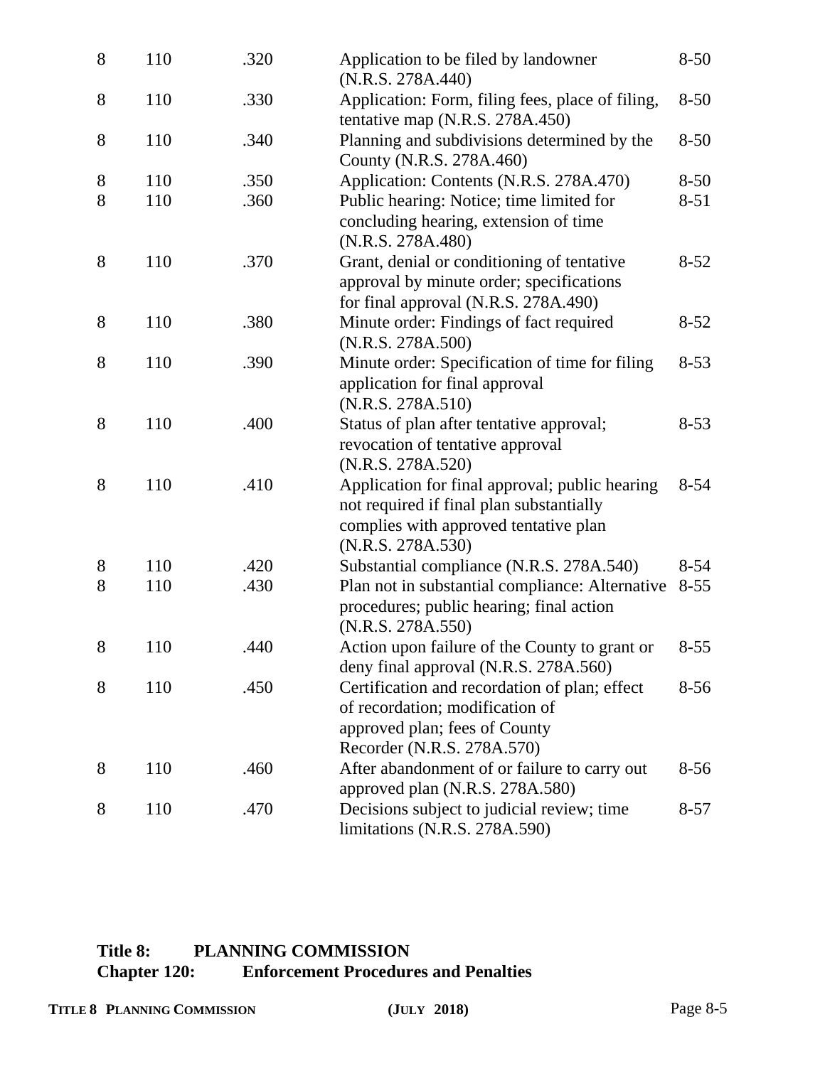| | | | | |
|---|---|---|---|---|
| 8 | 110 | .320 | Application to be filed by landowner (N.R.S. 278A.440) | 8-50 |
| 8 | 110 | .330 | Application: Form, filing fees, place of filing, tentative map (N.R.S. 278A.450) | 8-50 |
| 8 | 110 | .340 | Planning and subdivisions determined by the County (N.R.S. 278A.460) | 8-50 |
| 8 | 110 | .350 | Application: Contents (N.R.S. 278A.470) | 8-50 |
| 8 | 110 | .360 | Public hearing: Notice; time limited for concluding hearing, extension of time (N.R.S. 278A.480) | 8-51 |
| 8 | 110 | .370 | Grant, denial or conditioning of tentative approval by minute order; specifications for final approval (N.R.S. 278A.490) | 8-52 |
| 8 | 110 | .380 | Minute order: Findings of fact required (N.R.S. 278A.500) | 8-52 |
| 8 | 110 | .390 | Minute order: Specification of time for filing application for final approval (N.R.S. 278A.510) | 8-53 |
| 8 | 110 | .400 | Status of plan after tentative approval; revocation of tentative approval (N.R.S. 278A.520) | 8-53 |
| 8 | 110 | .410 | Application for final approval; public hearing not required if final plan substantially complies with approved tentative plan (N.R.S. 278A.530) | 8-54 |
| 8 | 110 | .420 | Substantial compliance (N.R.S. 278A.540) | 8-54 |
| 8 | 110 | .430 | Plan not in substantial compliance: Alternative procedures; public hearing; final action (N.R.S. 278A.550) | 8-55 |
| 8 | 110 | .440 | Action upon failure of the County to grant or deny final approval (N.R.S. 278A.560) | 8-55 |
| 8 | 110 | .450 | Certification and recordation of plan; effect of recordation; modification of approved plan; fees of County Recorder (N.R.S. 278A.570) | 8-56 |
| 8 | 110 | .460 | After abandonment of or failure to carry out approved plan (N.R.S. 278A.580) | 8-56 |
| 8 | 110 | .470 | Decisions subject to judicial review; time limitations (N.R.S. 278A.590) | 8-57 |

**Title 8: PLANNING COMMISSION**
**Chapter 120: Enforcement Procedures and Penalties**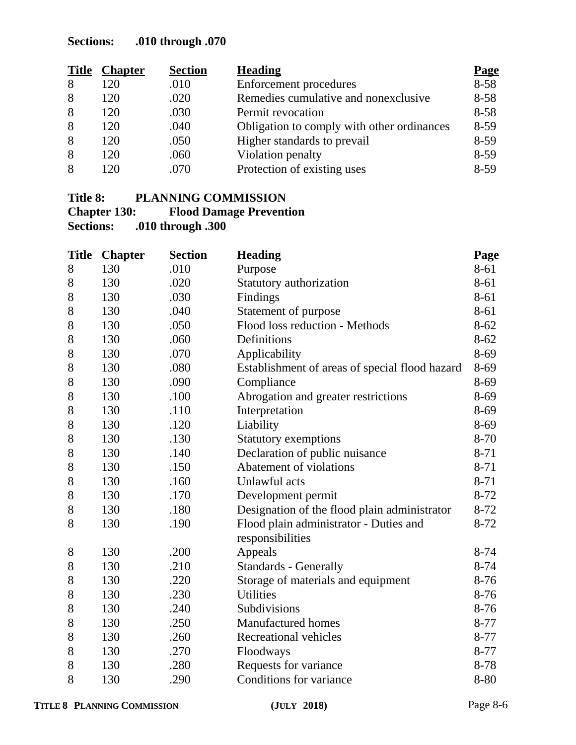**Sections: .010 through .070**

| Title | Chapter | Section | Heading | Page |
|---|---|---|---|---|
| 8 | 120 | .010 | Enforcement procedures | 8-58 |
| 8 | 120 | .020 | Remedies cumulative and nonexclusive | 8-58 |
| 8 | 120 | .030 | Permit revocation | 8-58 |
| 8 | 120 | .040 | Obligation to comply with other ordinances | 8-59 |
| 8 | 120 | .050 | Higher standards to prevail | 8-59 |
| 8 | 120 | .060 | Violation penalty | 8-59 |
| 8 | 120 | .070 | Protection of existing uses | 8-59 |

**Title 8: PLANNING COMMISSION**
**Chapter 130: Flood Damage Prevention**
**Sections: .010 through .300**

| Title | Chapter | Section | Heading | Page |
|---|---|---|---|---|
| 8 | 130 | .010 | Purpose | 8-61 |
| 8 | 130 | .020 | Statutory authorization | 8-61 |
| 8 | 130 | .030 | Findings | 8-61 |
| 8 | 130 | .040 | Statement of purpose | 8-61 |
| 8 | 130 | .050 | Flood loss reduction - Methods | 8-62 |
| 8 | 130 | .060 | Definitions | 8-62 |
| 8 | 130 | .070 | Applicability | 8-69 |
| 8 | 130 | .080 | Establishment of areas of special flood hazard | 8-69 |
| 8 | 130 | .090 | Compliance | 8-69 |
| 8 | 130 | .100 | Abrogation and greater restrictions | 8-69 |
| 8 | 130 | .110 | Interpretation | 8-69 |
| 8 | 130 | .120 | Liability | 8-69 |
| 8 | 130 | .130 | Statutory exemptions | 8-70 |
| 8 | 130 | .140 | Declaration of public nuisance | 8-71 |
| 8 | 130 | .150 | Abatement of violations | 8-71 |
| 8 | 130 | .160 | Unlawful acts | 8-71 |
| 8 | 130 | .170 | Development permit | 8-72 |
| 8 | 130 | .180 | Designation of the flood plain administrator | 8-72 |
| 8 | 130 | .190 | Flood plain administrator - Duties and responsibilities | 8-72 |
| 8 | 130 | .200 | Appeals | 8-74 |
| 8 | 130 | .210 | Standards - Generally | 8-74 |
| 8 | 130 | .220 | Storage of materials and equipment | 8-76 |
| 8 | 130 | .230 | Utilities | 8-76 |
| 8 | 130 | .240 | Subdivisions | 8-76 |
| 8 | 130 | .250 | Manufactured homes | 8-77 |
| 8 | 130 | .260 | Recreational vehicles | 8-77 |
| 8 | 130 | .270 | Floodways | 8-77 |
| 8 | 130 | .280 | Requests for variance | 8-78 |
| 8 | 130 | .290 | Conditions for variance | 8-80 |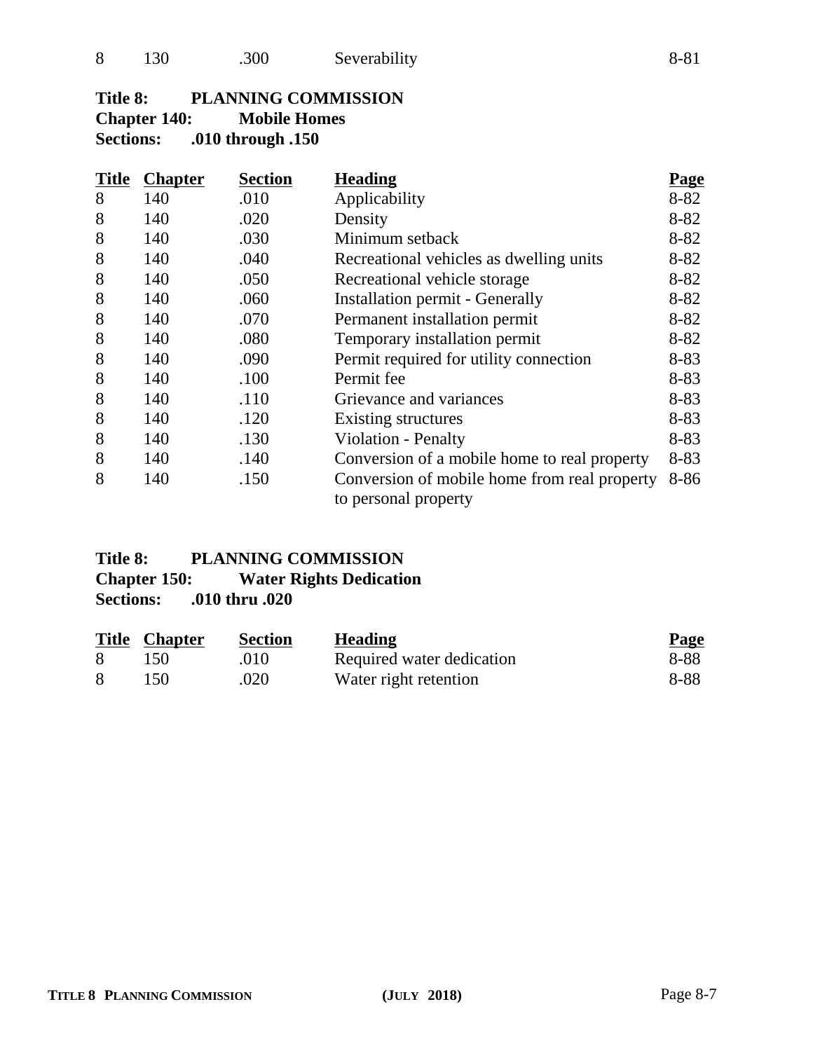| 8 | 130 | .300 | Severability | 8-81 |
|---|---|---|---|---|

**Title 8: PLANNING COMMISSION**
**Chapter 140: Mobile Homes**
**Sections: .010 through .150**

| Title | Chapter | Section | Heading | Page |
|---|---|---|---|---|
| 8 | 140 | .010 | Applicability | 8-82 |
| 8 | 140 | .020 | Density | 8-82 |
| 8 | 140 | .030 | Minimum setback | 8-82 |
| 8 | 140 | .040 | Recreational vehicles as dwelling units | 8-82 |
| 8 | 140 | .050 | Recreational vehicle storage | 8-82 |
| 8 | 140 | .060 | Installation permit - Generally | 8-82 |
| 8 | 140 | .070 | Permanent installation permit | 8-82 |
| 8 | 140 | .080 | Temporary installation permit | 8-82 |
| 8 | 140 | .090 | Permit required for utility connection | 8-83 |
| 8 | 140 | .100 | Permit fee | 8-83 |
| 8 | 140 | .110 | Grievance and variances | 8-83 |
| 8 | 140 | .120 | Existing structures | 8-83 |
| 8 | 140 | .130 | Violation - Penalty | 8-83 |
| 8 | 140 | .140 | Conversion of a mobile home to real property | 8-83 |
| 8 | 140 | .150 | Conversion of mobile home from real property to personal property | 8-86 |

**Title 8: PLANNING COMMISSION**
**Chapter 150: Water Rights Dedication**
**Sections: .010 thru .020**

| Title | Chapter | Section | Heading | Page |
|---|---|---|---|---|
| 8 | 150 | .010 | Required water dedication | 8-88 |
| 8 | 150 | .020 | Water right retention | 8-88 |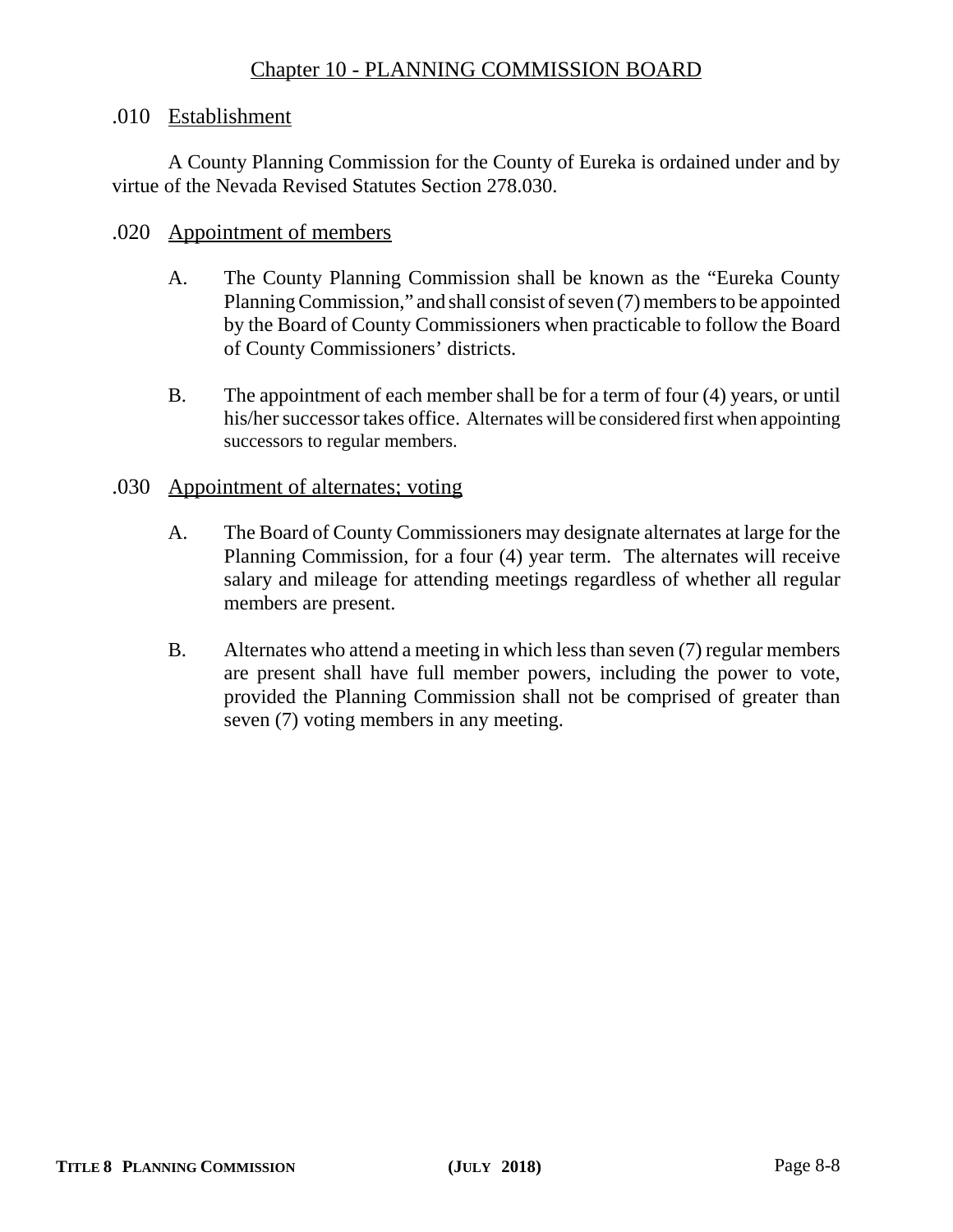## Chapter 10 - PLANNING COMMISSION BOARD

### .010 Establishment

A County Planning Commission for the County of Eureka is ordained under and by virtue of the Nevada Revised Statutes Section 278.030.

### .020 Appointment of members

A. The County Planning Commission shall be known as the "Eureka County Planning Commission," and shall consist of seven (7) members to be appointed by the Board of County Commissioners when practicable to follow the Board of County Commissioners' districts.

B. The appointment of each member shall be for a term of four (4) years, or until his/her successor takes office. Alternates will be considered first when appointing successors to regular members.

### .030 Appointment of alternates; voting

A. The Board of County Commissioners may designate alternates at large for the Planning Commission, for a four (4) year term. The alternates will receive salary and mileage for attending meetings regardless of whether all regular members are present.

B. Alternates who attend a meeting in which less than seven (7) regular members are present shall have full member powers, including the power to vote, provided the Planning Commission shall not be comprised of greater than seven (7) voting members in any meeting.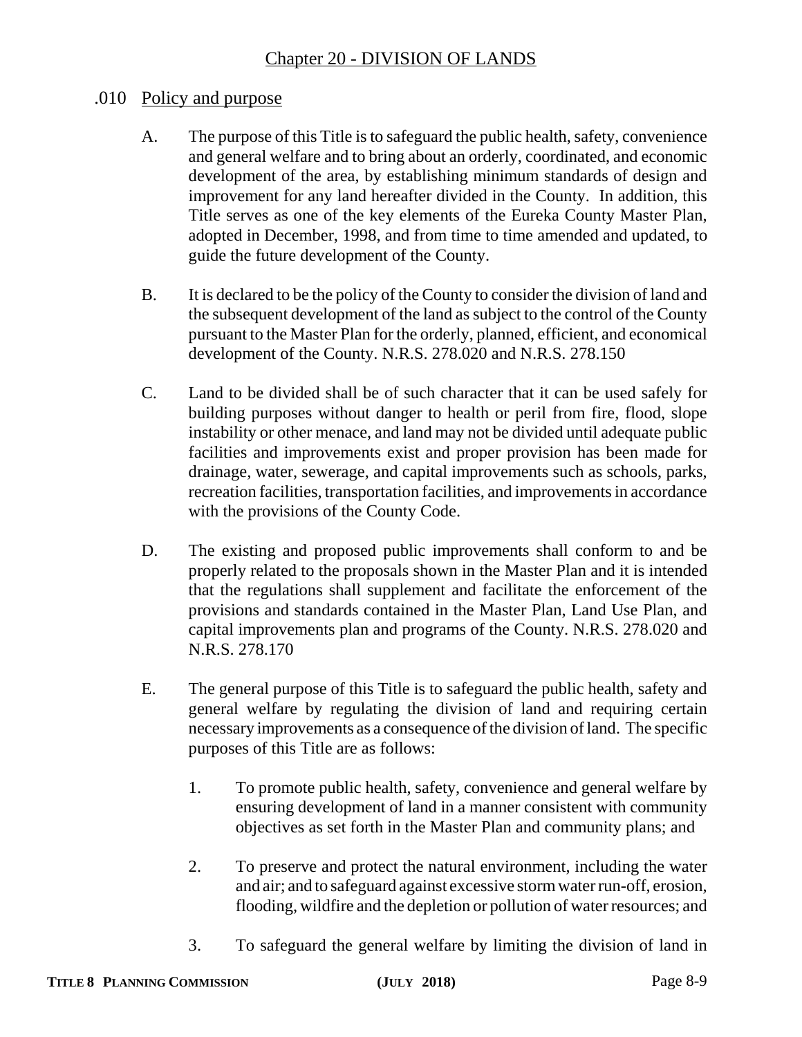# Chapter 20 - DIVISION OF LANDS

## .010 Policy and purpose

A. The purpose of this Title is to safeguard the public health, safety, convenience and general welfare and to bring about an orderly, coordinated, and economic development of the area, by establishing minimum standards of design and improvement for any land hereafter divided in the County. In addition, this Title serves as one of the key elements of the Eureka County Master Plan, adopted in December, 1998, and from time to time amended and updated, to guide the future development of the County.

B. It is declared to be the policy of the County to consider the division of land and the subsequent development of the land as subject to the control of the County pursuant to the Master Plan for the orderly, planned, efficient, and economical development of the County. N.R.S. 278.020 and N.R.S. 278.150

C. Land to be divided shall be of such character that it can be used safely for building purposes without danger to health or peril from fire, flood, slope instability or other menace, and land may not be divided until adequate public facilities and improvements exist and proper provision has been made for drainage, water, sewerage, and capital improvements such as schools, parks, recreation facilities, transportation facilities, and improvements in accordance with the provisions of the County Code.

D. The existing and proposed public improvements shall conform to and be properly related to the proposals shown in the Master Plan and it is intended that the regulations shall supplement and facilitate the enforcement of the provisions and standards contained in the Master Plan, Land Use Plan, and capital improvements plan and programs of the County. N.R.S. 278.020 and N.R.S. 278.170

E. The general purpose of this Title is to safeguard the public health, safety and general welfare by regulating the division of land and requiring certain necessary improvements as a consequence of the division of land. The specific purposes of this Title are as follows:

1. To promote public health, safety, convenience and general welfare by ensuring development of land in a manner consistent with community objectives as set forth in the Master Plan and community plans; and

2. To preserve and protect the natural environment, including the water and air; and to safeguard against excessive storm water run-off, erosion, flooding, wildfire and the depletion or pollution of water resources; and

3. To safeguard the general welfare by limiting the division of land in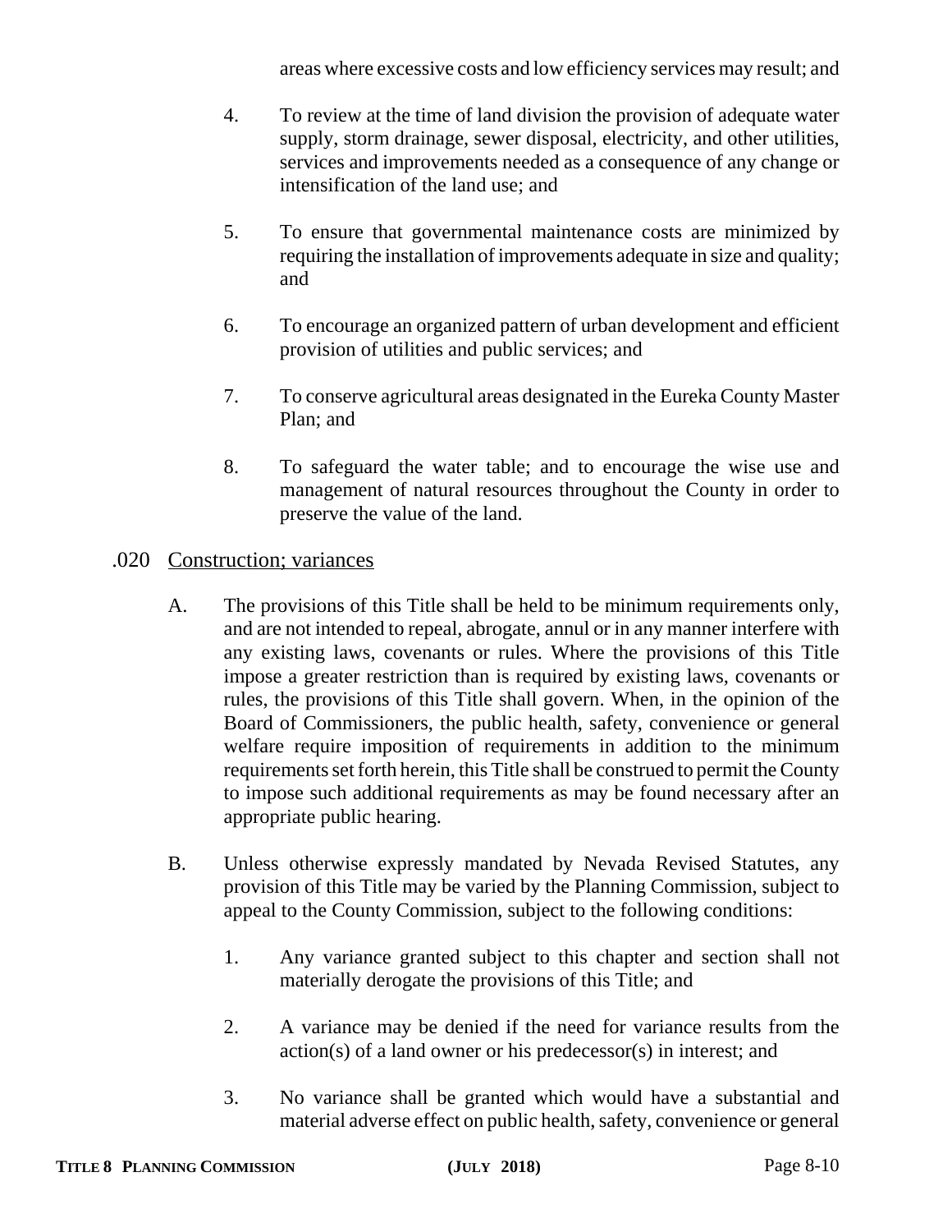areas where excessive costs and low efficiency services may result; and

4. To review at the time of land division the provision of adequate water supply, storm drainage, sewer disposal, electricity, and other utilities, services and improvements needed as a consequence of any change or intensification of the land use; and

5. To ensure that governmental maintenance costs are minimized by requiring the installation of improvements adequate in size and quality; and

6. To encourage an organized pattern of urban development and efficient provision of utilities and public services; and

7. To conserve agricultural areas designated in the Eureka County Master Plan; and

8. To safeguard the water table; and to encourage the wise use and management of natural resources throughout the County in order to preserve the value of the land.

## .020 Construction; variances

A. The provisions of this Title shall be held to be minimum requirements only, and are not intended to repeal, abrogate, annul or in any manner interfere with any existing laws, covenants or rules. Where the provisions of this Title impose a greater restriction than is required by existing laws, covenants or rules, the provisions of this Title shall govern. When, in the opinion of the Board of Commissioners, the public health, safety, convenience or general welfare require imposition of requirements in addition to the minimum requirements set forth herein, this Title shall be construed to permit the County to impose such additional requirements as may be found necessary after an appropriate public hearing.

B. Unless otherwise expressly mandated by Nevada Revised Statutes, any provision of this Title may be varied by the Planning Commission, subject to appeal to the County Commission, subject to the following conditions:

1. Any variance granted subject to this chapter and section shall not materially derogate the provisions of this Title; and

2. A variance may be denied if the need for variance results from the action(s) of a land owner or his predecessor(s) in interest; and

3. No variance shall be granted which would have a substantial and material adverse effect on public health, safety, convenience or general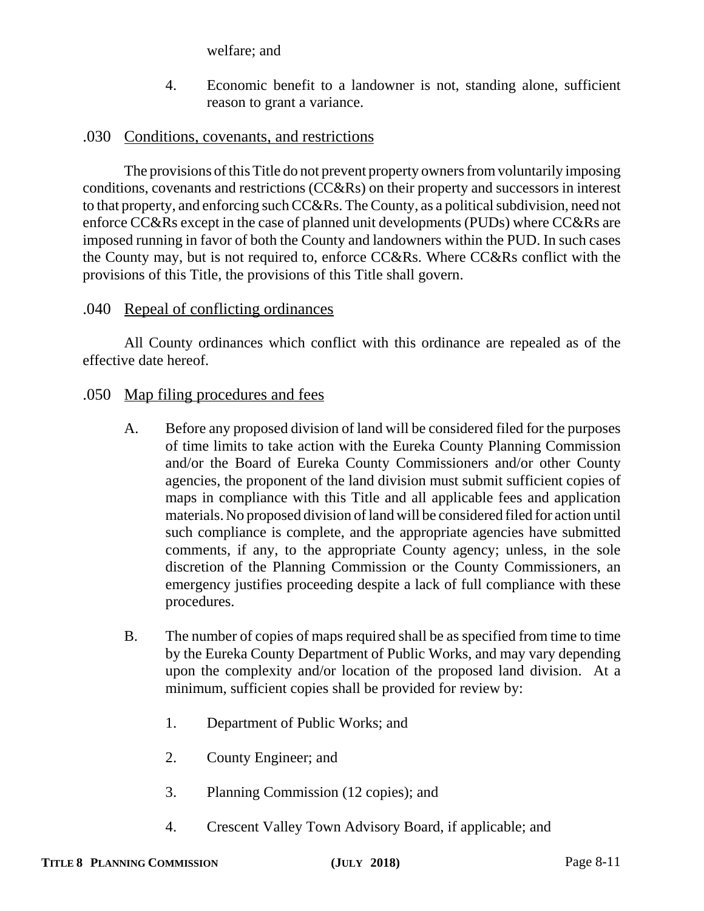welfare; and

4. Economic benefit to a landowner is not, standing alone, sufficient reason to grant a variance.

### .030 Conditions, covenants, and restrictions

The provisions of this Title do not prevent property owners from voluntarily imposing conditions, covenants and restrictions (CC&Rs) on their property and successors in interest to that property, and enforcing such CC&Rs. The County, as a political subdivision, need not enforce CC&Rs except in the case of planned unit developments (PUDs) where CC&Rs are imposed running in favor of both the County and landowners within the PUD. In such cases the County may, but is not required to, enforce CC&Rs. Where CC&Rs conflict with the provisions of this Title, the provisions of this Title shall govern.

### .040 Repeal of conflicting ordinances

All County ordinances which conflict with this ordinance are repealed as of the effective date hereof.

### .050 Map filing procedures and fees

A. Before any proposed division of land will be considered filed for the purposes of time limits to take action with the Eureka County Planning Commission and/or the Board of Eureka County Commissioners and/or other County agencies, the proponent of the land division must submit sufficient copies of maps in compliance with this Title and all applicable fees and application materials. No proposed division of land will be considered filed for action until such compliance is complete, and the appropriate agencies have submitted comments, if any, to the appropriate County agency; unless, in the sole discretion of the Planning Commission or the County Commissioners, an emergency justifies proceeding despite a lack of full compliance with these procedures.

B. The number of copies of maps required shall be as specified from time to time by the Eureka County Department of Public Works, and may vary depending upon the complexity and/or location of the proposed land division. At a minimum, sufficient copies shall be provided for review by:

1. Department of Public Works; and

2. County Engineer; and

3. Planning Commission (12 copies); and

4. Crescent Valley Town Advisory Board, if applicable; and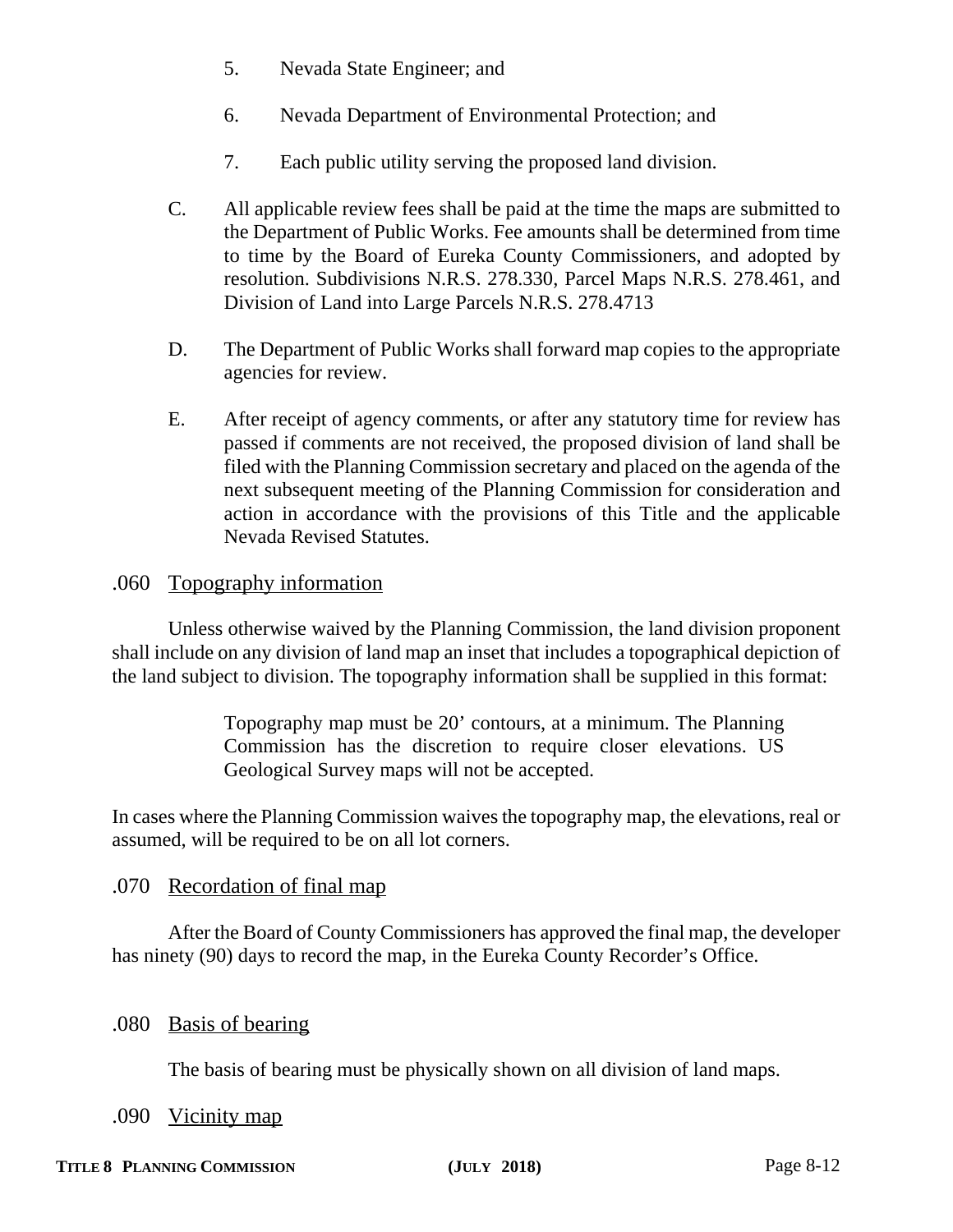5. Nevada State Engineer; and

6. Nevada Department of Environmental Protection; and

7. Each public utility serving the proposed land division.

C. All applicable review fees shall be paid at the time the maps are submitted to the Department of Public Works. Fee amounts shall be determined from time to time by the Board of Eureka County Commissioners, and adopted by resolution. Subdivisions N.R.S. 278.330, Parcel Maps N.R.S. 278.461, and Division of Land into Large Parcels N.R.S. 278.4713

D. The Department of Public Works shall forward map copies to the appropriate agencies for review.

E. After receipt of agency comments, or after any statutory time for review has passed if comments are not received, the proposed division of land shall be filed with the Planning Commission secretary and placed on the agenda of the next subsequent meeting of the Planning Commission for consideration and action in accordance with the provisions of this Title and the applicable Nevada Revised Statutes.

.060 Topography information

Unless otherwise waived by the Planning Commission, the land division proponent shall include on any division of land map an inset that includes a topographical depiction of the land subject to division. The topography information shall be supplied in this format:

> Topography map must be 20’ contours, at a minimum. The Planning Commission has the discretion to require closer elevations. US Geological Survey maps will not be accepted.

In cases where the Planning Commission waives the topography map, the elevations, real or assumed, will be required to be on all lot corners.

.070 Recordation of final map

After the Board of County Commissioners has approved the final map, the developer has ninety (90) days to record the map, in the Eureka County Recorder’s Office.

.080 Basis of bearing

The basis of bearing must be physically shown on all division of land maps.

.090 Vicinity map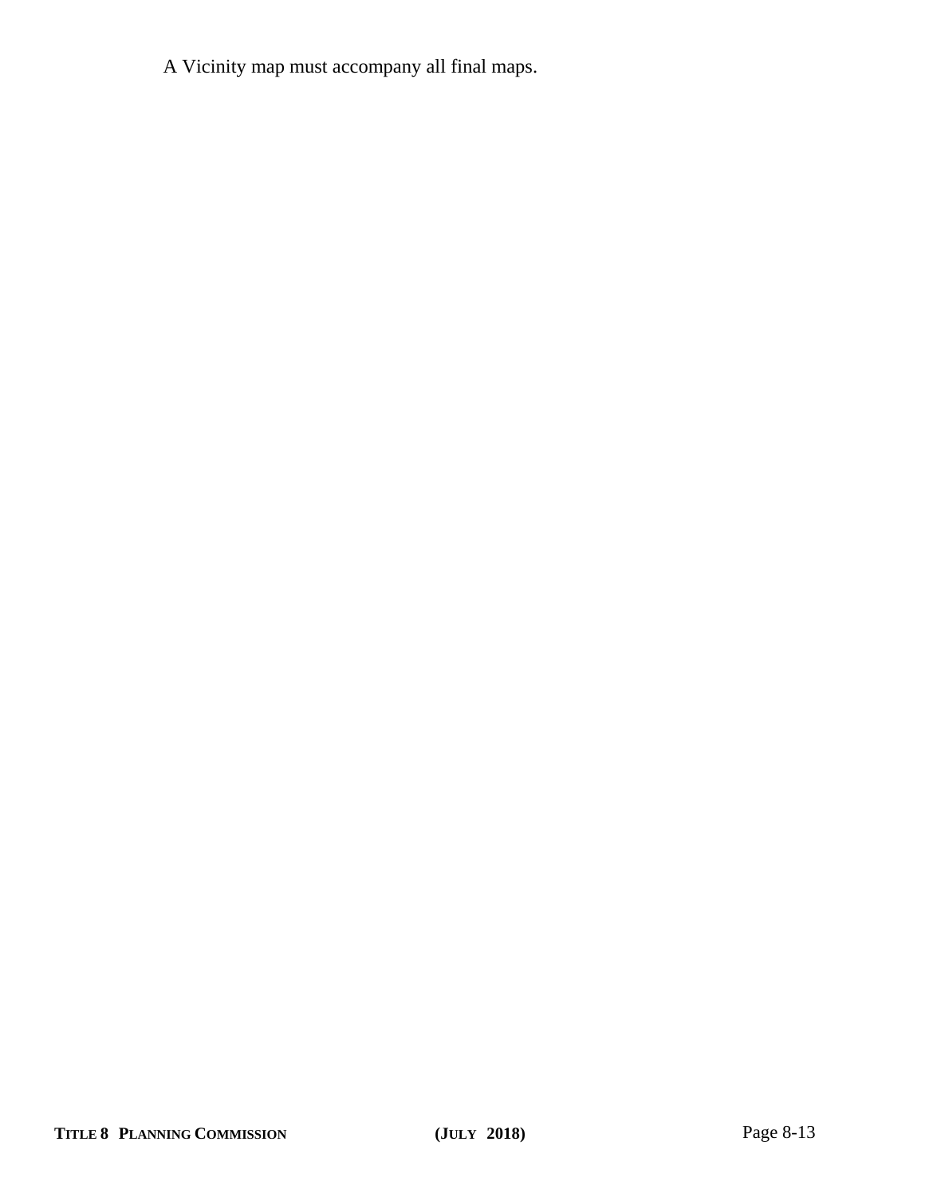A Vicinity map must accompany all final maps.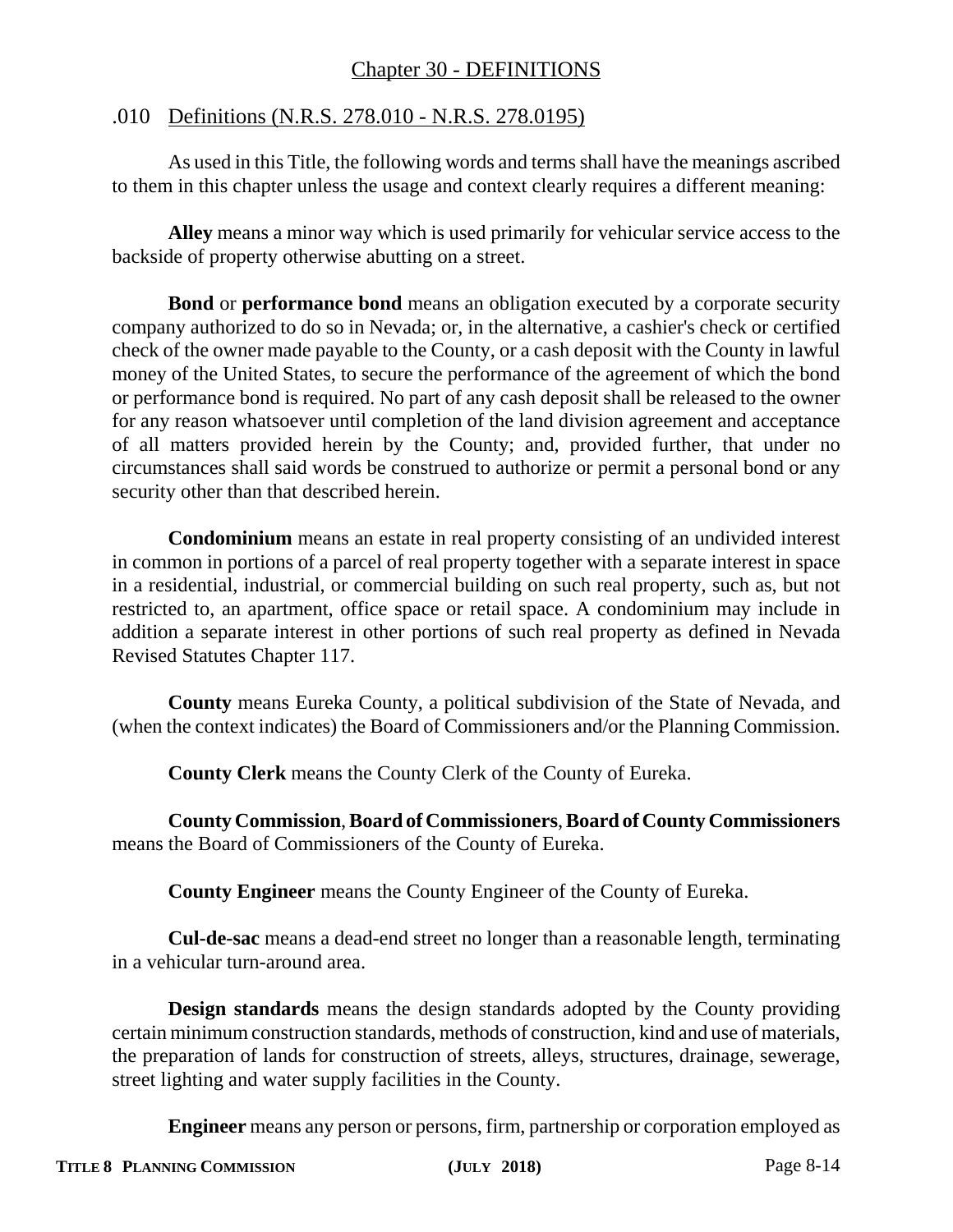## Chapter 30 - DEFINITIONS

### .010 Definitions (N.R.S. 278.010 - N.R.S. 278.0195)

As used in this Title, the following words and terms shall have the meanings ascribed to them in this chapter unless the usage and context clearly requires a different meaning:

**Alley** means a minor way which is used primarily for vehicular service access to the backside of property otherwise abutting on a street.

**Bond** or **performance bond** means an obligation executed by a corporate security company authorized to do so in Nevada; or, in the alternative, a cashier's check or certified check of the owner made payable to the County, or a cash deposit with the County in lawful money of the United States, to secure the performance of the agreement of which the bond or performance bond is required. No part of any cash deposit shall be released to the owner for any reason whatsoever until completion of the land division agreement and acceptance of all matters provided herein by the County; and, provided further, that under no circumstances shall said words be construed to authorize or permit a personal bond or any security other than that described herein.

**Condominium** means an estate in real property consisting of an undivided interest in common in portions of a parcel of real property together with a separate interest in space in a residential, industrial, or commercial building on such real property, such as, but not restricted to, an apartment, office space or retail space. A condominium may include in addition a separate interest in other portions of such real property as defined in Nevada Revised Statutes Chapter 117.

**County** means Eureka County, a political subdivision of the State of Nevada, and (when the context indicates) the Board of Commissioners and/or the Planning Commission.

**County Clerk** means the County Clerk of the County of Eureka.

**County Commission**, **Board of Commissioners**, **Board of County Commissioners** means the Board of Commissioners of the County of Eureka.

**County Engineer** means the County Engineer of the County of Eureka.

**Cul-de-sac** means a dead-end street no longer than a reasonable length, terminating in a vehicular turn-around area.

**Design standards** means the design standards adopted by the County providing certain minimum construction standards, methods of construction, kind and use of materials, the preparation of lands for construction of streets, alleys, structures, drainage, sewerage, street lighting and water supply facilities in the County.

**Engineer** means any person or persons, firm, partnership or corporation employed as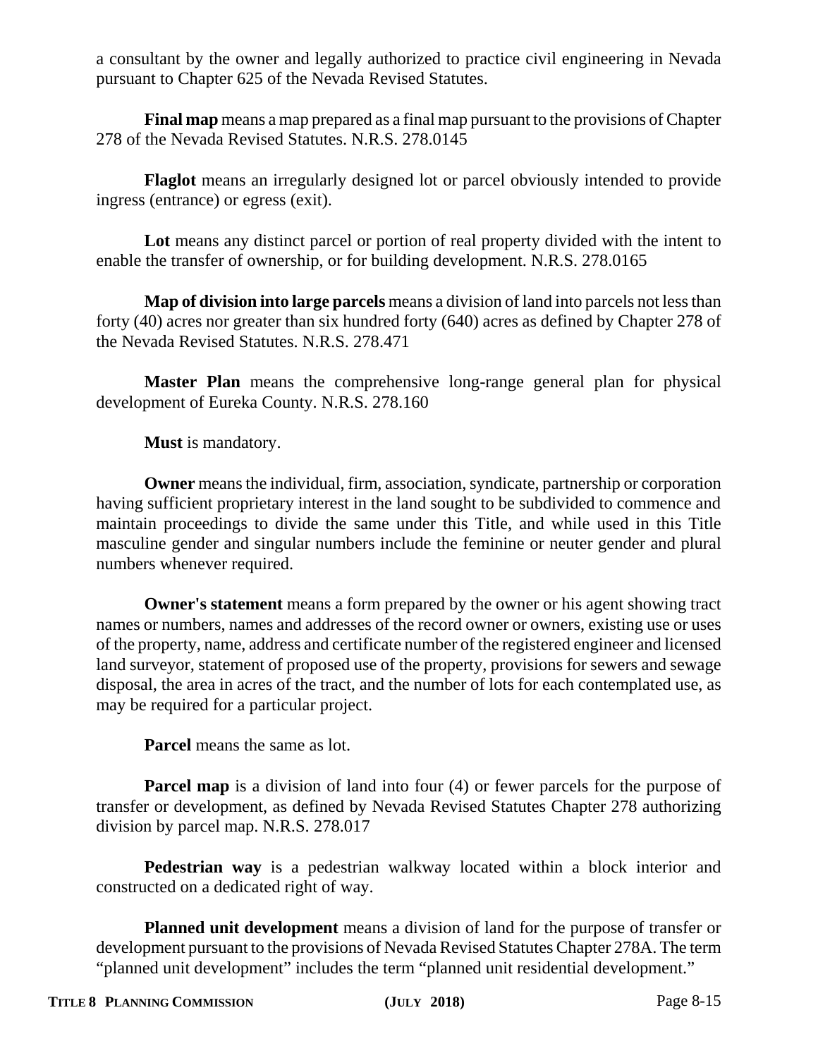a consultant by the owner and legally authorized to practice civil engineering in Nevada pursuant to Chapter 625 of the Nevada Revised Statutes.

**Final map** means a map prepared as a final map pursuant to the provisions of Chapter 278 of the Nevada Revised Statutes. N.R.S. 278.0145

**Flaglot** means an irregularly designed lot or parcel obviously intended to provide ingress (entrance) or egress (exit).

**Lot** means any distinct parcel or portion of real property divided with the intent to enable the transfer of ownership, or for building development. N.R.S. 278.0165

**Map of division into large parcels** means a division of land into parcels not less than forty (40) acres nor greater than six hundred forty (640) acres as defined by Chapter 278 of the Nevada Revised Statutes. N.R.S. 278.471

**Master Plan** means the comprehensive long-range general plan for physical development of Eureka County. N.R.S. 278.160

**Must** is mandatory.

**Owner** means the individual, firm, association, syndicate, partnership or corporation having sufficient proprietary interest in the land sought to be subdivided to commence and maintain proceedings to divide the same under this Title, and while used in this Title masculine gender and singular numbers include the feminine or neuter gender and plural numbers whenever required.

**Owner's statement** means a form prepared by the owner or his agent showing tract names or numbers, names and addresses of the record owner or owners, existing use or uses of the property, name, address and certificate number of the registered engineer and licensed land surveyor, statement of proposed use of the property, provisions for sewers and sewage disposal, the area in acres of the tract, and the number of lots for each contemplated use, as may be required for a particular project.

**Parcel** means the same as lot.

**Parcel map** is a division of land into four (4) or fewer parcels for the purpose of transfer or development, as defined by Nevada Revised Statutes Chapter 278 authorizing division by parcel map. N.R.S. 278.017

**Pedestrian way** is a pedestrian walkway located within a block interior and constructed on a dedicated right of way.

**Planned unit development** means a division of land for the purpose of transfer or development pursuant to the provisions of Nevada Revised Statutes Chapter 278A. The term "planned unit development" includes the term "planned unit residential development."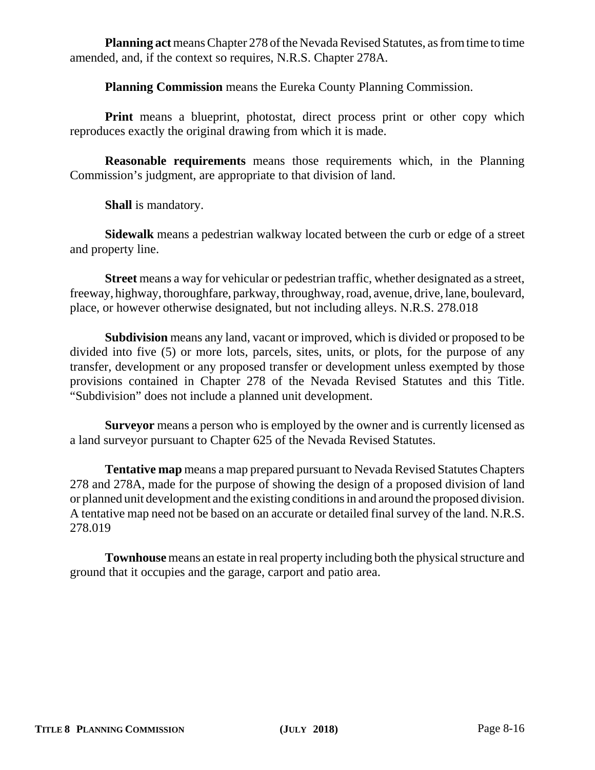**Planning act** means Chapter 278 of the Nevada Revised Statutes, as from time to time amended, and, if the context so requires, N.R.S. Chapter 278A.

**Planning Commission** means the Eureka County Planning Commission.

**Print** means a blueprint, photostat, direct process print or other copy which reproduces exactly the original drawing from which it is made.

**Reasonable requirements** means those requirements which, in the Planning Commission's judgment, are appropriate to that division of land.

**Shall** is mandatory.

**Sidewalk** means a pedestrian walkway located between the curb or edge of a street and property line.

**Street** means a way for vehicular or pedestrian traffic, whether designated as a street, freeway, highway, thoroughfare, parkway, throughway, road, avenue, drive, lane, boulevard, place, or however otherwise designated, but not including alleys. N.R.S. 278.018

**Subdivision** means any land, vacant or improved, which is divided or proposed to be divided into five (5) or more lots, parcels, sites, units, or plots, for the purpose of any transfer, development or any proposed transfer or development unless exempted by those provisions contained in Chapter 278 of the Nevada Revised Statutes and this Title. "Subdivision" does not include a planned unit development.

**Surveyor** means a person who is employed by the owner and is currently licensed as a land surveyor pursuant to Chapter 625 of the Nevada Revised Statutes.

**Tentative map** means a map prepared pursuant to Nevada Revised Statutes Chapters 278 and 278A, made for the purpose of showing the design of a proposed division of land or planned unit development and the existing conditions in and around the proposed division. A tentative map need not be based on an accurate or detailed final survey of the land. N.R.S. 278.019

**Townhouse** means an estate in real property including both the physical structure and ground that it occupies and the garage, carport and patio area.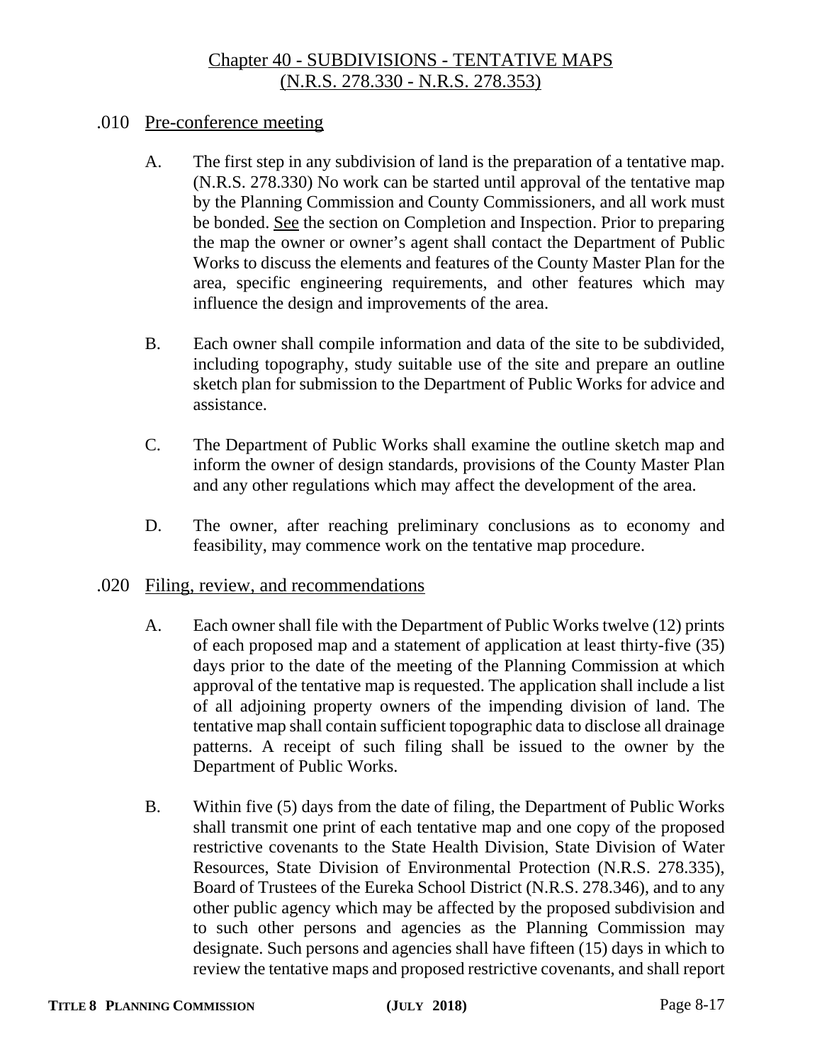# Chapter 40 - SUBDIVISIONS - TENTATIVE MAPS (N.R.S. 278.330 - N.R.S. 278.353)

## .010 Pre-conference meeting

A. The first step in any subdivision of land is the preparation of a tentative map. (N.R.S. 278.330) No work can be started until approval of the tentative map by the Planning Commission and County Commissioners, and all work must be bonded. See the section on Completion and Inspection. Prior to preparing the map the owner or owner's agent shall contact the Department of Public Works to discuss the elements and features of the County Master Plan for the area, specific engineering requirements, and other features which may influence the design and improvements of the area.

B. Each owner shall compile information and data of the site to be subdivided, including topography, study suitable use of the site and prepare an outline sketch plan for submission to the Department of Public Works for advice and assistance.

C. The Department of Public Works shall examine the outline sketch map and inform the owner of design standards, provisions of the County Master Plan and any other regulations which may affect the development of the area.

D. The owner, after reaching preliminary conclusions as to economy and feasibility, may commence work on the tentative map procedure.

## .020 Filing, review, and recommendations

A. Each owner shall file with the Department of Public Works twelve (12) prints of each proposed map and a statement of application at least thirty-five (35) days prior to the date of the meeting of the Planning Commission at which approval of the tentative map is requested. The application shall include a list of all adjoining property owners of the impending division of land. The tentative map shall contain sufficient topographic data to disclose all drainage patterns. A receipt of such filing shall be issued to the owner by the Department of Public Works.

B. Within five (5) days from the date of filing, the Department of Public Works shall transmit one print of each tentative map and one copy of the proposed restrictive covenants to the State Health Division, State Division of Water Resources, State Division of Environmental Protection (N.R.S. 278.335), Board of Trustees of the Eureka School District (N.R.S. 278.346), and to any other public agency which may be affected by the proposed subdivision and to such other persons and agencies as the Planning Commission may designate. Such persons and agencies shall have fifteen (15) days in which to review the tentative maps and proposed restrictive covenants, and shall report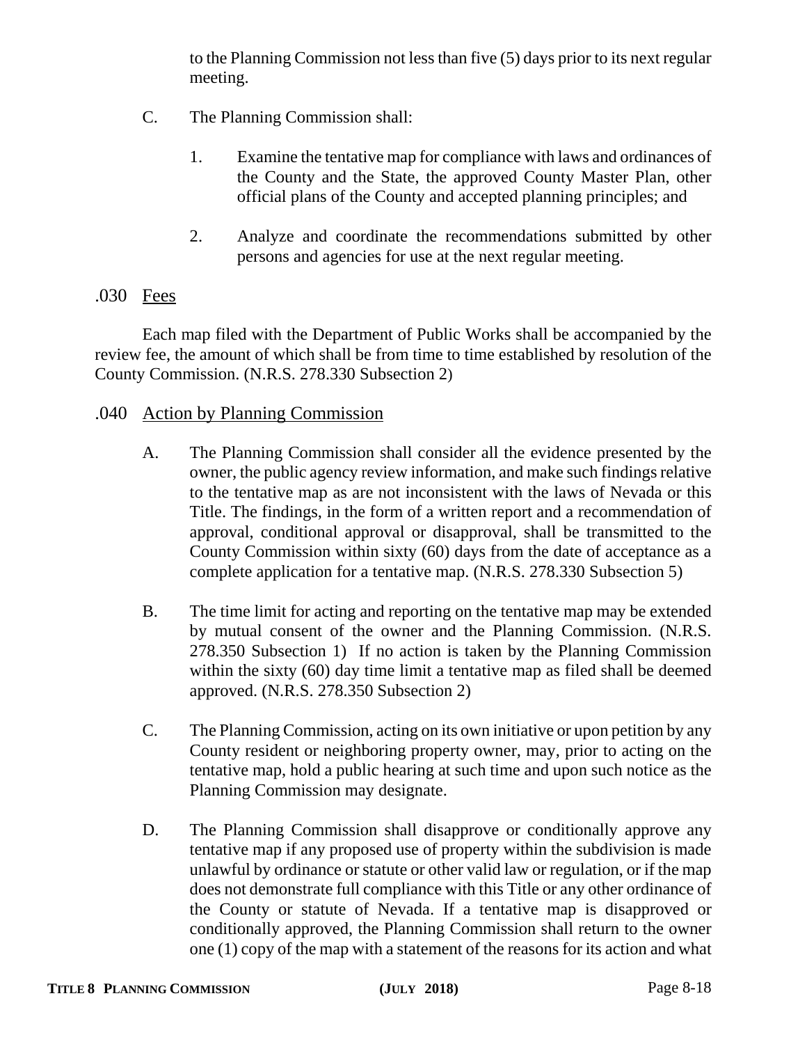to the Planning Commission not less than five (5) days prior to its next regular meeting.

C. The Planning Commission shall:

   1. Examine the tentative map for compliance with laws and ordinances of the County and the State, the approved County Master Plan, other official plans of the County and accepted planning principles; and

   2. Analyze and coordinate the recommendations submitted by other persons and agencies for use at the next regular meeting.

### .030 Fees

Each map filed with the Department of Public Works shall be accompanied by the review fee, the amount of which shall be from time to time established by resolution of the County Commission. (N.R.S. 278.330 Subsection 2)

### .040 Action by Planning Commission

A. The Planning Commission shall consider all the evidence presented by the owner, the public agency review information, and make such findings relative to the tentative map as are not inconsistent with the laws of Nevada or this Title. The findings, in the form of a written report and a recommendation of approval, conditional approval or disapproval, shall be transmitted to the County Commission within sixty (60) days from the date of acceptance as a complete application for a tentative map. (N.R.S. 278.330 Subsection 5)

B. The time limit for acting and reporting on the tentative map may be extended by mutual consent of the owner and the Planning Commission. (N.R.S. 278.350 Subsection 1) If no action is taken by the Planning Commission within the sixty (60) day time limit a tentative map as filed shall be deemed approved. (N.R.S. 278.350 Subsection 2)

C. The Planning Commission, acting on its own initiative or upon petition by any County resident or neighboring property owner, may, prior to acting on the tentative map, hold a public hearing at such time and upon such notice as the Planning Commission may designate.

D. The Planning Commission shall disapprove or conditionally approve any tentative map if any proposed use of property within the subdivision is made unlawful by ordinance or statute or other valid law or regulation, or if the map does not demonstrate full compliance with this Title or any other ordinance of the County or statute of Nevada. If a tentative map is disapproved or conditionally approved, the Planning Commission shall return to the owner one (1) copy of the map with a statement of the reasons for its action and what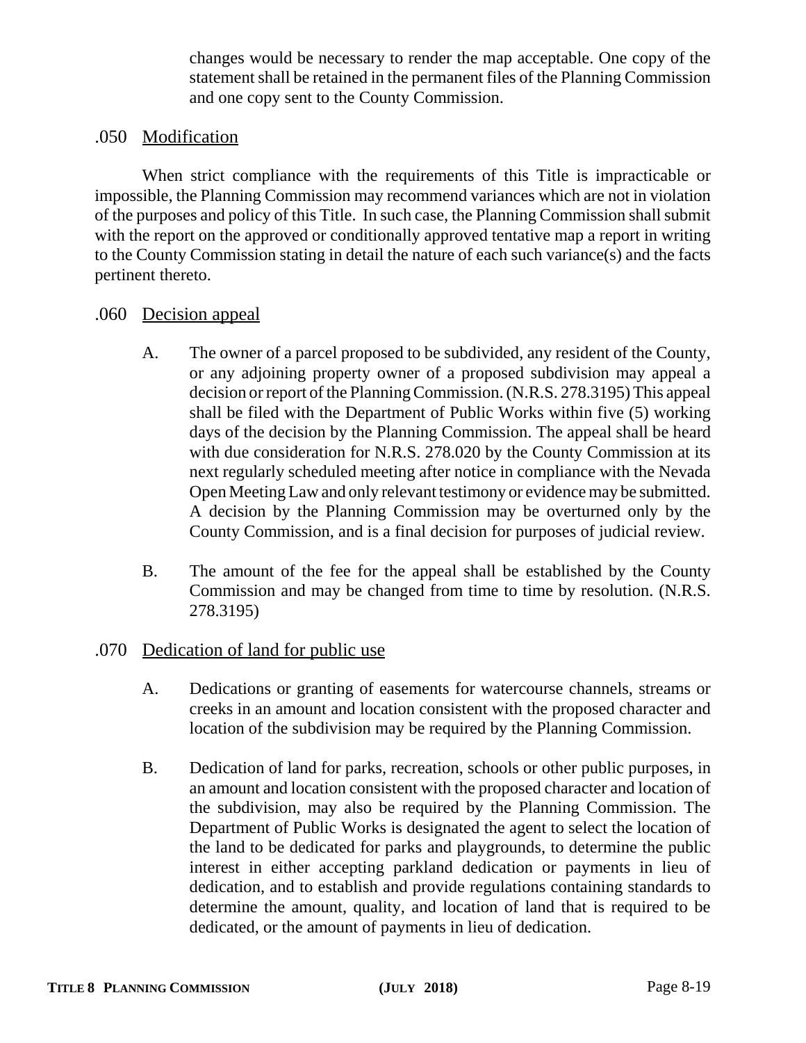changes would be necessary to render the map acceptable. One copy of the statement shall be retained in the permanent files of the Planning Commission and one copy sent to the County Commission.

### .050 Modification

When strict compliance with the requirements of this Title is impracticable or impossible, the Planning Commission may recommend variances which are not in violation of the purposes and policy of this Title. In such case, the Planning Commission shall submit with the report on the approved or conditionally approved tentative map a report in writing to the County Commission stating in detail the nature of each such variance(s) and the facts pertinent thereto.

### .060 Decision appeal

A. The owner of a parcel proposed to be subdivided, any resident of the County, or any adjoining property owner of a proposed subdivision may appeal a decision or report of the Planning Commission. (N.R.S. 278.3195) This appeal shall be filed with the Department of Public Works within five (5) working days of the decision by the Planning Commission. The appeal shall be heard with due consideration for N.R.S. 278.020 by the County Commission at its next regularly scheduled meeting after notice in compliance with the Nevada Open Meeting Law and only relevant testimony or evidence may be submitted. A decision by the Planning Commission may be overturned only by the County Commission, and is a final decision for purposes of judicial review.

B. The amount of the fee for the appeal shall be established by the County Commission and may be changed from time to time by resolution. (N.R.S. 278.3195)

### .070 Dedication of land for public use

A. Dedications or granting of easements for watercourse channels, streams or creeks in an amount and location consistent with the proposed character and location of the subdivision may be required by the Planning Commission.

B. Dedication of land for parks, recreation, schools or other public purposes, in an amount and location consistent with the proposed character and location of the subdivision, may also be required by the Planning Commission. The Department of Public Works is designated the agent to select the location of the land to be dedicated for parks and playgrounds, to determine the public interest in either accepting parkland dedication or payments in lieu of dedication, and to establish and provide regulations containing standards to determine the amount, quality, and location of land that is required to be dedicated, or the amount of payments in lieu of dedication.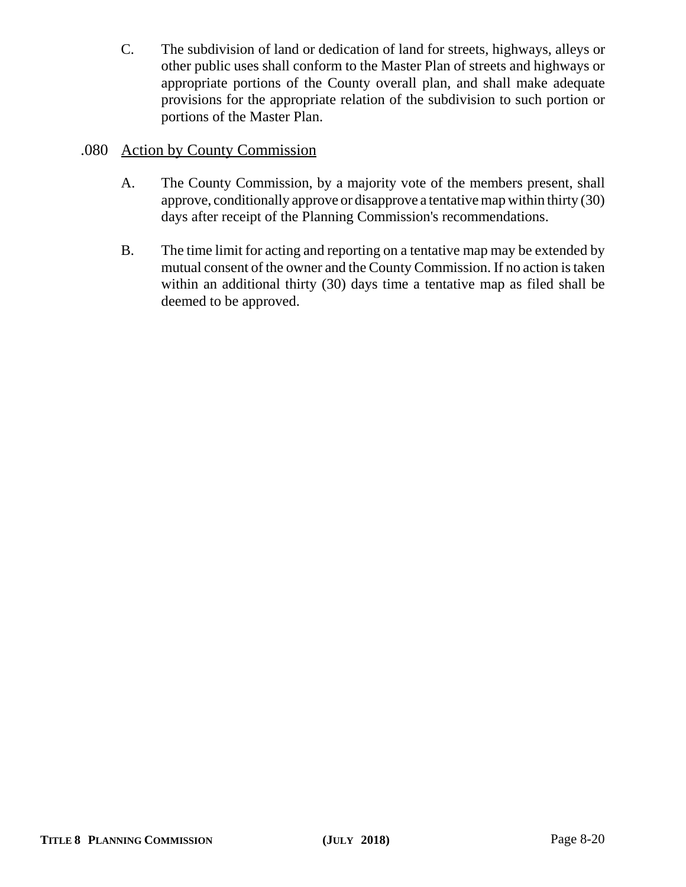C. The subdivision of land or dedication of land for streets, highways, alleys or other public uses shall conform to the Master Plan of streets and highways or appropriate portions of the County overall plan, and shall make adequate provisions for the appropriate relation of the subdivision to such portion or portions of the Master Plan.

## .080 Action by County Commission

A. The County Commission, by a majority vote of the members present, shall approve, conditionally approve or disapprove a tentative map within thirty (30) days after receipt of the Planning Commission's recommendations.

B. The time limit for acting and reporting on a tentative map may be extended by mutual consent of the owner and the County Commission. If no action is taken within an additional thirty (30) days time a tentative map as filed shall be deemed to be approved.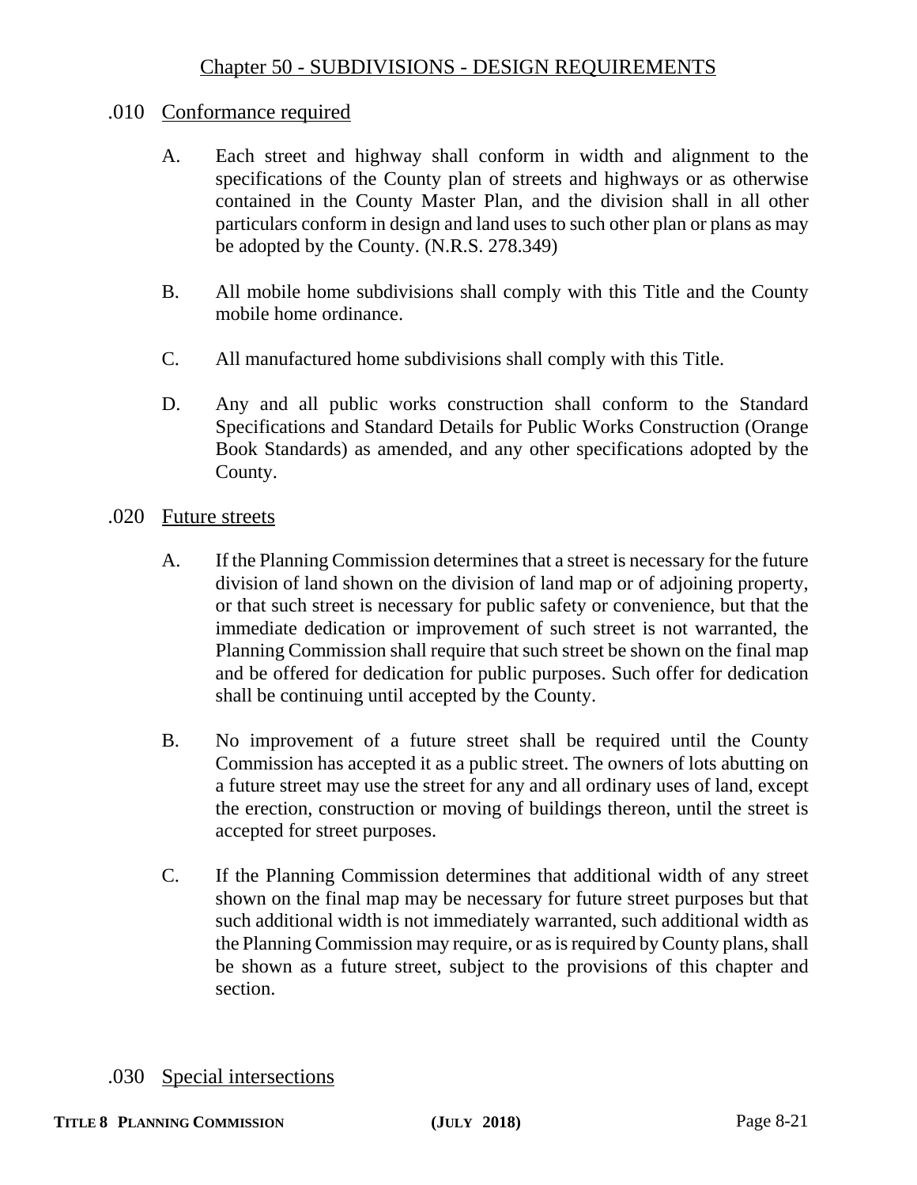# Chapter 50 - SUBDIVISIONS - DESIGN REQUIREMENTS

## .010 Conformance required

A. Each street and highway shall conform in width and alignment to the specifications of the County plan of streets and highways or as otherwise contained in the County Master Plan, and the division shall in all other particulars conform in design and land uses to such other plan or plans as may be adopted by the County. (N.R.S. 278.349)

B. All mobile home subdivisions shall comply with this Title and the County mobile home ordinance.

C. All manufactured home subdivisions shall comply with this Title.

D. Any and all public works construction shall conform to the Standard Specifications and Standard Details for Public Works Construction (Orange Book Standards) as amended, and any other specifications adopted by the County.

## .020 Future streets

A. If the Planning Commission determines that a street is necessary for the future division of land shown on the division of land map or of adjoining property, or that such street is necessary for public safety or convenience, but that the immediate dedication or improvement of such street is not warranted, the Planning Commission shall require that such street be shown on the final map and be offered for dedication for public purposes. Such offer for dedication shall be continuing until accepted by the County.

B. No improvement of a future street shall be required until the County Commission has accepted it as a public street. The owners of lots abutting on a future street may use the street for any and all ordinary uses of land, except the erection, construction or moving of buildings thereon, until the street is accepted for street purposes.

C. If the Planning Commission determines that additional width of any street shown on the final map may be necessary for future street purposes but that such additional width is not immediately warranted, such additional width as the Planning Commission may require, or as is required by County plans, shall be shown as a future street, subject to the provisions of this chapter and section.

## .030 Special intersections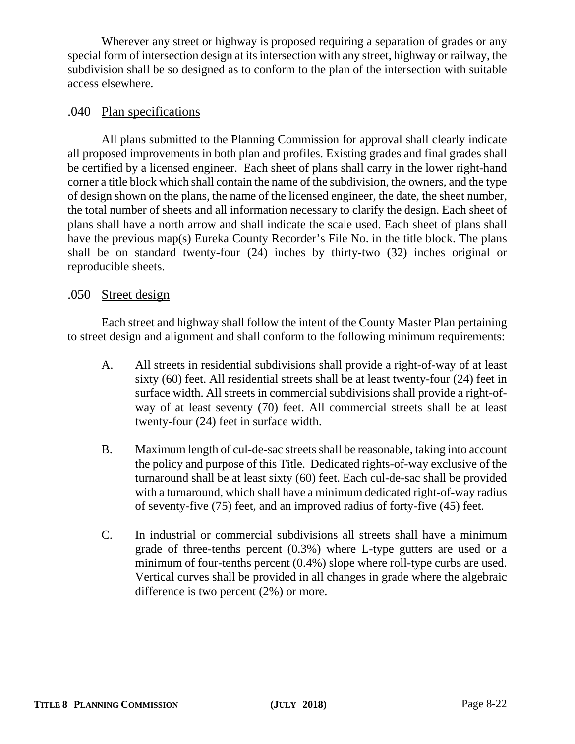Wherever any street or highway is proposed requiring a separation of grades or any special form of intersection design at its intersection with any street, highway or railway, the subdivision shall be so designed as to conform to the plan of the intersection with suitable access elsewhere.

### .040 Plan specifications

All plans submitted to the Planning Commission for approval shall clearly indicate all proposed improvements in both plan and profiles. Existing grades and final grades shall be certified by a licensed engineer. Each sheet of plans shall carry in the lower right-hand corner a title block which shall contain the name of the subdivision, the owners, and the type of design shown on the plans, the name of the licensed engineer, the date, the sheet number, the total number of sheets and all information necessary to clarify the design. Each sheet of plans shall have a north arrow and shall indicate the scale used. Each sheet of plans shall have the previous map(s) Eureka County Recorder's File No. in the title block. The plans shall be on standard twenty-four (24) inches by thirty-two (32) inches original or reproducible sheets.

### .050 Street design

Each street and highway shall follow the intent of the County Master Plan pertaining to street design and alignment and shall conform to the following minimum requirements:

A. All streets in residential subdivisions shall provide a right-of-way of at least sixty (60) feet. All residential streets shall be at least twenty-four (24) feet in surface width. All streets in commercial subdivisions shall provide a right-of-way of at least seventy (70) feet. All commercial streets shall be at least twenty-four (24) feet in surface width.

B. Maximum length of cul-de-sac streets shall be reasonable, taking into account the policy and purpose of this Title. Dedicated rights-of-way exclusive of the turnaround shall be at least sixty (60) feet. Each cul-de-sac shall be provided with a turnaround, which shall have a minimum dedicated right-of-way radius of seventy-five (75) feet, and an improved radius of forty-five (45) feet.

C. In industrial or commercial subdivisions all streets shall have a minimum grade of three-tenths percent (0.3%) where L-type gutters are used or a minimum of four-tenths percent (0.4%) slope where roll-type curbs are used. Vertical curves shall be provided in all changes in grade where the algebraic difference is two percent (2%) or more.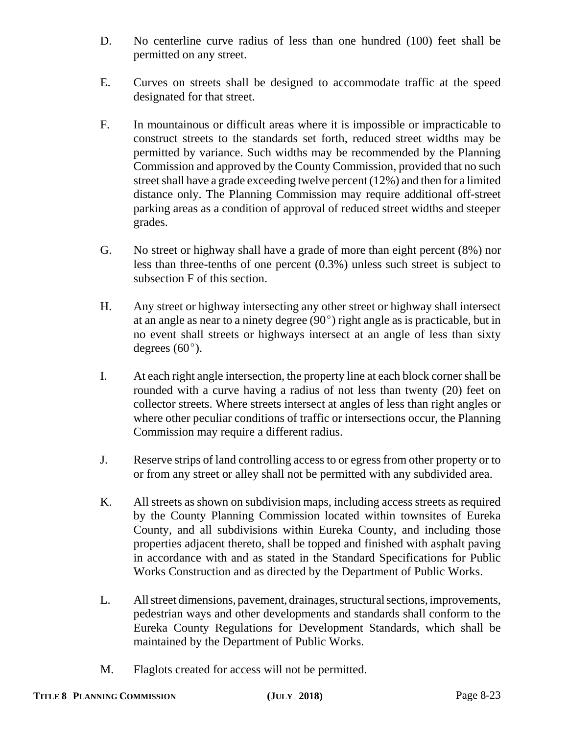D. No centerline curve radius of less than one hundred (100) feet shall be permitted on any street.

E. Curves on streets shall be designed to accommodate traffic at the speed designated for that street.

F. In mountainous or difficult areas where it is impossible or impracticable to construct streets to the standards set forth, reduced street widths may be permitted by variance. Such widths may be recommended by the Planning Commission and approved by the County Commission, provided that no such street shall have a grade exceeding twelve percent (12%) and then for a limited distance only. The Planning Commission may require additional off-street parking areas as a condition of approval of reduced street widths and steeper grades.

G. No street or highway shall have a grade of more than eight percent (8%) nor less than three-tenths of one percent (0.3%) unless such street is subject to subsection F of this section.

H. Any street or highway intersecting any other street or highway shall intersect at an angle as near to a ninety degree (90°) right angle as is practicable, but in no event shall streets or highways intersect at an angle of less than sixty degrees (60°).

I. At each right angle intersection, the property line at each block corner shall be rounded with a curve having a radius of not less than twenty (20) feet on collector streets. Where streets intersect at angles of less than right angles or where other peculiar conditions of traffic or intersections occur, the Planning Commission may require a different radius.

J. Reserve strips of land controlling access to or egress from other property or to or from any street or alley shall not be permitted with any subdivided area.

K. All streets as shown on subdivision maps, including access streets as required by the County Planning Commission located within townsites of Eureka County, and all subdivisions within Eureka County, and including those properties adjacent thereto, shall be topped and finished with asphalt paving in accordance with and as stated in the Standard Specifications for Public Works Construction and as directed by the Department of Public Works.

L. All street dimensions, pavement, drainages, structural sections, improvements, pedestrian ways and other developments and standards shall conform to the Eureka County Regulations for Development Standards, which shall be maintained by the Department of Public Works.

M. Flaglots created for access will not be permitted.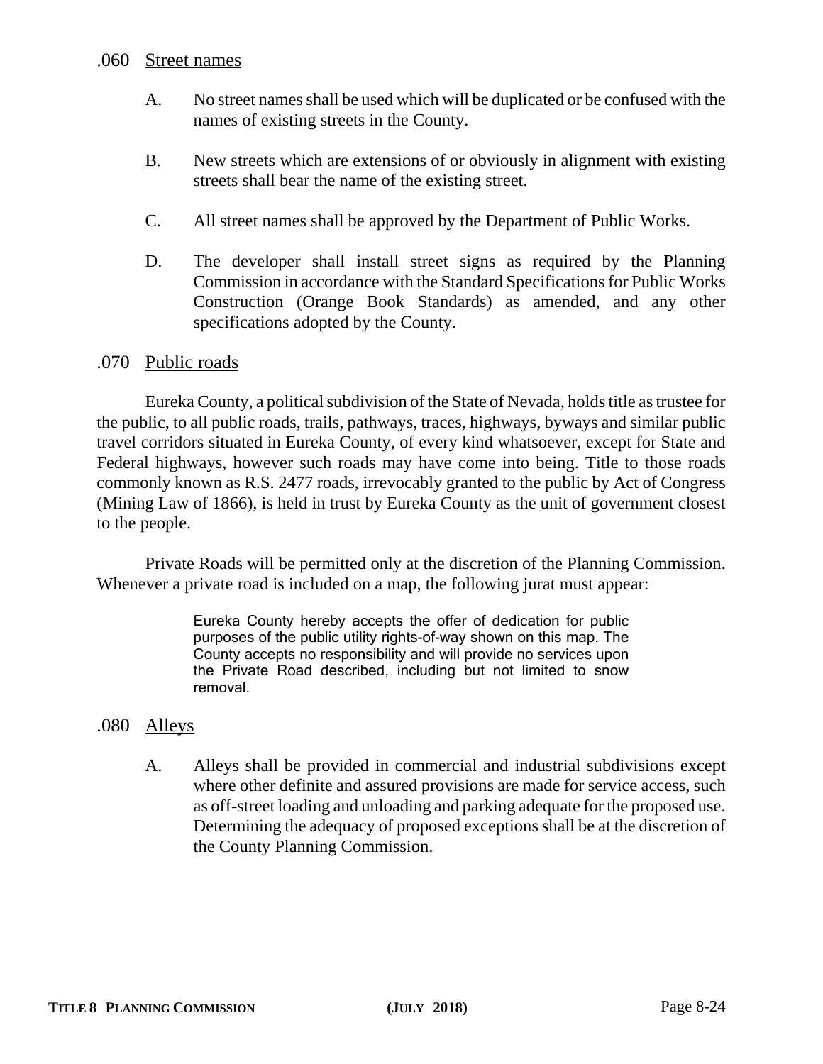### .060 Street names

A. No street names shall be used which will be duplicated or be confused with the names of existing streets in the County.

B. New streets which are extensions of or obviously in alignment with existing streets shall bear the name of the existing street.

C. All street names shall be approved by the Department of Public Works.

D. The developer shall install street signs as required by the Planning Commission in accordance with the Standard Specifications for Public Works Construction (Orange Book Standards) as amended, and any other specifications adopted by the County.

### .070 Public roads

Eureka County, a political subdivision of the State of Nevada, holds title as trustee for the public, to all public roads, trails, pathways, traces, highways, byways and similar public travel corridors situated in Eureka County, of every kind whatsoever, except for State and Federal highways, however such roads may have come into being. Title to those roads commonly known as R.S. 2477 roads, irrevocably granted to the public by Act of Congress (Mining Law of 1866), is held in trust by Eureka County as the unit of government closest to the people.

Private Roads will be permitted only at the discretion of the Planning Commission. Whenever a private road is included on a map, the following jurat must appear:

> Eureka County hereby accepts the offer of dedication for public purposes of the public utility rights-of-way shown on this map. The County accepts no responsibility and will provide no services upon the Private Road described, including but not limited to snow removal.

### .080 Alleys

A. Alleys shall be provided in commercial and industrial subdivisions except where other definite and assured provisions are made for service access, such as off-street loading and unloading and parking adequate for the proposed use. Determining the adequacy of proposed exceptions shall be at the discretion of the County Planning Commission.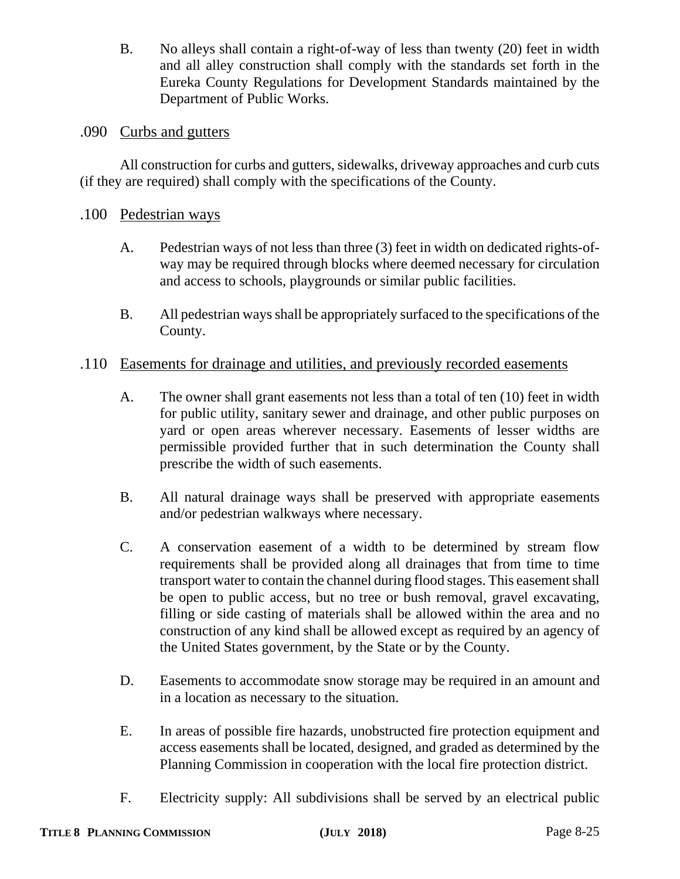B. No alleys shall contain a right-of-way of less than twenty (20) feet in width and all alley construction shall comply with the standards set forth in the Eureka County Regulations for Development Standards maintained by the Department of Public Works.

## .090 Curbs and gutters

All construction for curbs and gutters, sidewalks, driveway approaches and curb cuts (if they are required) shall comply with the specifications of the County.

## .100 Pedestrian ways

A. Pedestrian ways of not less than three (3) feet in width on dedicated rights-of-way may be required through blocks where deemed necessary for circulation and access to schools, playgrounds or similar public facilities.

B. All pedestrian ways shall be appropriately surfaced to the specifications of the County.

## .110 Easements for drainage and utilities, and previously recorded easements

A. The owner shall grant easements not less than a total of ten (10) feet in width for public utility, sanitary sewer and drainage, and other public purposes on yard or open areas wherever necessary. Easements of lesser widths are permissible provided further that in such determination the County shall prescribe the width of such easements.

B. All natural drainage ways shall be preserved with appropriate easements and/or pedestrian walkways where necessary.

C. A conservation easement of a width to be determined by stream flow requirements shall be provided along all drainages that from time to time transport water to contain the channel during flood stages. This easement shall be open to public access, but no tree or bush removal, gravel excavating, filling or side casting of materials shall be allowed within the area and no construction of any kind shall be allowed except as required by an agency of the United States government, by the State or by the County.

D. Easements to accommodate snow storage may be required in an amount and in a location as necessary to the situation.

E. In areas of possible fire hazards, unobstructed fire protection equipment and access easements shall be located, designed, and graded as determined by the Planning Commission in cooperation with the local fire protection district.

F. Electricity supply: All subdivisions shall be served by an electrical public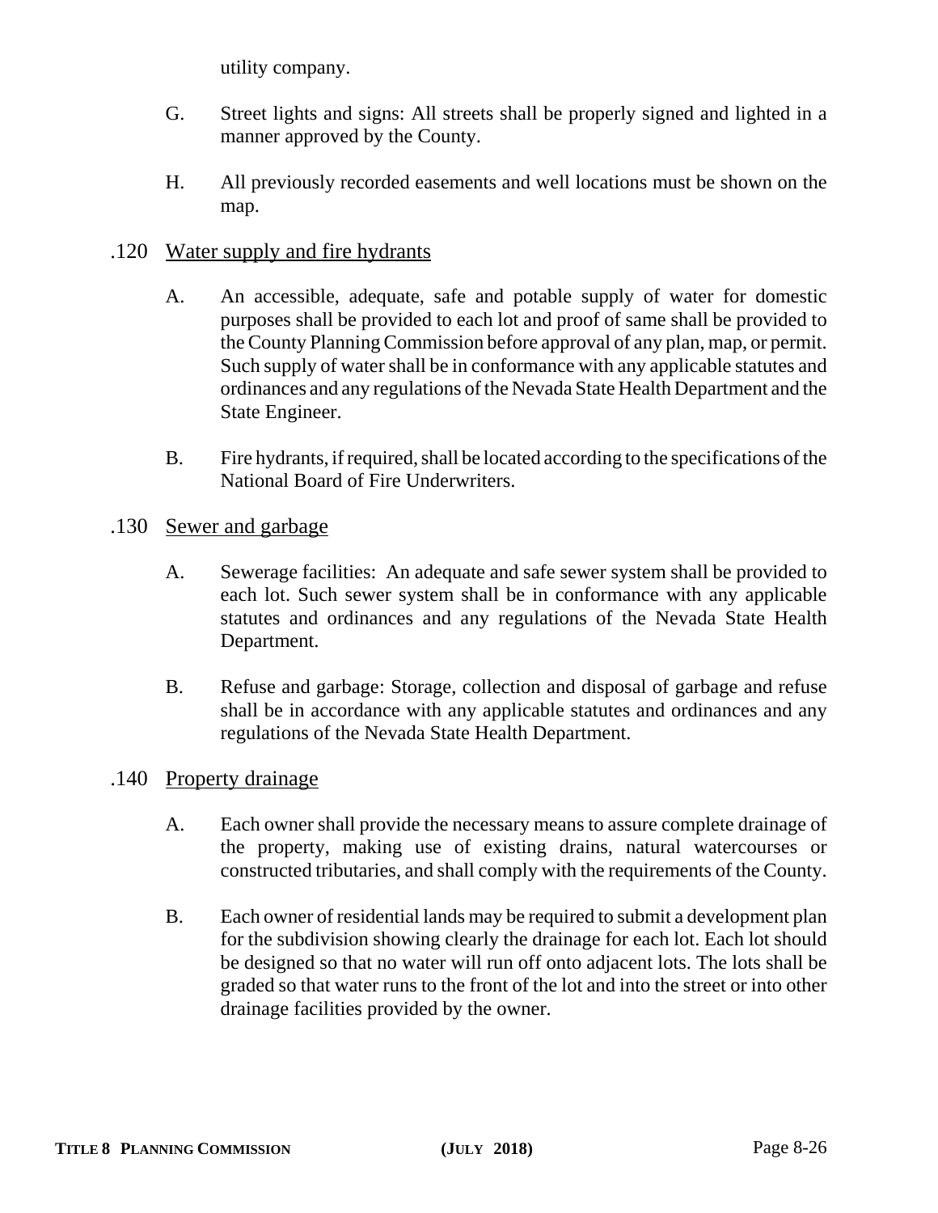utility company.

G. Street lights and signs: All streets shall be properly signed and lighted in a manner approved by the County.

H. All previously recorded easements and well locations must be shown on the map.

## .120 Water supply and fire hydrants

A. An accessible, adequate, safe and potable supply of water for domestic purposes shall be provided to each lot and proof of same shall be provided to the County Planning Commission before approval of any plan, map, or permit. Such supply of water shall be in conformance with any applicable statutes and ordinances and any regulations of the Nevada State Health Department and the State Engineer.

B. Fire hydrants, if required, shall be located according to the specifications of the National Board of Fire Underwriters.

## .130 Sewer and garbage

A. Sewerage facilities: An adequate and safe sewer system shall be provided to each lot. Such sewer system shall be in conformance with any applicable statutes and ordinances and any regulations of the Nevada State Health Department.

B. Refuse and garbage: Storage, collection and disposal of garbage and refuse shall be in accordance with any applicable statutes and ordinances and any regulations of the Nevada State Health Department.

## .140 Property drainage

A. Each owner shall provide the necessary means to assure complete drainage of the property, making use of existing drains, natural watercourses or constructed tributaries, and shall comply with the requirements of the County.

B. Each owner of residential lands may be required to submit a development plan for the subdivision showing clearly the drainage for each lot. Each lot should be designed so that no water will run off onto adjacent lots. The lots shall be graded so that water runs to the front of the lot and into the street or into other drainage facilities provided by the owner.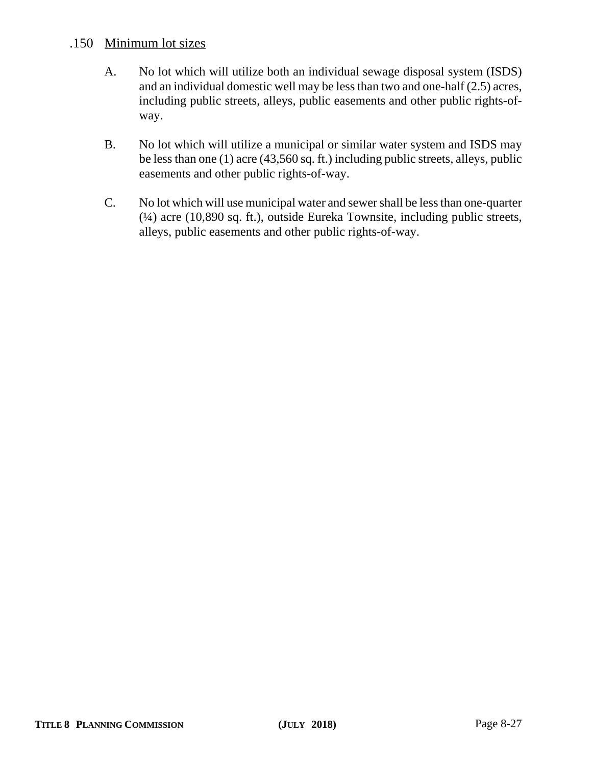.150 Minimum lot sizes

A. No lot which will utilize both an individual sewage disposal system (ISDS) and an individual domestic well may be less than two and one-half (2.5) acres, including public streets, alleys, public easements and other public rights-of-way.

B. No lot which will utilize a municipal or similar water system and ISDS may be less than one (1) acre (43,560 sq. ft.) including public streets, alleys, public easements and other public rights-of-way.

C. No lot which will use municipal water and sewer shall be less than one-quarter (¼) acre (10,890 sq. ft.), outside Eureka Townsite, including public streets, alleys, public easements and other public rights-of-way.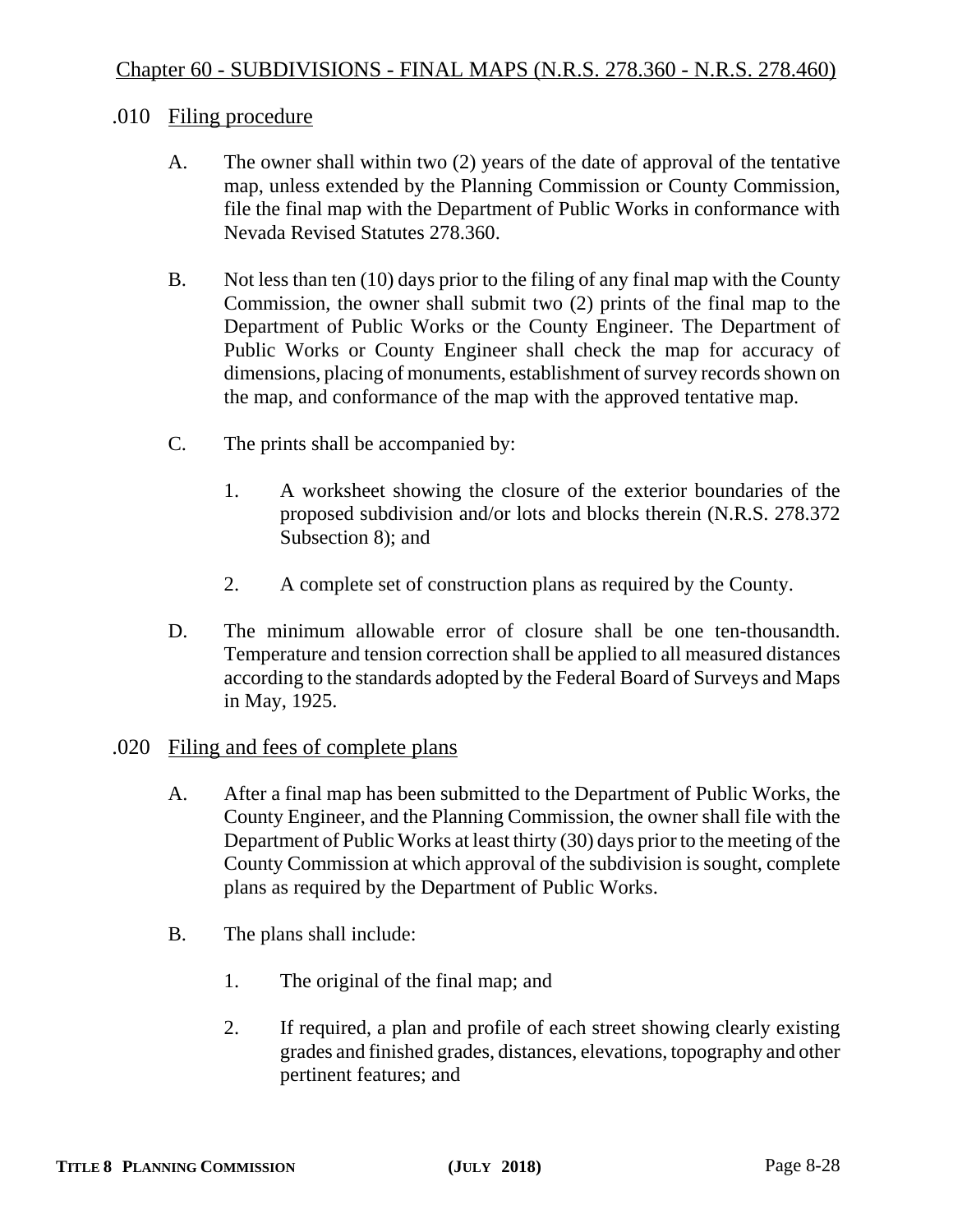## Chapter 60 - SUBDIVISIONS - FINAL MAPS (N.R.S. 278.360 - N.R.S. 278.460)

### .010 Filing procedure

A. The owner shall within two (2) years of the date of approval of the tentative map, unless extended by the Planning Commission or County Commission, file the final map with the Department of Public Works in conformance with Nevada Revised Statutes 278.360.

B. Not less than ten (10) days prior to the filing of any final map with the County Commission, the owner shall submit two (2) prints of the final map to the Department of Public Works or the County Engineer. The Department of Public Works or County Engineer shall check the map for accuracy of dimensions, placing of monuments, establishment of survey records shown on the map, and conformance of the map with the approved tentative map.

C. The prints shall be accompanied by:

1. A worksheet showing the closure of the exterior boundaries of the proposed subdivision and/or lots and blocks therein (N.R.S. 278.372 Subsection 8); and

2. A complete set of construction plans as required by the County.

D. The minimum allowable error of closure shall be one ten-thousandth. Temperature and tension correction shall be applied to all measured distances according to the standards adopted by the Federal Board of Surveys and Maps in May, 1925.

### .020 Filing and fees of complete plans

A. After a final map has been submitted to the Department of Public Works, the County Engineer, and the Planning Commission, the owner shall file with the Department of Public Works at least thirty (30) days prior to the meeting of the County Commission at which approval of the subdivision is sought, complete plans as required by the Department of Public Works.

B. The plans shall include:

1. The original of the final map; and

2. If required, a plan and profile of each street showing clearly existing grades and finished grades, distances, elevations, topography and other pertinent features; and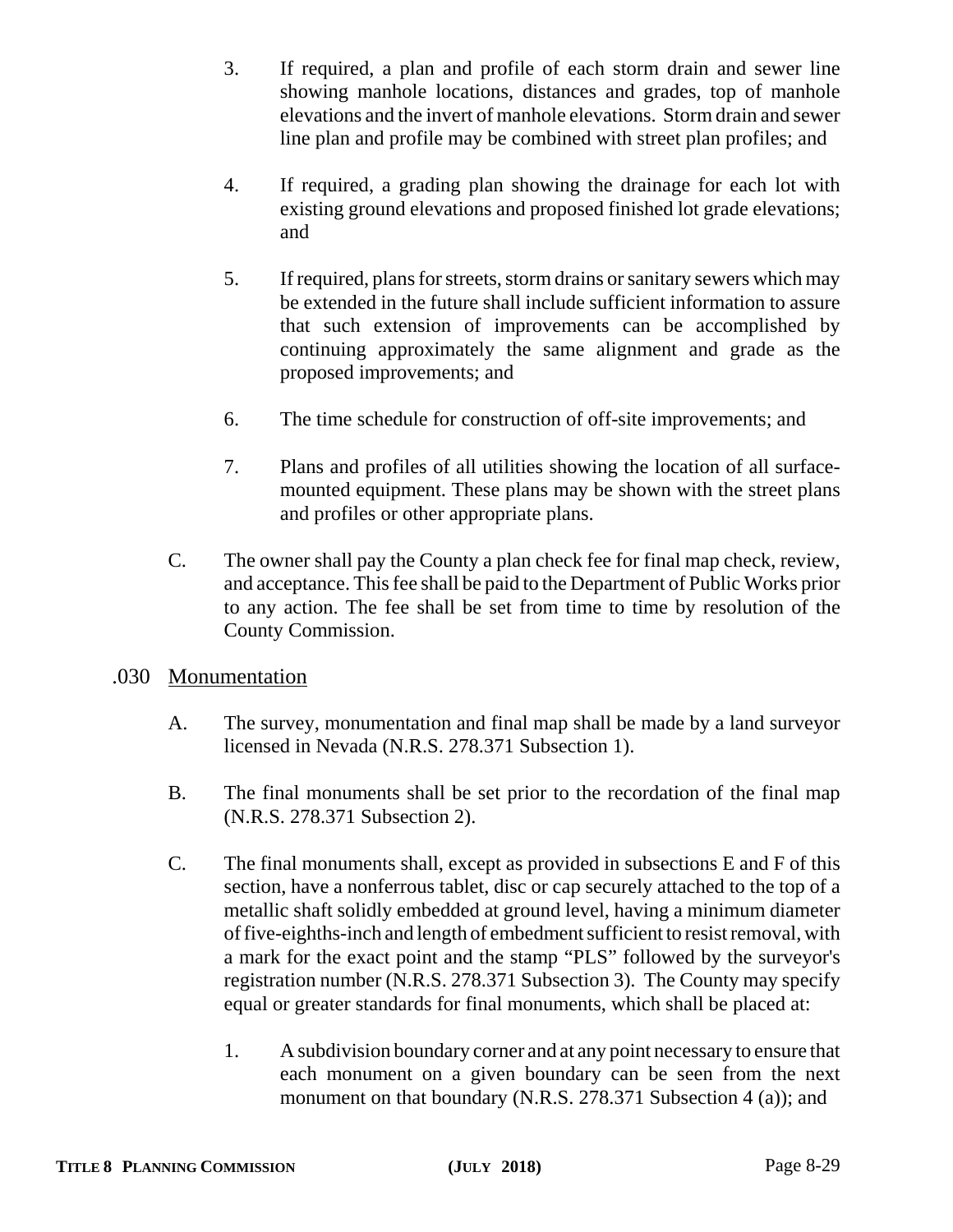3. If required, a plan and profile of each storm drain and sewer line showing manhole locations, distances and grades, top of manhole elevations and the invert of manhole elevations. Storm drain and sewer line plan and profile may be combined with street plan profiles; and

4. If required, a grading plan showing the drainage for each lot with existing ground elevations and proposed finished lot grade elevations; and

5. If required, plans for streets, storm drains or sanitary sewers which may be extended in the future shall include sufficient information to assure that such extension of improvements can be accomplished by continuing approximately the same alignment and grade as the proposed improvements; and

6. The time schedule for construction of off-site improvements; and

7. Plans and profiles of all utilities showing the location of all surface-mounted equipment. These plans may be shown with the street plans and profiles or other appropriate plans.

C. The owner shall pay the County a plan check fee for final map check, review, and acceptance. This fee shall be paid to the Department of Public Works prior to any action. The fee shall be set from time to time by resolution of the County Commission.

## .030 Monumentation

A. The survey, monumentation and final map shall be made by a land surveyor licensed in Nevada (N.R.S. 278.371 Subsection 1).

B. The final monuments shall be set prior to the recordation of the final map (N.R.S. 278.371 Subsection 2).

C. The final monuments shall, except as provided in subsections E and F of this section, have a nonferrous tablet, disc or cap securely attached to the top of a metallic shaft solidly embedded at ground level, having a minimum diameter of five-eighths-inch and length of embedment sufficient to resist removal, with a mark for the exact point and the stamp "PLS" followed by the surveyor's registration number (N.R.S. 278.371 Subsection 3). The County may specify equal or greater standards for final monuments, which shall be placed at:

1. A subdivision boundary corner and at any point necessary to ensure that each monument on a given boundary can be seen from the next monument on that boundary (N.R.S. 278.371 Subsection 4 (a)); and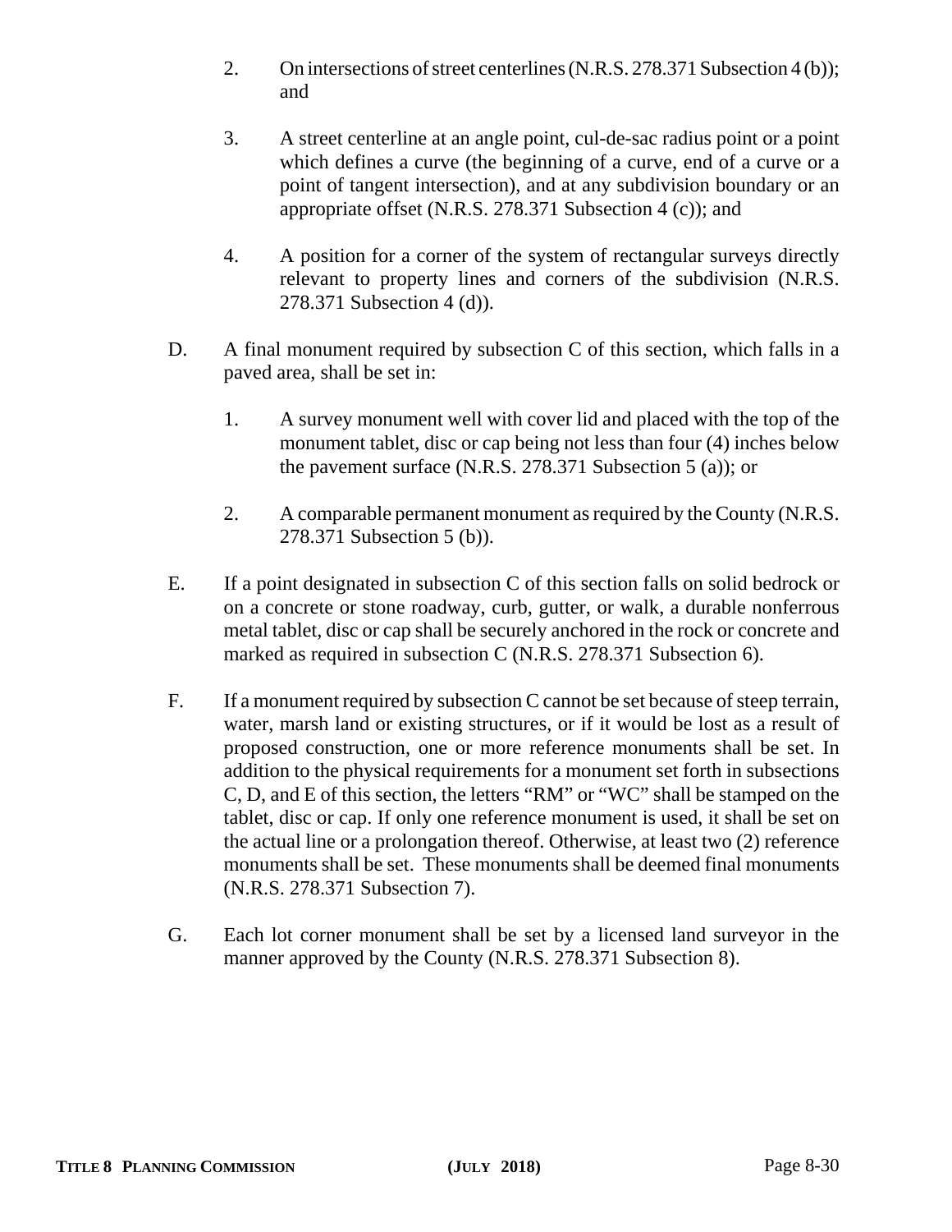2. On intersections of street centerlines (N.R.S. 278.371 Subsection 4 (b)); and

3. A street centerline at an angle point, cul-de-sac radius point or a point which defines a curve (the beginning of a curve, end of a curve or a point of tangent intersection), and at any subdivision boundary or an appropriate offset (N.R.S. 278.371 Subsection 4 (c)); and

4. A position for a corner of the system of rectangular surveys directly relevant to property lines and corners of the subdivision (N.R.S. 278.371 Subsection 4 (d)).

D. A final monument required by subsection C of this section, which falls in a paved area, shall be set in:

1. A survey monument well with cover lid and placed with the top of the monument tablet, disc or cap being not less than four (4) inches below the pavement surface (N.R.S. 278.371 Subsection 5 (a)); or

2. A comparable permanent monument as required by the County (N.R.S. 278.371 Subsection 5 (b)).

E. If a point designated in subsection C of this section falls on solid bedrock or on a concrete or stone roadway, curb, gutter, or walk, a durable nonferrous metal tablet, disc or cap shall be securely anchored in the rock or concrete and marked as required in subsection C (N.R.S. 278.371 Subsection 6).

F. If a monument required by subsection C cannot be set because of steep terrain, water, marsh land or existing structures, or if it would be lost as a result of proposed construction, one or more reference monuments shall be set. In addition to the physical requirements for a monument set forth in subsections C, D, and E of this section, the letters "RM" or "WC" shall be stamped on the tablet, disc or cap. If only one reference monument is used, it shall be set on the actual line or a prolongation thereof. Otherwise, at least two (2) reference monuments shall be set. These monuments shall be deemed final monuments (N.R.S. 278.371 Subsection 7).

G. Each lot corner monument shall be set by a licensed land surveyor in the manner approved by the County (N.R.S. 278.371 Subsection 8).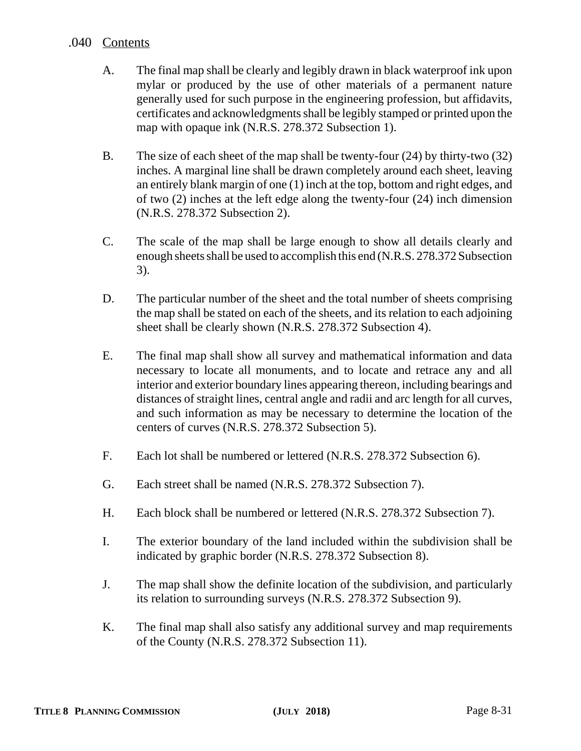.040 <u>Contents</u>

A. The final map shall be clearly and legibly drawn in black waterproof ink upon mylar or produced by the use of other materials of a permanent nature generally used for such purpose in the engineering profession, but affidavits, certificates and acknowledgments shall be legibly stamped or printed upon the map with opaque ink (N.R.S. 278.372 Subsection 1).

B. The size of each sheet of the map shall be twenty-four (24) by thirty-two (32) inches. A marginal line shall be drawn completely around each sheet, leaving an entirely blank margin of one (1) inch at the top, bottom and right edges, and of two (2) inches at the left edge along the twenty-four (24) inch dimension (N.R.S. 278.372 Subsection 2).

C. The scale of the map shall be large enough to show all details clearly and enough sheets shall be used to accomplish this end (N.R.S. 278.372 Subsection 3).

D. The particular number of the sheet and the total number of sheets comprising the map shall be stated on each of the sheets, and its relation to each adjoining sheet shall be clearly shown (N.R.S. 278.372 Subsection 4).

E. The final map shall show all survey and mathematical information and data necessary to locate all monuments, and to locate and retrace any and all interior and exterior boundary lines appearing thereon, including bearings and distances of straight lines, central angle and radii and arc length for all curves, and such information as may be necessary to determine the location of the centers of curves (N.R.S. 278.372 Subsection 5).

F. Each lot shall be numbered or lettered (N.R.S. 278.372 Subsection 6).

G. Each street shall be named (N.R.S. 278.372 Subsection 7).

H. Each block shall be numbered or lettered (N.R.S. 278.372 Subsection 7).

I. The exterior boundary of the land included within the subdivision shall be indicated by graphic border (N.R.S. 278.372 Subsection 8).

J. The map shall show the definite location of the subdivision, and particularly its relation to surrounding surveys (N.R.S. 278.372 Subsection 9).

K. The final map shall also satisfy any additional survey and map requirements of the County (N.R.S. 278.372 Subsection 11).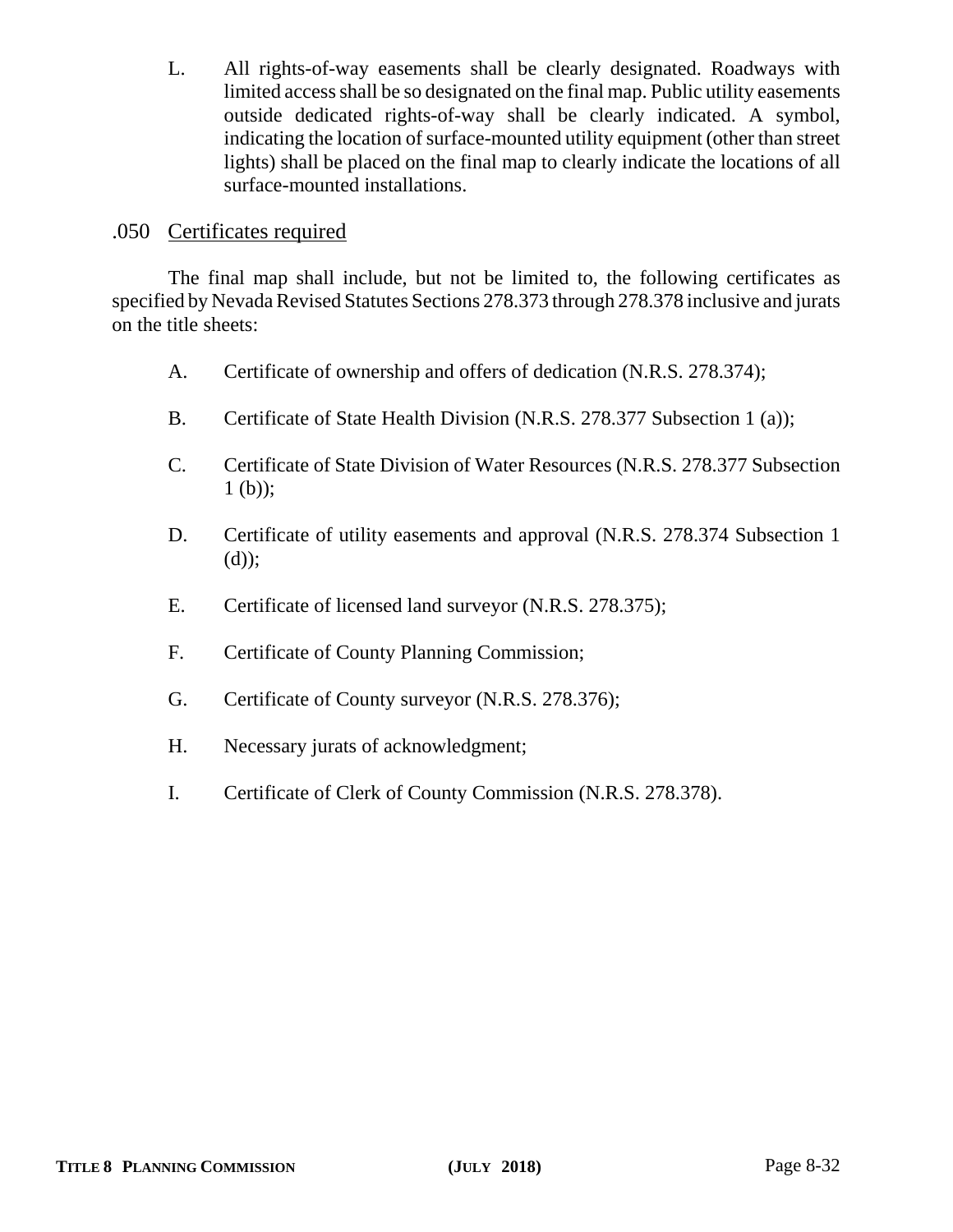L. All rights-of-way easements shall be clearly designated. Roadways with limited access shall be so designated on the final map. Public utility easements outside dedicated rights-of-way shall be clearly indicated. A symbol, indicating the location of surface-mounted utility equipment (other than street lights) shall be placed on the final map to clearly indicate the locations of all surface-mounted installations.

.050 <u>Certificates required</u>

The final map shall include, but not be limited to, the following certificates as specified by Nevada Revised Statutes Sections 278.373 through 278.378 inclusive and jurats on the title sheets:

A. Certificate of ownership and offers of dedication (N.R.S. 278.374);

B. Certificate of State Health Division (N.R.S. 278.377 Subsection 1 (a));

C. Certificate of State Division of Water Resources (N.R.S. 278.377 Subsection 1 (b));

D. Certificate of utility easements and approval (N.R.S. 278.374 Subsection 1 (d));

E. Certificate of licensed land surveyor (N.R.S. 278.375);

F. Certificate of County Planning Commission;

G. Certificate of County surveyor (N.R.S. 278.376);

H. Necessary jurats of acknowledgment;

I. Certificate of Clerk of County Commission (N.R.S. 278.378).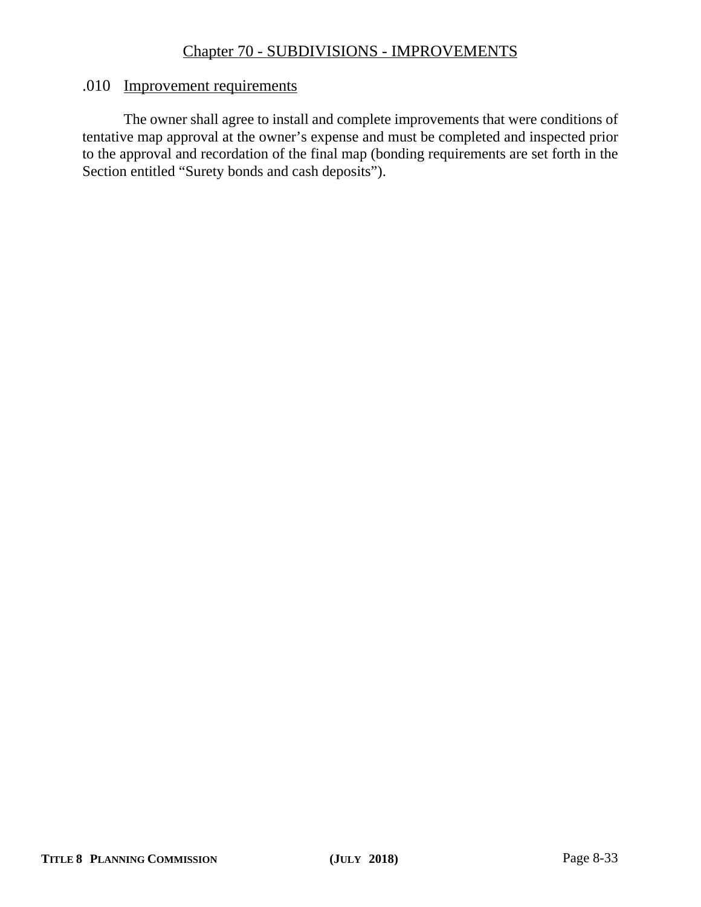## Chapter 70 - SUBDIVISIONS - IMPROVEMENTS

### .010 Improvement requirements

The owner shall agree to install and complete improvements that were conditions of tentative map approval at the owner's expense and must be completed and inspected prior to the approval and recordation of the final map (bonding requirements are set forth in the Section entitled "Surety bonds and cash deposits").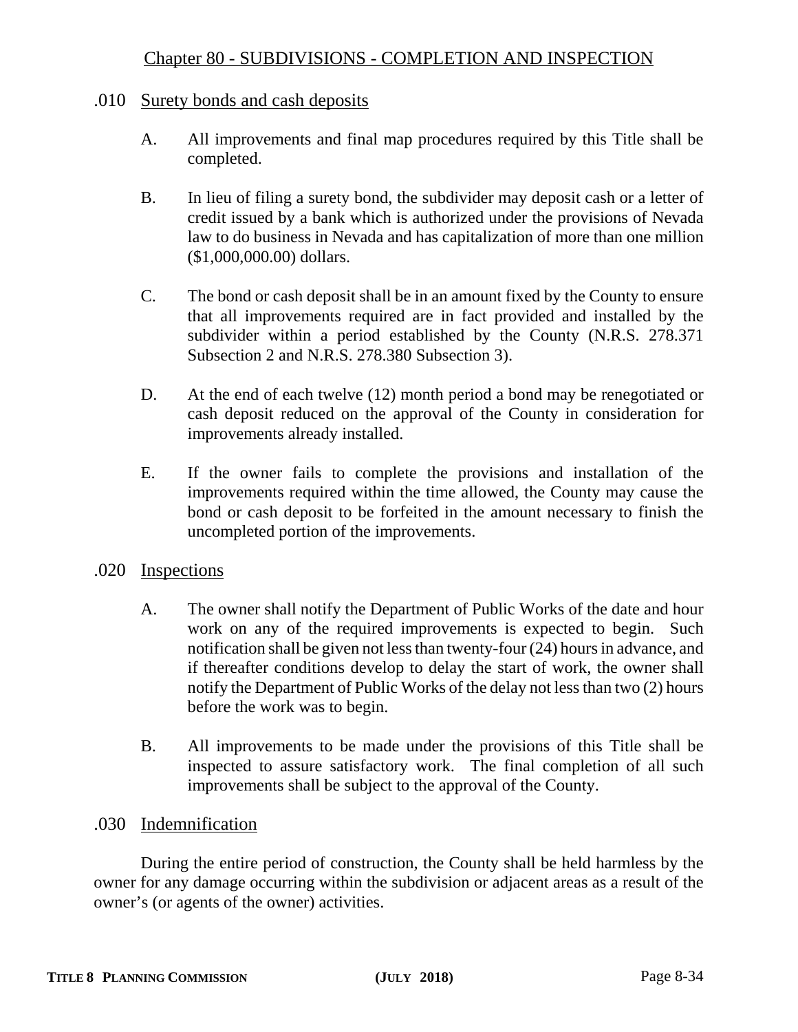# Chapter 80 - SUBDIVISIONS - COMPLETION AND INSPECTION

## .010 Surety bonds and cash deposits

A. All improvements and final map procedures required by this Title shall be completed.

B. In lieu of filing a surety bond, the subdivider may deposit cash or a letter of credit issued by a bank which is authorized under the provisions of Nevada law to do business in Nevada and has capitalization of more than one million ($1,000,000.00) dollars.

C. The bond or cash deposit shall be in an amount fixed by the County to ensure that all improvements required are in fact provided and installed by the subdivider within a period established by the County (N.R.S. 278.371 Subsection 2 and N.R.S. 278.380 Subsection 3).

D. At the end of each twelve (12) month period a bond may be renegotiated or cash deposit reduced on the approval of the County in consideration for improvements already installed.

E. If the owner fails to complete the provisions and installation of the improvements required within the time allowed, the County may cause the bond or cash deposit to be forfeited in the amount necessary to finish the uncompleted portion of the improvements.

## .020 Inspections

A. The owner shall notify the Department of Public Works of the date and hour work on any of the required improvements is expected to begin. Such notification shall be given not less than twenty-four (24) hours in advance, and if thereafter conditions develop to delay the start of work, the owner shall notify the Department of Public Works of the delay not less than two (2) hours before the work was to begin.

B. All improvements to be made under the provisions of this Title shall be inspected to assure satisfactory work. The final completion of all such improvements shall be subject to the approval of the County.

## .030 Indemnification

During the entire period of construction, the County shall be held harmless by the owner for any damage occurring within the subdivision or adjacent areas as a result of the owner's (or agents of the owner) activities.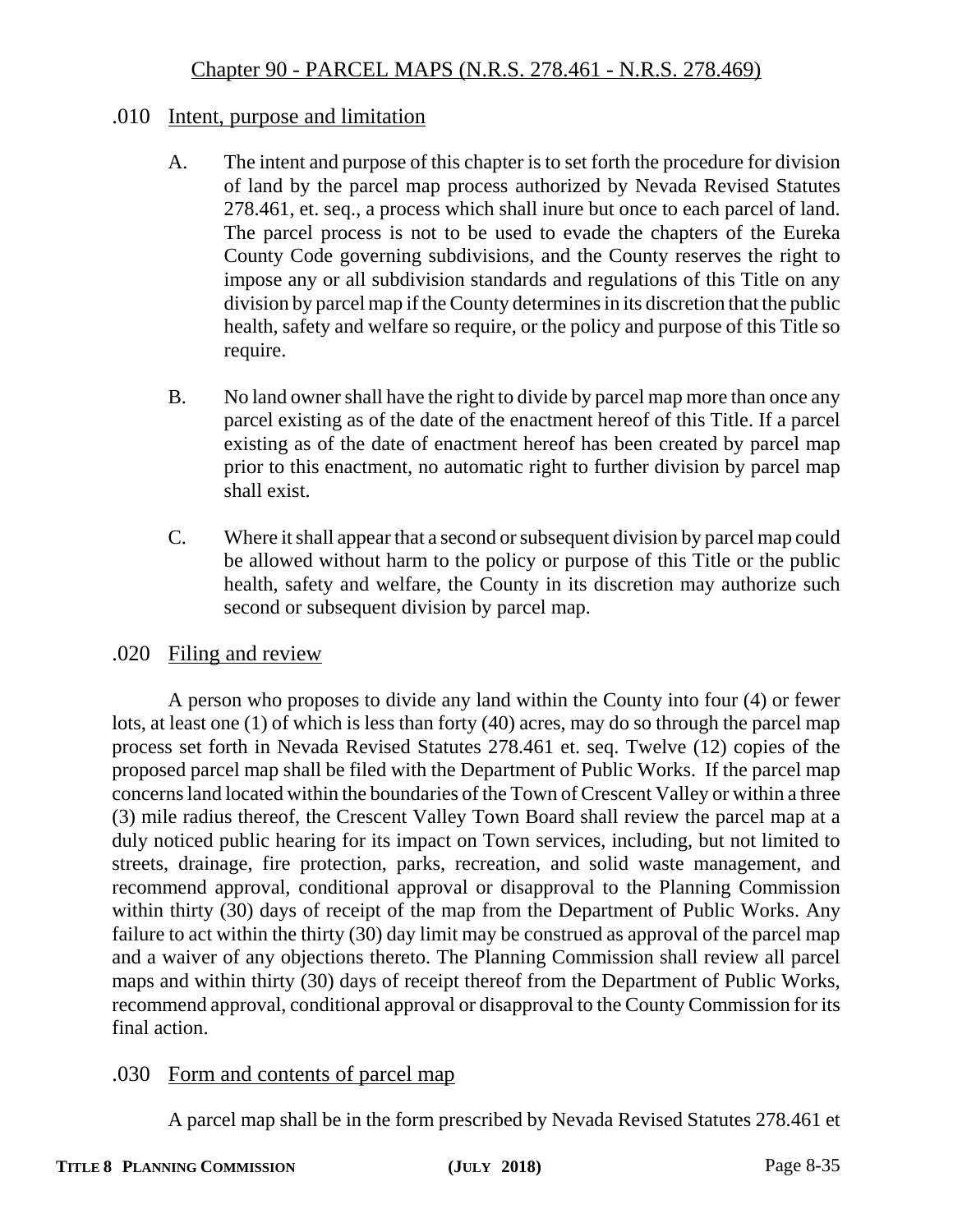## Chapter 90 - PARCEL MAPS (N.R.S. 278.461 - N.R.S. 278.469)

### .010 Intent, purpose and limitation

A. The intent and purpose of this chapter is to set forth the procedure for division of land by the parcel map process authorized by Nevada Revised Statutes 278.461, et. seq., a process which shall inure but once to each parcel of land. The parcel process is not to be used to evade the chapters of the Eureka County Code governing subdivisions, and the County reserves the right to impose any or all subdivision standards and regulations of this Title on any division by parcel map if the County determines in its discretion that the public health, safety and welfare so require, or the policy and purpose of this Title so require.

B. No land owner shall have the right to divide by parcel map more than once any parcel existing as of the date of the enactment hereof of this Title. If a parcel existing as of the date of enactment hereof has been created by parcel map prior to this enactment, no automatic right to further division by parcel map shall exist.

C. Where it shall appear that a second or subsequent division by parcel map could be allowed without harm to the policy or purpose of this Title or the public health, safety and welfare, the County in its discretion may authorize such second or subsequent division by parcel map.

### .020 Filing and review

A person who proposes to divide any land within the County into four (4) or fewer lots, at least one (1) of which is less than forty (40) acres, may do so through the parcel map process set forth in Nevada Revised Statutes 278.461 et. seq. Twelve (12) copies of the proposed parcel map shall be filed with the Department of Public Works. If the parcel map concerns land located within the boundaries of the Town of Crescent Valley or within a three (3) mile radius thereof, the Crescent Valley Town Board shall review the parcel map at a duly noticed public hearing for its impact on Town services, including, but not limited to streets, drainage, fire protection, parks, recreation, and solid waste management, and recommend approval, conditional approval or disapproval to the Planning Commission within thirty (30) days of receipt of the map from the Department of Public Works. Any failure to act within the thirty (30) day limit may be construed as approval of the parcel map and a waiver of any objections thereto. The Planning Commission shall review all parcel maps and within thirty (30) days of receipt thereof from the Department of Public Works, recommend approval, conditional approval or disapproval to the County Commission for its final action.

### .030 Form and contents of parcel map

A parcel map shall be in the form prescribed by Nevada Revised Statutes 278.461 et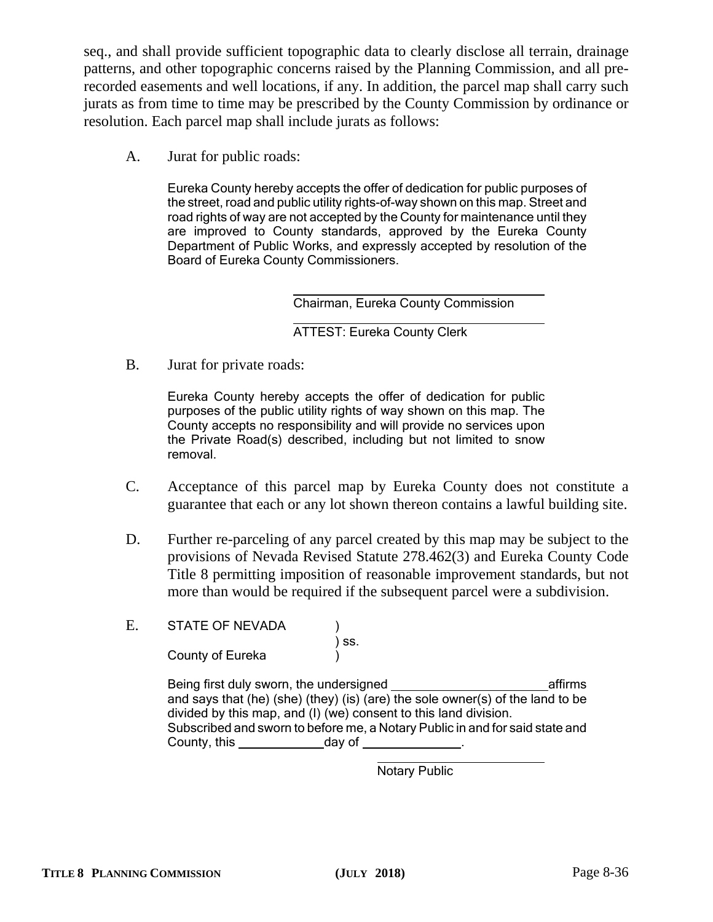seq., and shall provide sufficient topographic data to clearly disclose all terrain, drainage patterns, and other topographic concerns raised by the Planning Commission, and all pre-recorded easements and well locations, if any. In addition, the parcel map shall carry such jurats as from time to time may be prescribed by the County Commission by ordinance or resolution. Each parcel map shall include jurats as follows:

A. Jurat for public roads:

> Eureka County hereby accepts the offer of dedication for public purposes of the street, road and public utility rights-of-way shown on this map. Street and road rights of way are not accepted by the County for maintenance until they are improved to County standards, approved by the Eureka County Department of Public Works, and expressly accepted by resolution of the Board of Eureka County Commissioners.
>
> ______________________________
> Chairman, Eureka County Commission
>
> ______________________________
> ATTEST: Eureka County Clerk

B. Jurat for private roads:

> Eureka County hereby accepts the offer of dedication for public purposes of the public utility rights of way shown on this map. The County accepts no responsibility and will provide no services upon the Private Road(s) described, including but not limited to snow removal.

C. Acceptance of this parcel map by Eureka County does not constitute a guarantee that each or any lot shown thereon contains a lawful building site.

D. Further re-parceling of any parcel created by this map may be subject to the provisions of Nevada Revised Statute 278.462(3) and Eureka County Code Title 8 permitting imposition of reasonable improvement standards, but not more than would be required if the subsequent parcel were a subdivision.

E. STATE OF NEVADA )
) ss.
County of Eureka )

> Being first duly sworn, the undersigned ______________________ affirms and says that (he) (she) (they) (is) (are) the sole owner(s) of the land to be divided by this map, and (I) (we) consent to this land division.
> Subscribed and sworn to before me, a Notary Public in and for said state and County, this ____________ day of ______________.
>
> ______________________________
> Notary Public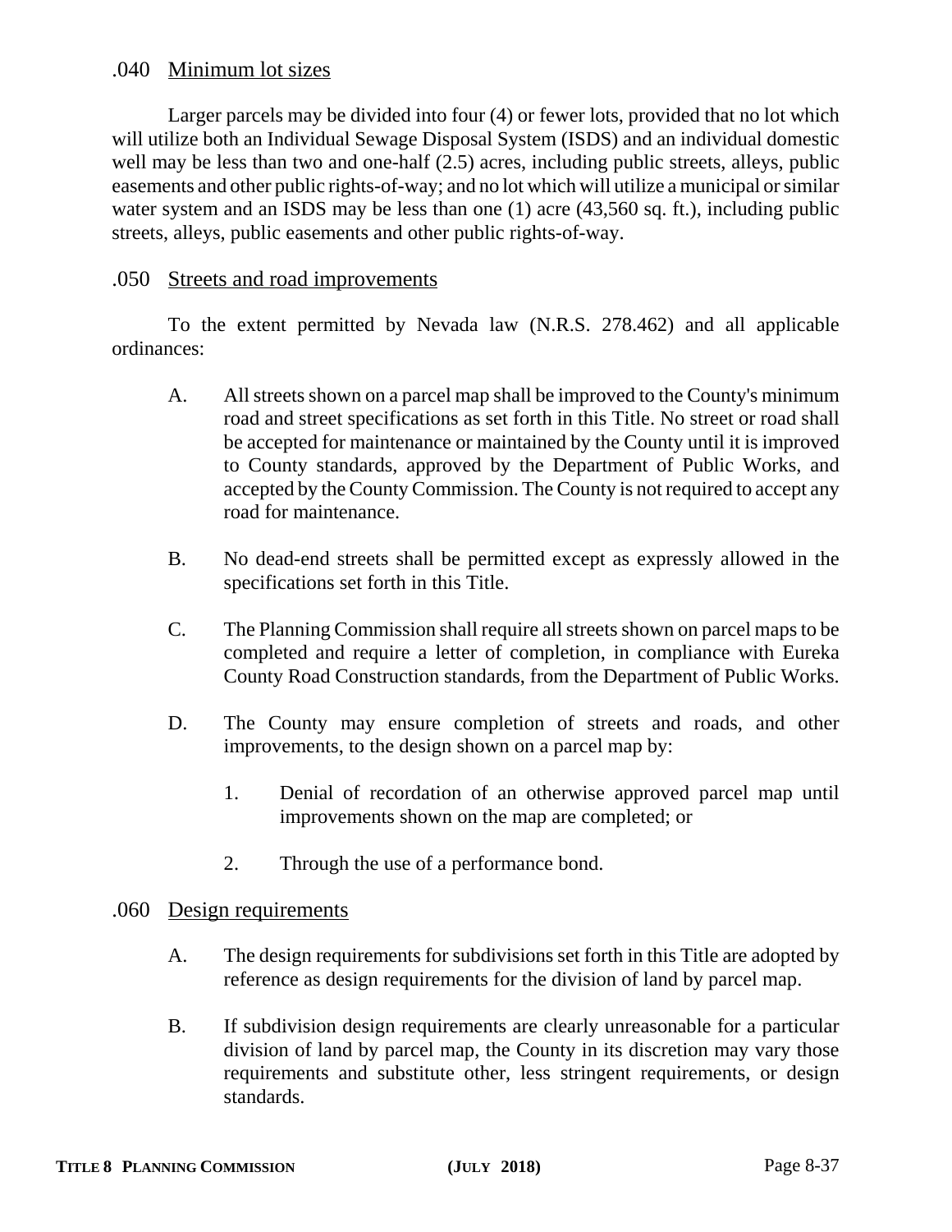### .040 Minimum lot sizes

Larger parcels may be divided into four (4) or fewer lots, provided that no lot which will utilize both an Individual Sewage Disposal System (ISDS) and an individual domestic well may be less than two and one-half (2.5) acres, including public streets, alleys, public easements and other public rights-of-way; and no lot which will utilize a municipal or similar water system and an ISDS may be less than one (1) acre (43,560 sq. ft.), including public streets, alleys, public easements and other public rights-of-way.

### .050 Streets and road improvements

To the extent permitted by Nevada law (N.R.S. 278.462) and all applicable ordinances:

A. All streets shown on a parcel map shall be improved to the County's minimum road and street specifications as set forth in this Title. No street or road shall be accepted for maintenance or maintained by the County until it is improved to County standards, approved by the Department of Public Works, and accepted by the County Commission. The County is not required to accept any road for maintenance.

B. No dead-end streets shall be permitted except as expressly allowed in the specifications set forth in this Title.

C. The Planning Commission shall require all streets shown on parcel maps to be completed and require a letter of completion, in compliance with Eureka County Road Construction standards, from the Department of Public Works.

D. The County may ensure completion of streets and roads, and other improvements, to the design shown on a parcel map by:

  1. Denial of recordation of an otherwise approved parcel map until improvements shown on the map are completed; or

  2. Through the use of a performance bond.

### .060 Design requirements

A. The design requirements for subdivisions set forth in this Title are adopted by reference as design requirements for the division of land by parcel map.

B. If subdivision design requirements are clearly unreasonable for a particular division of land by parcel map, the County in its discretion may vary those requirements and substitute other, less stringent requirements, or design standards.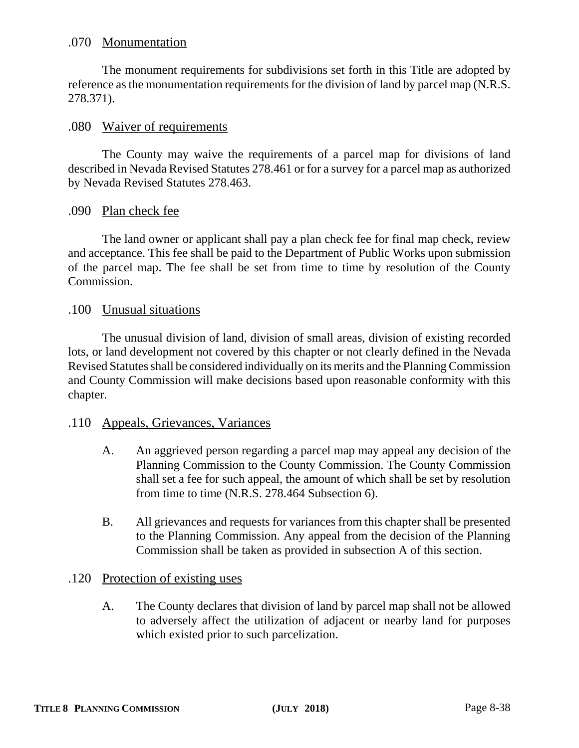.070 Monumentation

The monument requirements for subdivisions set forth in this Title are adopted by reference as the monumentation requirements for the division of land by parcel map (N.R.S. 278.371).

.080 Waiver of requirements

The County may waive the requirements of a parcel map for divisions of land described in Nevada Revised Statutes 278.461 or for a survey for a parcel map as authorized by Nevada Revised Statutes 278.463.

.090 Plan check fee

The land owner or applicant shall pay a plan check fee for final map check, review and acceptance. This fee shall be paid to the Department of Public Works upon submission of the parcel map. The fee shall be set from time to time by resolution of the County Commission.

.100 Unusual situations

The unusual division of land, division of small areas, division of existing recorded lots, or land development not covered by this chapter or not clearly defined in the Nevada Revised Statutes shall be considered individually on its merits and the Planning Commission and County Commission will make decisions based upon reasonable conformity with this chapter.

.110 Appeals, Grievances, Variances

A. An aggrieved person regarding a parcel map may appeal any decision of the Planning Commission to the County Commission. The County Commission shall set a fee for such appeal, the amount of which shall be set by resolution from time to time (N.R.S. 278.464 Subsection 6).

B. All grievances and requests for variances from this chapter shall be presented to the Planning Commission. Any appeal from the decision of the Planning Commission shall be taken as provided in subsection A of this section.

.120 Protection of existing uses

A. The County declares that division of land by parcel map shall not be allowed to adversely affect the utilization of adjacent or nearby land for purposes which existed prior to such parcelization.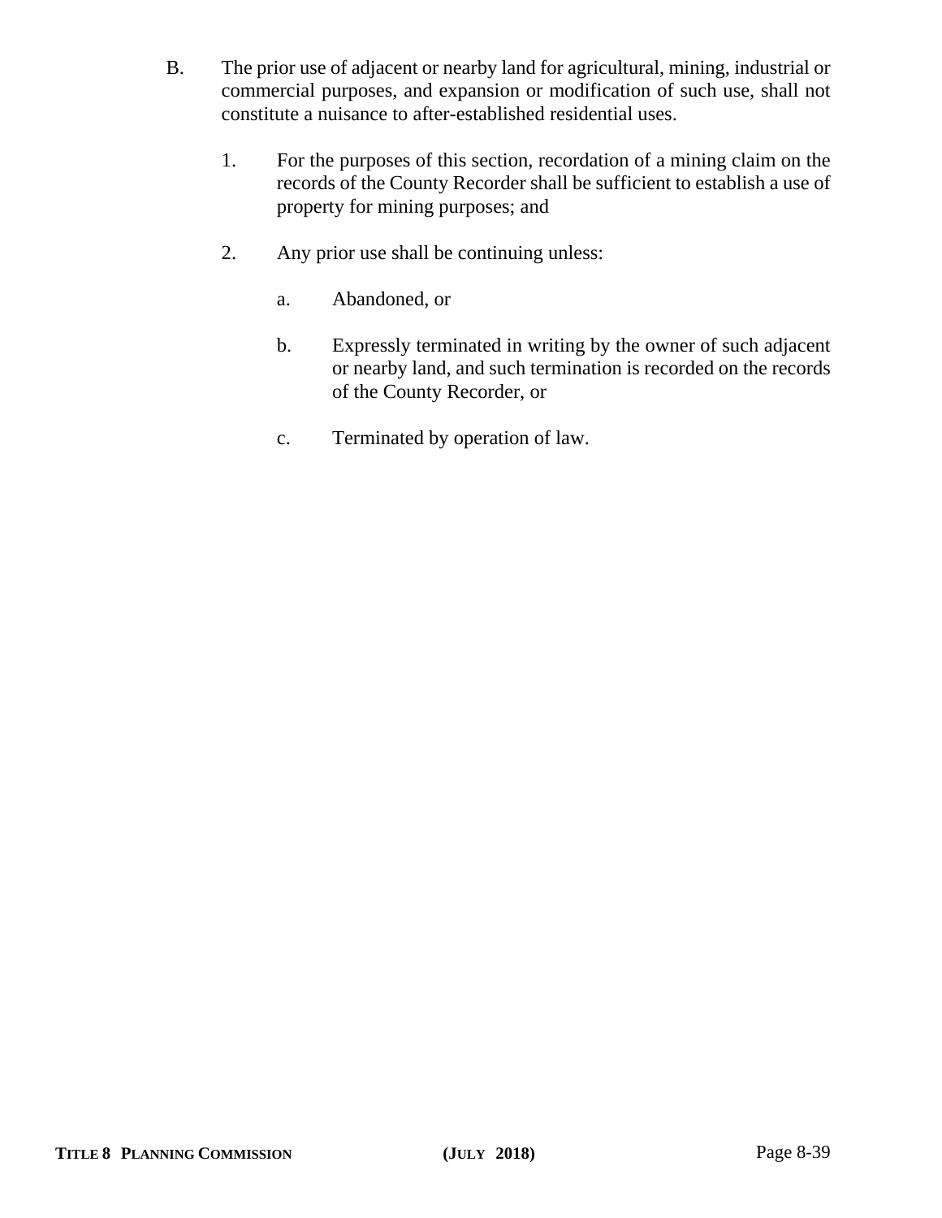B. The prior use of adjacent or nearby land for agricultural, mining, industrial or commercial purposes, and expansion or modification of such use, shall not constitute a nuisance to after-established residential uses.

   1. For the purposes of this section, recordation of a mining claim on the records of the County Recorder shall be sufficient to establish a use of property for mining purposes; and

   2. Any prior use shall be continuing unless:

      a. Abandoned, or

      b. Expressly terminated in writing by the owner of such adjacent or nearby land, and such termination is recorded on the records of the County Recorder, or

      c. Terminated by operation of law.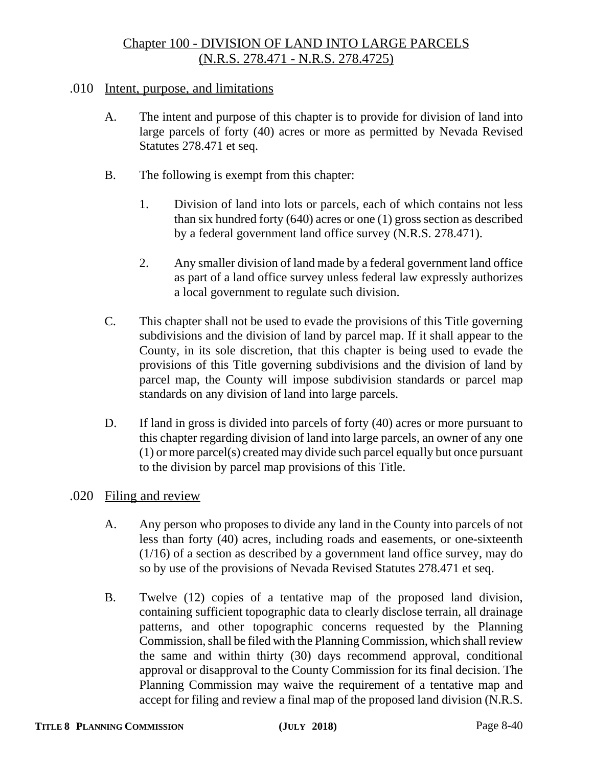## Chapter 100 - DIVISION OF LAND INTO LARGE PARCELS (N.R.S. 278.471 - N.R.S. 278.4725)

### .010 Intent, purpose, and limitations

A. The intent and purpose of this chapter is to provide for division of land into large parcels of forty (40) acres or more as permitted by Nevada Revised Statutes 278.471 et seq.

B. The following is exempt from this chapter:

1. Division of land into lots or parcels, each of which contains not less than six hundred forty (640) acres or one (1) gross section as described by a federal government land office survey (N.R.S. 278.471).

2. Any smaller division of land made by a federal government land office as part of a land office survey unless federal law expressly authorizes a local government to regulate such division.

C. This chapter shall not be used to evade the provisions of this Title governing subdivisions and the division of land by parcel map. If it shall appear to the County, in its sole discretion, that this chapter is being used to evade the provisions of this Title governing subdivisions and the division of land by parcel map, the County will impose subdivision standards or parcel map standards on any division of land into large parcels.

D. If land in gross is divided into parcels of forty (40) acres or more pursuant to this chapter regarding division of land into large parcels, an owner of any one (1) or more parcel(s) created may divide such parcel equally but once pursuant to the division by parcel map provisions of this Title.

### .020 Filing and review

A. Any person who proposes to divide any land in the County into parcels of not less than forty (40) acres, including roads and easements, or one-sixteenth (1/16) of a section as described by a government land office survey, may do so by use of the provisions of Nevada Revised Statutes 278.471 et seq.

B. Twelve (12) copies of a tentative map of the proposed land division, containing sufficient topographic data to clearly disclose terrain, all drainage patterns, and other topographic concerns requested by the Planning Commission, shall be filed with the Planning Commission, which shall review the same and within thirty (30) days recommend approval, conditional approval or disapproval to the County Commission for its final decision. The Planning Commission may waive the requirement of a tentative map and accept for filing and review a final map of the proposed land division (N.R.S.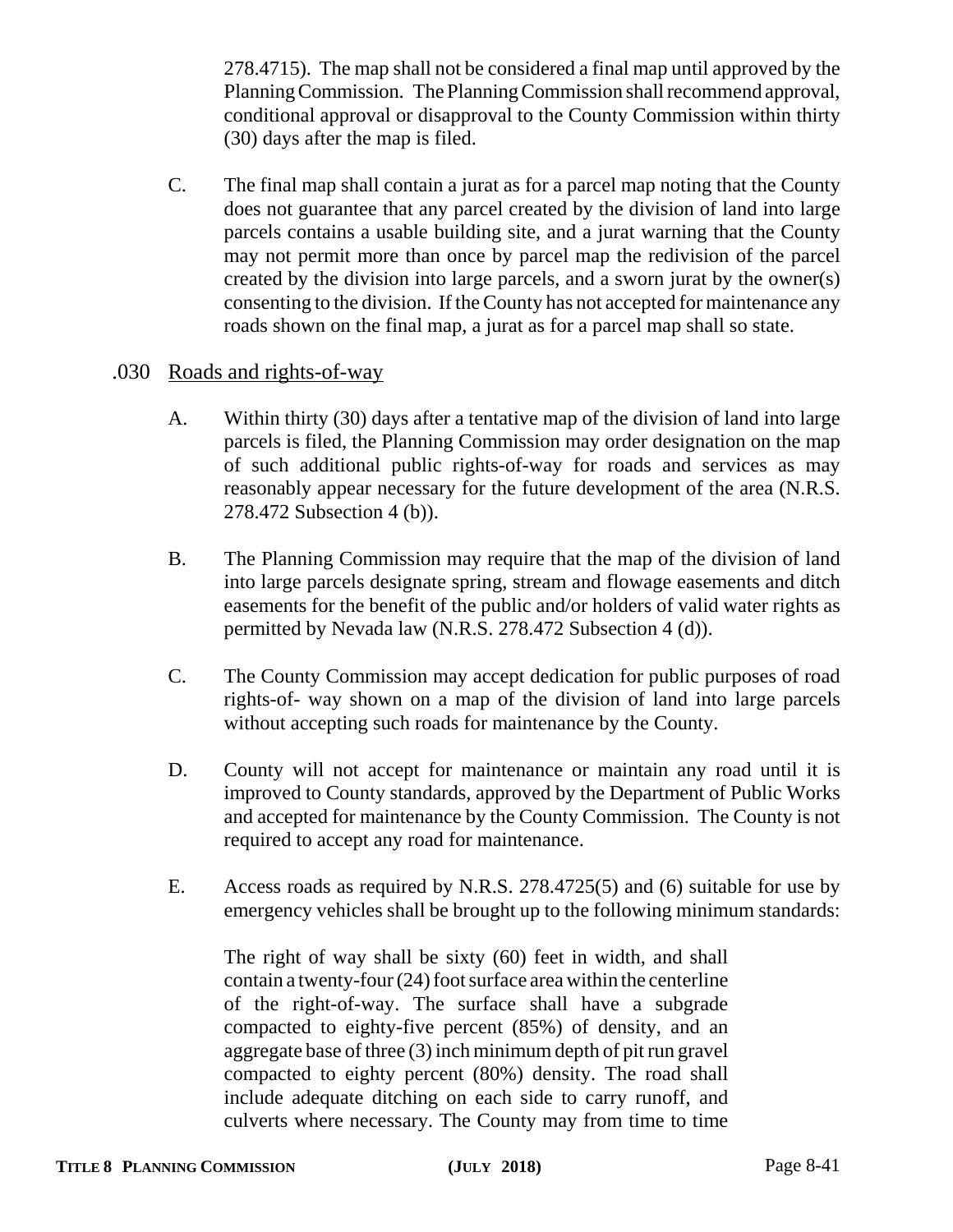278.4715). The map shall not be considered a final map until approved by the Planning Commission. The Planning Commission shall recommend approval, conditional approval or disapproval to the County Commission within thirty (30) days after the map is filed.

C. The final map shall contain a jurat as for a parcel map noting that the County does not guarantee that any parcel created by the division of land into large parcels contains a usable building site, and a jurat warning that the County may not permit more than once by parcel map the redivision of the parcel created by the division into large parcels, and a sworn jurat by the owner(s) consenting to the division. If the County has not accepted for maintenance any roads shown on the final map, a jurat as for a parcel map shall so state.

.030 Roads and rights-of-way

A. Within thirty (30) days after a tentative map of the division of land into large parcels is filed, the Planning Commission may order designation on the map of such additional public rights-of-way for roads and services as may reasonably appear necessary for the future development of the area (N.R.S. 278.472 Subsection 4 (b)).

B. The Planning Commission may require that the map of the division of land into large parcels designate spring, stream and flowage easements and ditch easements for the benefit of the public and/or holders of valid water rights as permitted by Nevada law (N.R.S. 278.472 Subsection 4 (d)).

C. The County Commission may accept dedication for public purposes of road rights-of- way shown on a map of the division of land into large parcels without accepting such roads for maintenance by the County.

D. County will not accept for maintenance or maintain any road until it is improved to County standards, approved by the Department of Public Works and accepted for maintenance by the County Commission. The County is not required to accept any road for maintenance.

E. Access roads as required by N.R.S. 278.4725(5) and (6) suitable for use by emergency vehicles shall be brought up to the following minimum standards:

The right of way shall be sixty (60) feet in width, and shall contain a twenty-four (24) foot surface area within the centerline of the right-of-way. The surface shall have a subgrade compacted to eighty-five percent (85%) of density, and an aggregate base of three (3) inch minimum depth of pit run gravel compacted to eighty percent (80%) density. The road shall include adequate ditching on each side to carry runoff, and culverts where necessary. The County may from time to time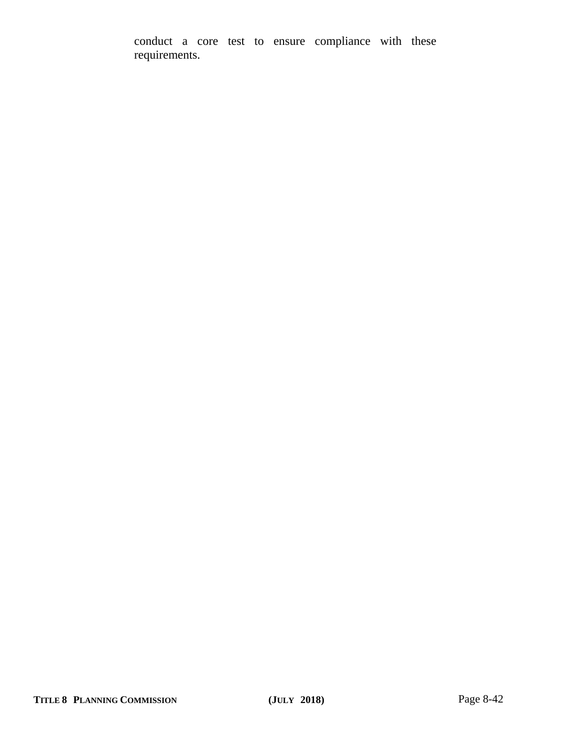conduct a core test to ensure compliance with these requirements.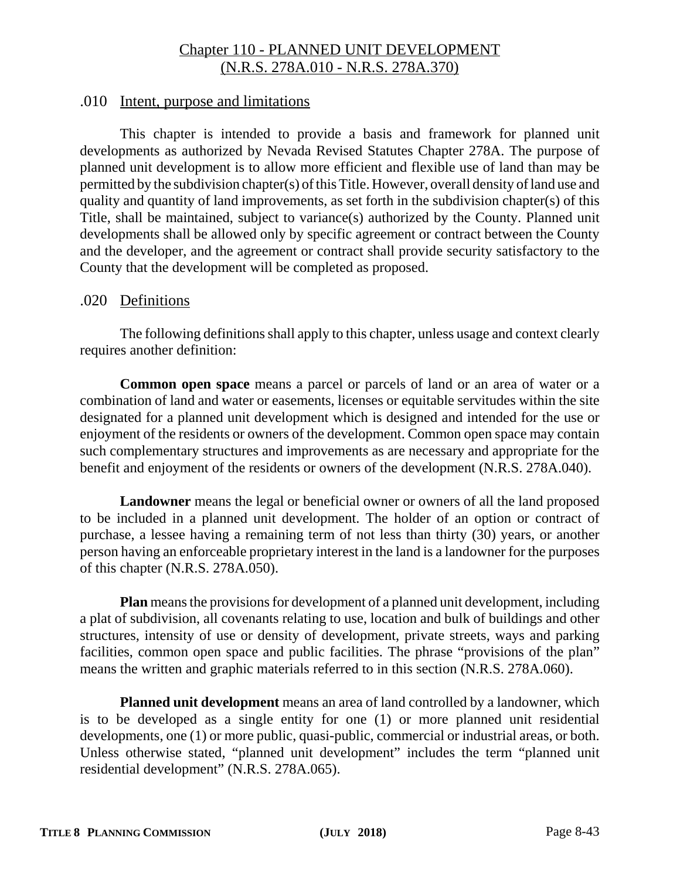# Chapter 110 - PLANNED UNIT DEVELOPMENT
# (N.R.S. 278A.010 - N.R.S. 278A.370)

## .010 Intent, purpose and limitations

This chapter is intended to provide a basis and framework for planned unit developments as authorized by Nevada Revised Statutes Chapter 278A. The purpose of planned unit development is to allow more efficient and flexible use of land than may be permitted by the subdivision chapter(s) of this Title. However, overall density of land use and quality and quantity of land improvements, as set forth in the subdivision chapter(s) of this Title, shall be maintained, subject to variance(s) authorized by the County. Planned unit developments shall be allowed only by specific agreement or contract between the County and the developer, and the agreement or contract shall provide security satisfactory to the County that the development will be completed as proposed.

## .020 Definitions

The following definitions shall apply to this chapter, unless usage and context clearly requires another definition:

**Common open space** means a parcel or parcels of land or an area of water or a combination of land and water or easements, licenses or equitable servitudes within the site designated for a planned unit development which is designed and intended for the use or enjoyment of the residents or owners of the development. Common open space may contain such complementary structures and improvements as are necessary and appropriate for the benefit and enjoyment of the residents or owners of the development (N.R.S. 278A.040).

**Landowner** means the legal or beneficial owner or owners of all the land proposed to be included in a planned unit development. The holder of an option or contract of purchase, a lessee having a remaining term of not less than thirty (30) years, or another person having an enforceable proprietary interest in the land is a landowner for the purposes of this chapter (N.R.S. 278A.050).

**Plan** means the provisions for development of a planned unit development, including a plat of subdivision, all covenants relating to use, location and bulk of buildings and other structures, intensity of use or density of development, private streets, ways and parking facilities, common open space and public facilities. The phrase "provisions of the plan" means the written and graphic materials referred to in this section (N.R.S. 278A.060).

**Planned unit development** means an area of land controlled by a landowner, which is to be developed as a single entity for one (1) or more planned unit residential developments, one (1) or more public, quasi-public, commercial or industrial areas, or both. Unless otherwise stated, "planned unit development" includes the term "planned unit residential development" (N.R.S. 278A.065).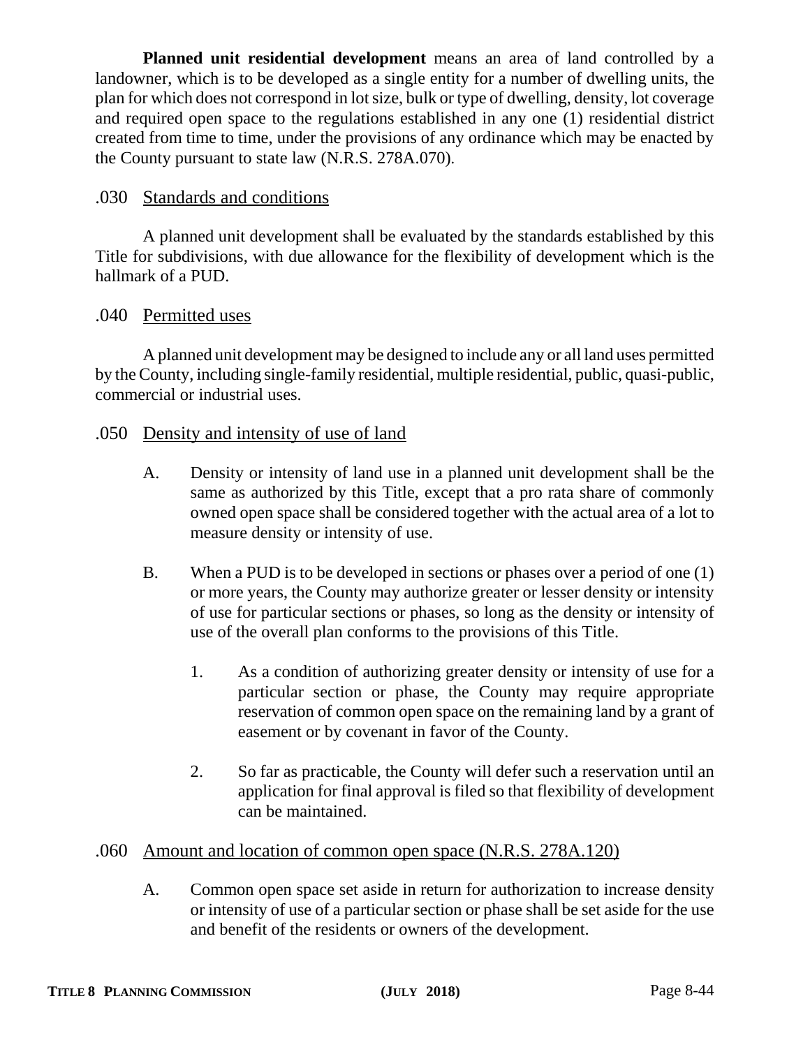**Planned unit residential development** means an area of land controlled by a landowner, which is to be developed as a single entity for a number of dwelling units, the plan for which does not correspond in lot size, bulk or type of dwelling, density, lot coverage and required open space to the regulations established in any one (1) residential district created from time to time, under the provisions of any ordinance which may be enacted by the County pursuant to state law (N.R.S. 278A.070).

## .030 Standards and conditions

A planned unit development shall be evaluated by the standards established by this Title for subdivisions, with due allowance for the flexibility of development which is the hallmark of a PUD.

## .040 Permitted uses

A planned unit development may be designed to include any or all land uses permitted by the County, including single-family residential, multiple residential, public, quasi-public, commercial or industrial uses.

## .050 Density and intensity of use of land

A. Density or intensity of land use in a planned unit development shall be the same as authorized by this Title, except that a pro rata share of commonly owned open space shall be considered together with the actual area of a lot to measure density or intensity of use.

B. When a PUD is to be developed in sections or phases over a period of one (1) or more years, the County may authorize greater or lesser density or intensity of use for particular sections or phases, so long as the density or intensity of use of the overall plan conforms to the provisions of this Title.

   1. As a condition of authorizing greater density or intensity of use for a particular section or phase, the County may require appropriate reservation of common open space on the remaining land by a grant of easement or by covenant in favor of the County.

   2. So far as practicable, the County will defer such a reservation until an application for final approval is filed so that flexibility of development can be maintained.

## .060 Amount and location of common open space (N.R.S. 278A.120)

A. Common open space set aside in return for authorization to increase density or intensity of use of a particular section or phase shall be set aside for the use and benefit of the residents or owners of the development.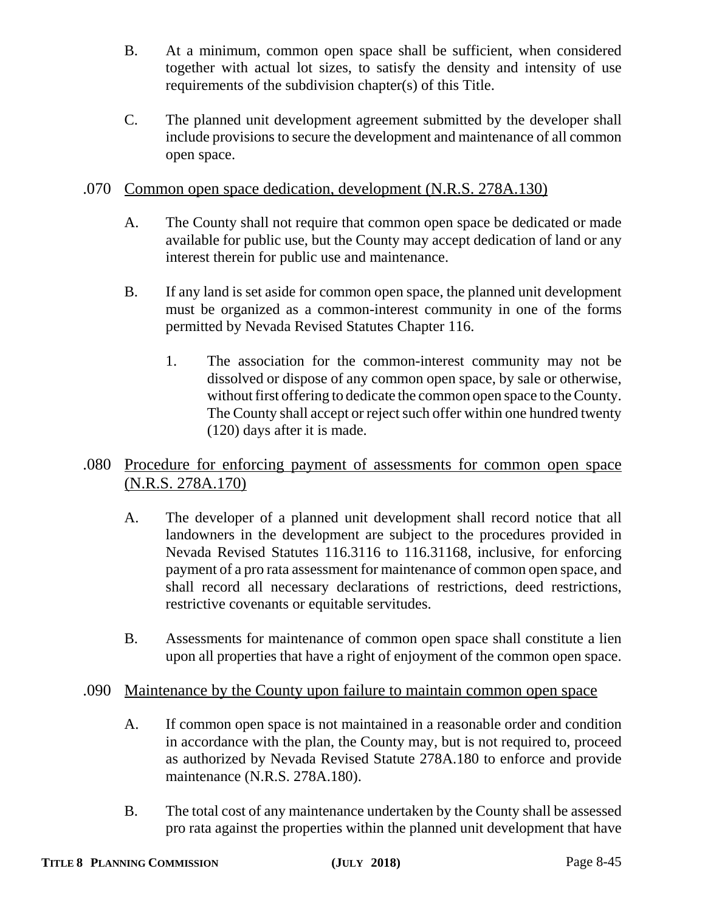B. At a minimum, common open space shall be sufficient, when considered together with actual lot sizes, to satisfy the density and intensity of use requirements of the subdivision chapter(s) of this Title.

C. The planned unit development agreement submitted by the developer shall include provisions to secure the development and maintenance of all common open space.

## .070 Common open space dedication, development (N.R.S. 278A.130)

A. The County shall not require that common open space be dedicated or made available for public use, but the County may accept dedication of land or any interest therein for public use and maintenance.

B. If any land is set aside for common open space, the planned unit development must be organized as a common-interest community in one of the forms permitted by Nevada Revised Statutes Chapter 116.

1. The association for the common-interest community may not be dissolved or dispose of any common open space, by sale or otherwise, without first offering to dedicate the common open space to the County. The County shall accept or reject such offer within one hundred twenty (120) days after it is made.

## .080 Procedure for enforcing payment of assessments for common open space (N.R.S. 278A.170)

A. The developer of a planned unit development shall record notice that all landowners in the development are subject to the procedures provided in Nevada Revised Statutes 116.3116 to 116.31168, inclusive, for enforcing payment of a pro rata assessment for maintenance of common open space, and shall record all necessary declarations of restrictions, deed restrictions, restrictive covenants or equitable servitudes.

B. Assessments for maintenance of common open space shall constitute a lien upon all properties that have a right of enjoyment of the common open space.

## .090 Maintenance by the County upon failure to maintain common open space

A. If common open space is not maintained in a reasonable order and condition in accordance with the plan, the County may, but is not required to, proceed as authorized by Nevada Revised Statute 278A.180 to enforce and provide maintenance (N.R.S. 278A.180).

B. The total cost of any maintenance undertaken by the County shall be assessed pro rata against the properties within the planned unit development that have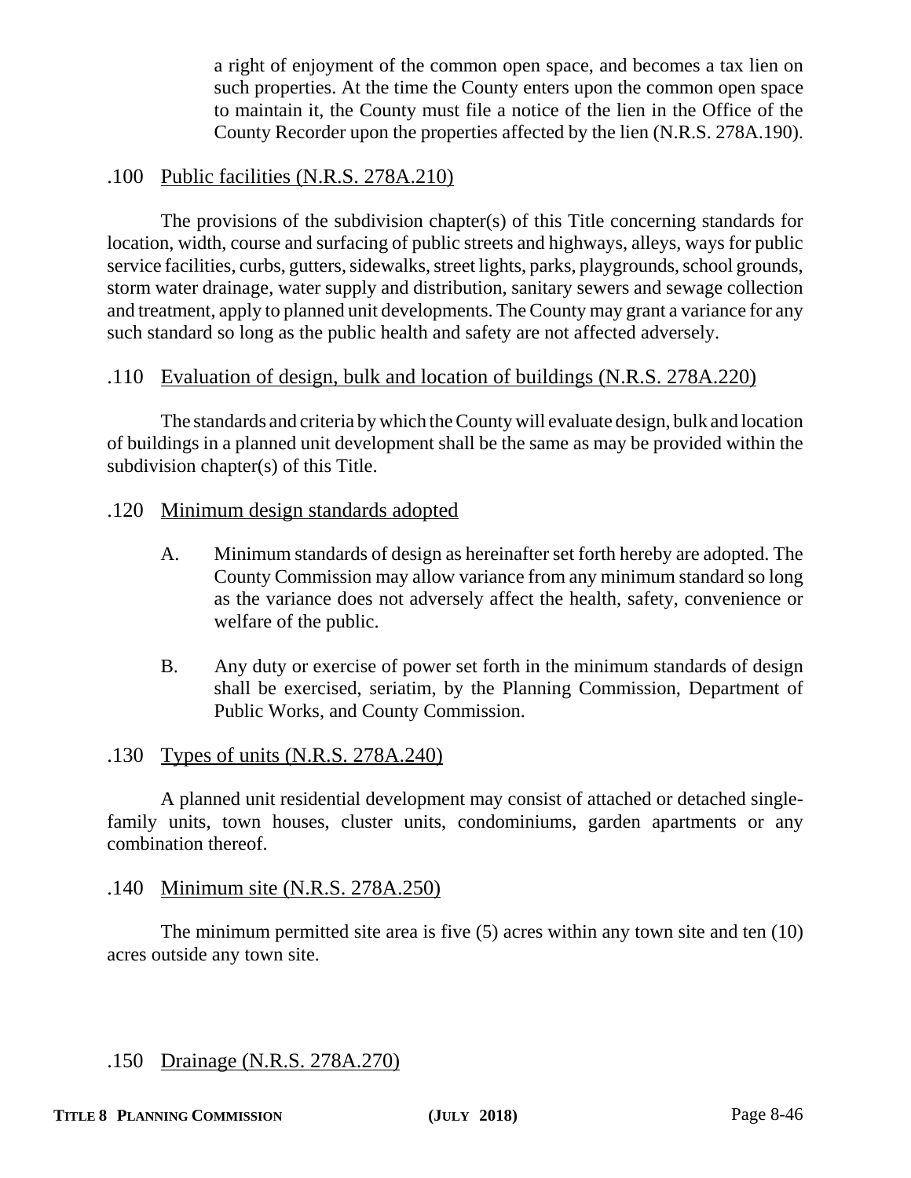a right of enjoyment of the common open space, and becomes a tax lien on such properties. At the time the County enters upon the common open space to maintain it, the County must file a notice of the lien in the Office of the County Recorder upon the properties affected by the lien (N.R.S. 278A.190).

### .100 Public facilities (N.R.S. 278A.210)

The provisions of the subdivision chapter(s) of this Title concerning standards for location, width, course and surfacing of public streets and highways, alleys, ways for public service facilities, curbs, gutters, sidewalks, street lights, parks, playgrounds, school grounds, storm water drainage, water supply and distribution, sanitary sewers and sewage collection and treatment, apply to planned unit developments. The County may grant a variance for any such standard so long as the public health and safety are not affected adversely.

### .110 Evaluation of design, bulk and location of buildings (N.R.S. 278A.220)

The standards and criteria by which the County will evaluate design, bulk and location of buildings in a planned unit development shall be the same as may be provided within the subdivision chapter(s) of this Title.

### .120 Minimum design standards adopted

A. Minimum standards of design as hereinafter set forth hereby are adopted. The County Commission may allow variance from any minimum standard so long as the variance does not adversely affect the health, safety, convenience or welfare of the public.

B. Any duty or exercise of power set forth in the minimum standards of design shall be exercised, seriatim, by the Planning Commission, Department of Public Works, and County Commission.

### .130 Types of units (N.R.S. 278A.240)

A planned unit residential development may consist of attached or detached single-family units, town houses, cluster units, condominiums, garden apartments or any combination thereof.

### .140 Minimum site (N.R.S. 278A.250)

The minimum permitted site area is five (5) acres within any town site and ten (10) acres outside any town site.

### .150 Drainage (N.R.S. 278A.270)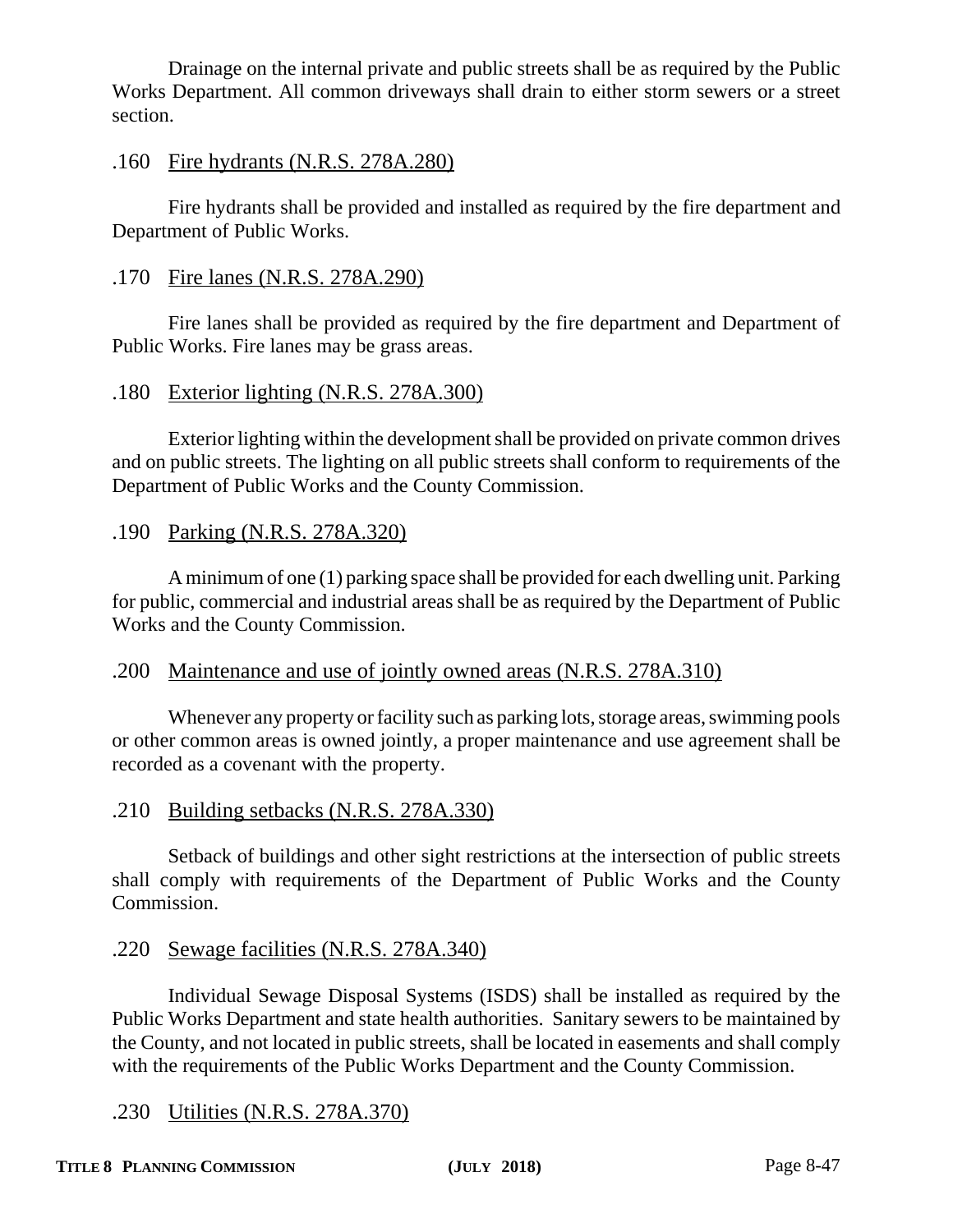Drainage on the internal private and public streets shall be as required by the Public Works Department. All common driveways shall drain to either storm sewers or a street section.

.160 Fire hydrants (N.R.S. 278A.280)

Fire hydrants shall be provided and installed as required by the fire department and Department of Public Works.

.170 Fire lanes (N.R.S. 278A.290)

Fire lanes shall be provided as required by the fire department and Department of Public Works. Fire lanes may be grass areas.

.180 Exterior lighting (N.R.S. 278A.300)

Exterior lighting within the development shall be provided on private common drives and on public streets. The lighting on all public streets shall conform to requirements of the Department of Public Works and the County Commission.

.190 Parking (N.R.S. 278A.320)

A minimum of one (1) parking space shall be provided for each dwelling unit. Parking for public, commercial and industrial areas shall be as required by the Department of Public Works and the County Commission.

.200 Maintenance and use of jointly owned areas (N.R.S. 278A.310)

Whenever any property or facility such as parking lots, storage areas, swimming pools or other common areas is owned jointly, a proper maintenance and use agreement shall be recorded as a covenant with the property.

.210 Building setbacks (N.R.S. 278A.330)

Setback of buildings and other sight restrictions at the intersection of public streets shall comply with requirements of the Department of Public Works and the County Commission.

.220 Sewage facilities (N.R.S. 278A.340)

Individual Sewage Disposal Systems (ISDS) shall be installed as required by the Public Works Department and state health authorities. Sanitary sewers to be maintained by the County, and not located in public streets, shall be located in easements and shall comply with the requirements of the Public Works Department and the County Commission.

.230 Utilities (N.R.S. 278A.370)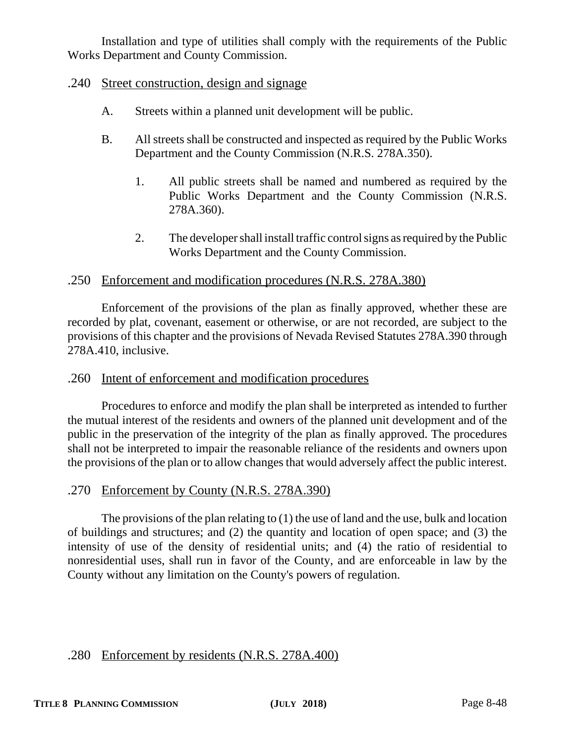Installation and type of utilities shall comply with the requirements of the Public Works Department and County Commission.

## .240 Street construction, design and signage

A. Streets within a planned unit development will be public.

B. All streets shall be constructed and inspected as required by the Public Works Department and the County Commission (N.R.S. 278A.350).

1. All public streets shall be named and numbered as required by the Public Works Department and the County Commission (N.R.S. 278A.360).

2. The developer shall install traffic control signs as required by the Public Works Department and the County Commission.

## .250 Enforcement and modification procedures (N.R.S. 278A.380)

Enforcement of the provisions of the plan as finally approved, whether these are recorded by plat, covenant, easement or otherwise, or are not recorded, are subject to the provisions of this chapter and the provisions of Nevada Revised Statutes 278A.390 through 278A.410, inclusive.

## .260 Intent of enforcement and modification procedures

Procedures to enforce and modify the plan shall be interpreted as intended to further the mutual interest of the residents and owners of the planned unit development and of the public in the preservation of the integrity of the plan as finally approved. The procedures shall not be interpreted to impair the reasonable reliance of the residents and owners upon the provisions of the plan or to allow changes that would adversely affect the public interest.

## .270 Enforcement by County (N.R.S. 278A.390)

The provisions of the plan relating to (1) the use of land and the use, bulk and location of buildings and structures; and (2) the quantity and location of open space; and (3) the intensity of use of the density of residential units; and (4) the ratio of residential to nonresidential uses, shall run in favor of the County, and are enforceable in law by the County without any limitation on the County's powers of regulation.

## .280 Enforcement by residents (N.R.S. 278A.400)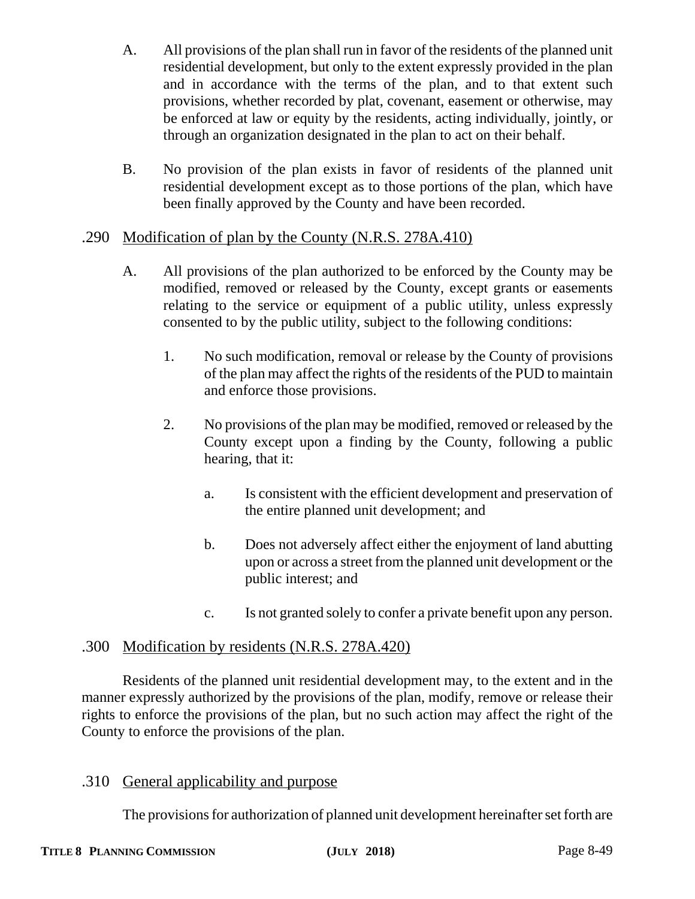A. All provisions of the plan shall run in favor of the residents of the planned unit residential development, but only to the extent expressly provided in the plan and in accordance with the terms of the plan, and to that extent such provisions, whether recorded by plat, covenant, easement or otherwise, may be enforced at law or equity by the residents, acting individually, jointly, or through an organization designated in the plan to act on their behalf.

B. No provision of the plan exists in favor of residents of the planned unit residential development except as to those portions of the plan, which have been finally approved by the County and have been recorded.

## .290 Modification of plan by the County (N.R.S. 278A.410)

A. All provisions of the plan authorized to be enforced by the County may be modified, removed or released by the County, except grants or easements relating to the service or equipment of a public utility, unless expressly consented to by the public utility, subject to the following conditions:

1. No such modification, removal or release by the County of provisions of the plan may affect the rights of the residents of the PUD to maintain and enforce those provisions.

2. No provisions of the plan may be modified, removed or released by the County except upon a finding by the County, following a public hearing, that it:

   a. Is consistent with the efficient development and preservation of the entire planned unit development; and

   b. Does not adversely affect either the enjoyment of land abutting upon or across a street from the planned unit development or the public interest; and

   c. Is not granted solely to confer a private benefit upon any person.

## .300 Modification by residents (N.R.S. 278A.420)

Residents of the planned unit residential development may, to the extent and in the manner expressly authorized by the provisions of the plan, modify, remove or release their rights to enforce the provisions of the plan, but no such action may affect the right of the County to enforce the provisions of the plan.

## .310 General applicability and purpose

The provisions for authorization of planned unit development hereinafter set forth are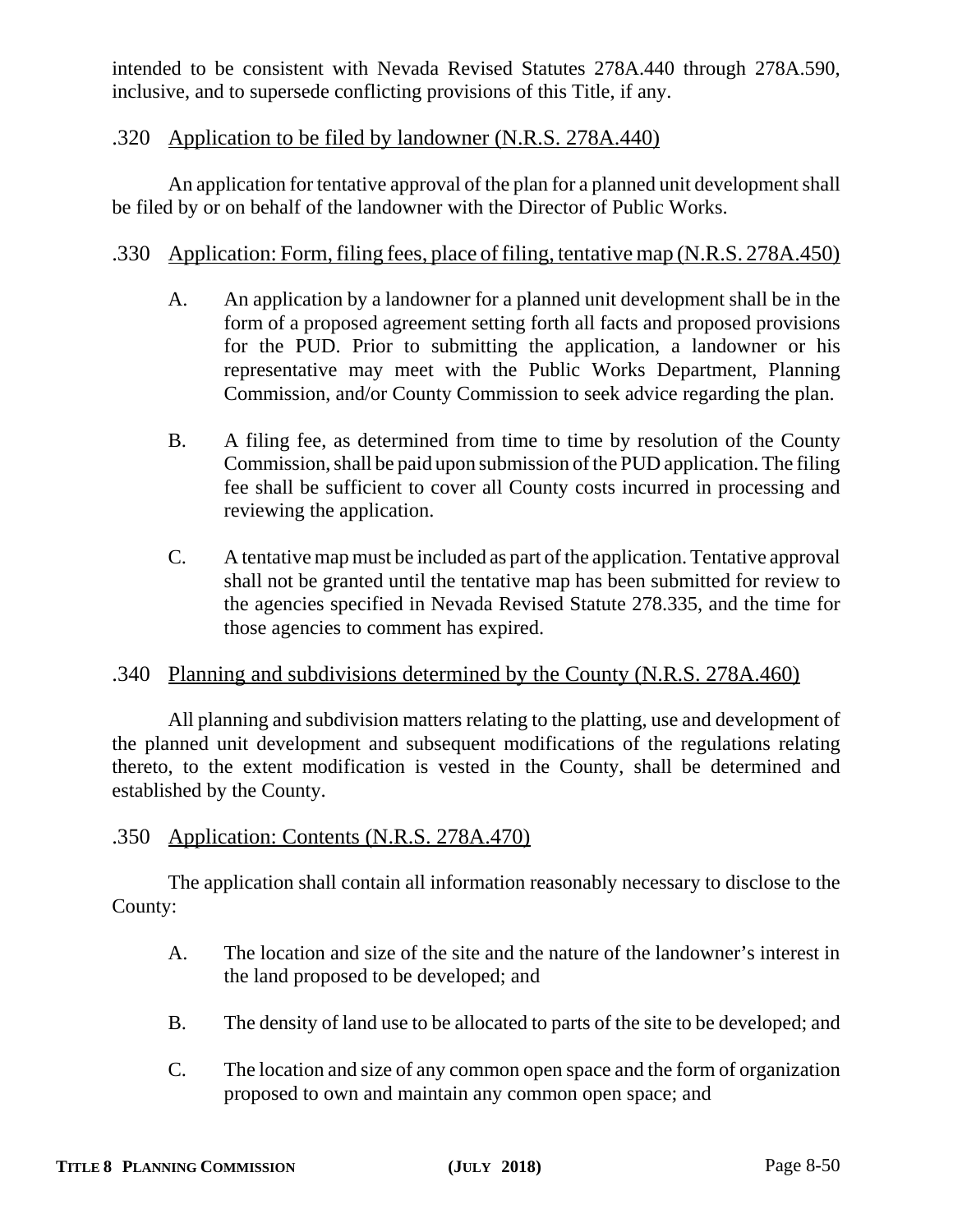intended to be consistent with Nevada Revised Statutes 278A.440 through 278A.590, inclusive, and to supersede conflicting provisions of this Title, if any.

### .320 Application to be filed by landowner (N.R.S. 278A.440)

An application for tentative approval of the plan for a planned unit development shall be filed by or on behalf of the landowner with the Director of Public Works.

### .330 Application: Form, filing fees, place of filing, tentative map (N.R.S. 278A.450)

A. An application by a landowner for a planned unit development shall be in the form of a proposed agreement setting forth all facts and proposed provisions for the PUD. Prior to submitting the application, a landowner or his representative may meet with the Public Works Department, Planning Commission, and/or County Commission to seek advice regarding the plan.

B. A filing fee, as determined from time to time by resolution of the County Commission, shall be paid upon submission of the PUD application. The filing fee shall be sufficient to cover all County costs incurred in processing and reviewing the application.

C. A tentative map must be included as part of the application. Tentative approval shall not be granted until the tentative map has been submitted for review to the agencies specified in Nevada Revised Statute 278.335, and the time for those agencies to comment has expired.

### .340 Planning and subdivisions determined by the County (N.R.S. 278A.460)

All planning and subdivision matters relating to the platting, use and development of the planned unit development and subsequent modifications of the regulations relating thereto, to the extent modification is vested in the County, shall be determined and established by the County.

### .350 Application: Contents (N.R.S. 278A.470)

The application shall contain all information reasonably necessary to disclose to the County:

A. The location and size of the site and the nature of the landowner's interest in the land proposed to be developed; and

B. The density of land use to be allocated to parts of the site to be developed; and

C. The location and size of any common open space and the form of organization proposed to own and maintain any common open space; and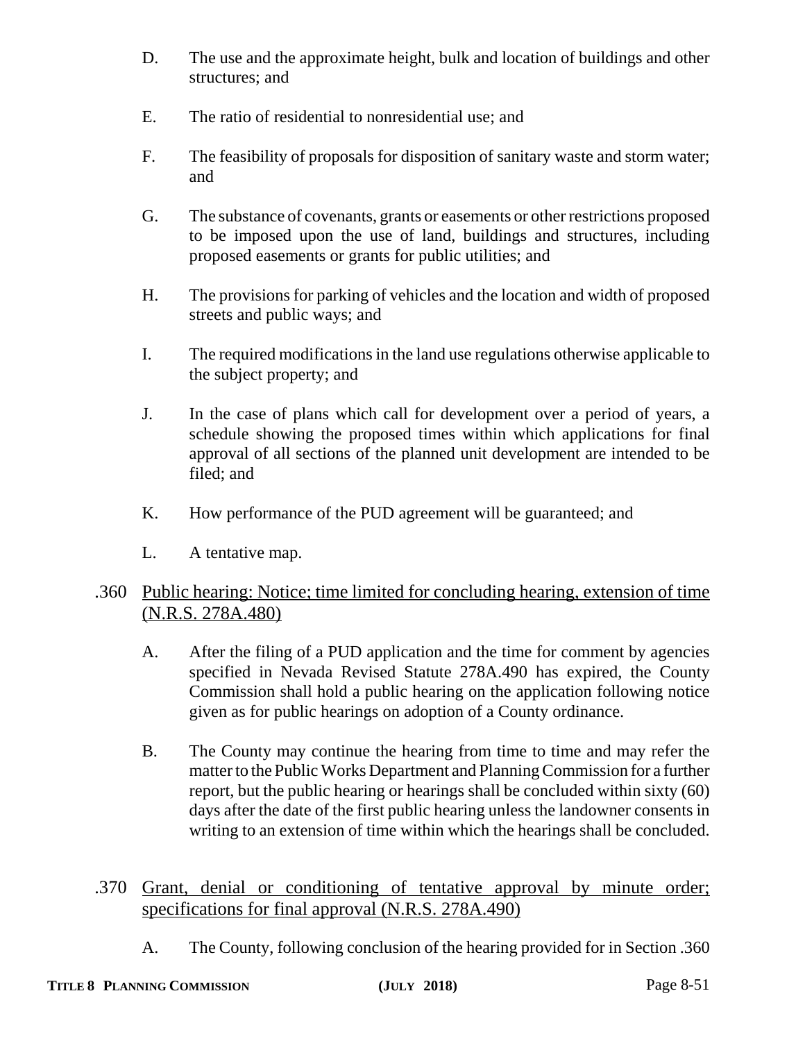D. The use and the approximate height, bulk and location of buildings and other structures; and

E. The ratio of residential to nonresidential use; and

F. The feasibility of proposals for disposition of sanitary waste and storm water; and

G. The substance of covenants, grants or easements or other restrictions proposed to be imposed upon the use of land, buildings and structures, including proposed easements or grants for public utilities; and

H. The provisions for parking of vehicles and the location and width of proposed streets and public ways; and

I. The required modifications in the land use regulations otherwise applicable to the subject property; and

J. In the case of plans which call for development over a period of years, a schedule showing the proposed times within which applications for final approval of all sections of the planned unit development are intended to be filed; and

K. How performance of the PUD agreement will be guaranteed; and

L. A tentative map.

.360 <u>Public hearing: Notice; time limited for concluding hearing, extension of time (N.R.S. 278A.480)</u>

A. After the filing of a PUD application and the time for comment by agencies specified in Nevada Revised Statute 278A.490 has expired, the County Commission shall hold a public hearing on the application following notice given as for public hearings on adoption of a County ordinance.

B. The County may continue the hearing from time to time and may refer the matter to the Public Works Department and Planning Commission for a further report, but the public hearing or hearings shall be concluded within sixty (60) days after the date of the first public hearing unless the landowner consents in writing to an extension of time within which the hearings shall be concluded.

.370 <u>Grant, denial or conditioning of tentative approval by minute order; specifications for final approval (N.R.S. 278A.490)</u>

A. The County, following conclusion of the hearing provided for in Section .360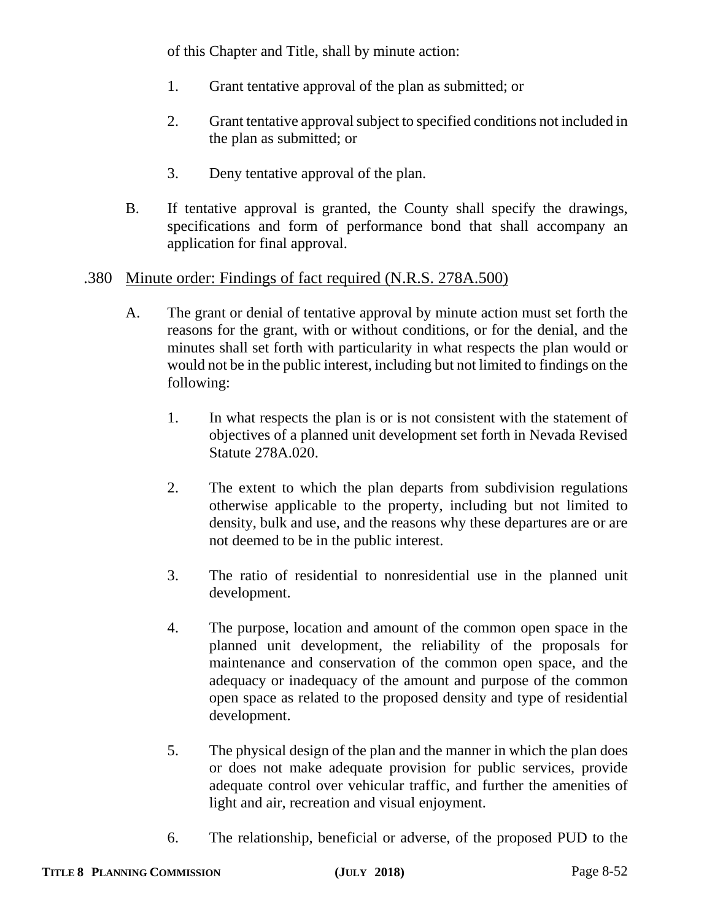of this Chapter and Title, shall by minute action:

1. Grant tentative approval of the plan as submitted; or

2. Grant tentative approval subject to specified conditions not included in the plan as submitted; or

3. Deny tentative approval of the plan.

B. If tentative approval is granted, the County shall specify the drawings, specifications and form of performance bond that shall accompany an application for final approval.

.380 <u>Minute order: Findings of fact required (N.R.S. 278A.500)</u>

A. The grant or denial of tentative approval by minute action must set forth the reasons for the grant, with or without conditions, or for the denial, and the minutes shall set forth with particularity in what respects the plan would or would not be in the public interest, including but not limited to findings on the following:

1. In what respects the plan is or is not consistent with the statement of objectives of a planned unit development set forth in Nevada Revised Statute 278A.020.

2. The extent to which the plan departs from subdivision regulations otherwise applicable to the property, including but not limited to density, bulk and use, and the reasons why these departures are or are not deemed to be in the public interest.

3. The ratio of residential to nonresidential use in the planned unit development.

4. The purpose, location and amount of the common open space in the planned unit development, the reliability of the proposals for maintenance and conservation of the common open space, and the adequacy or inadequacy of the amount and purpose of the common open space as related to the proposed density and type of residential development.

5. The physical design of the plan and the manner in which the plan does or does not make adequate provision for public services, provide adequate control over vehicular traffic, and further the amenities of light and air, recreation and visual enjoyment.

6. The relationship, beneficial or adverse, of the proposed PUD to the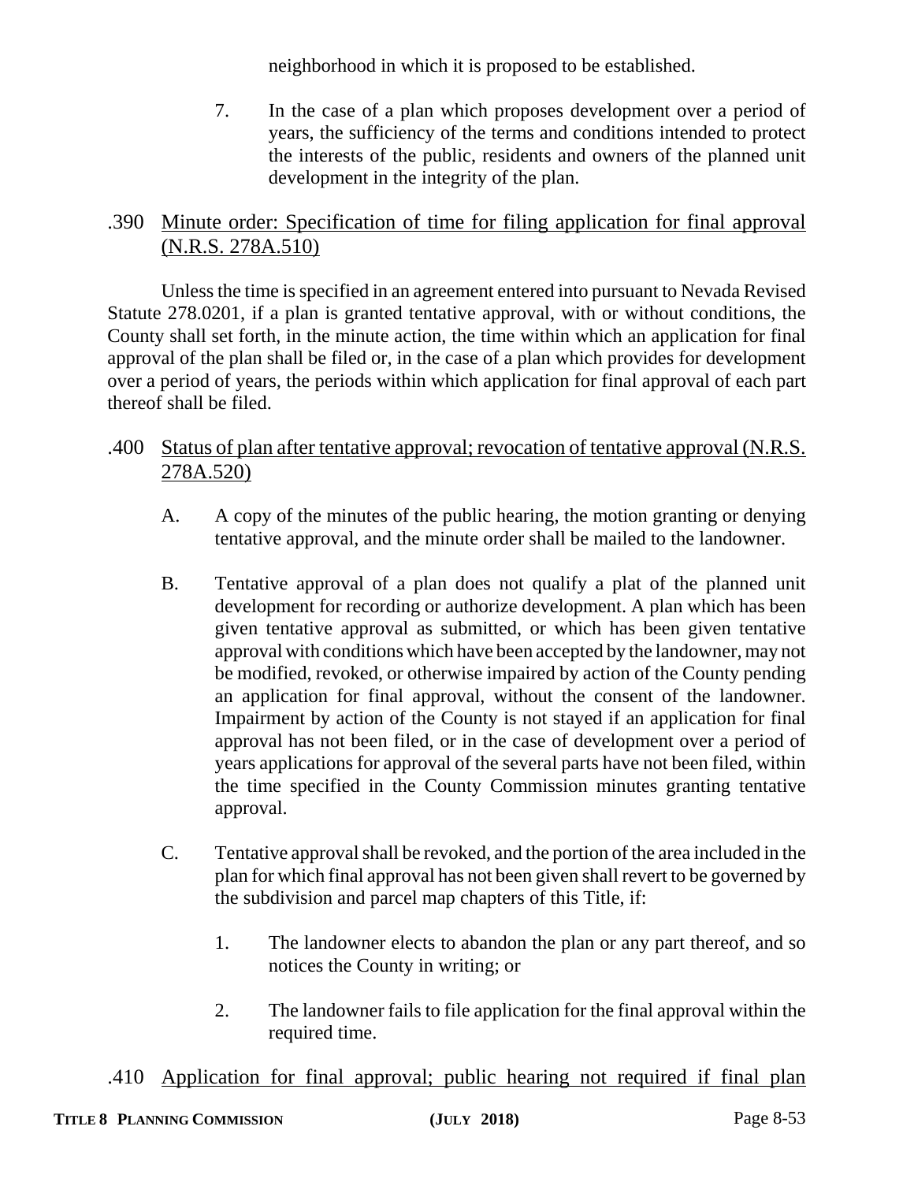neighborhood in which it is proposed to be established.

7. In the case of a plan which proposes development over a period of years, the sufficiency of the terms and conditions intended to protect the interests of the public, residents and owners of the planned unit development in the integrity of the plan.

.390 Minute order: Specification of time for filing application for final approval (N.R.S. 278A.510)

Unless the time is specified in an agreement entered into pursuant to Nevada Revised Statute 278.0201, if a plan is granted tentative approval, with or without conditions, the County shall set forth, in the minute action, the time within which an application for final approval of the plan shall be filed or, in the case of a plan which provides for development over a period of years, the periods within which application for final approval of each part thereof shall be filed.

.400 Status of plan after tentative approval; revocation of tentative approval (N.R.S. 278A.520)

A. A copy of the minutes of the public hearing, the motion granting or denying tentative approval, and the minute order shall be mailed to the landowner.

B. Tentative approval of a plan does not qualify a plat of the planned unit development for recording or authorize development. A plan which has been given tentative approval as submitted, or which has been given tentative approval with conditions which have been accepted by the landowner, may not be modified, revoked, or otherwise impaired by action of the County pending an application for final approval, without the consent of the landowner. Impairment by action of the County is not stayed if an application for final approval has not been filed, or in the case of development over a period of years applications for approval of the several parts have not been filed, within the time specified in the County Commission minutes granting tentative approval.

C. Tentative approval shall be revoked, and the portion of the area included in the plan for which final approval has not been given shall revert to be governed by the subdivision and parcel map chapters of this Title, if:

1. The landowner elects to abandon the plan or any part thereof, and so notices the County in writing; or

2. The landowner fails to file application for the final approval within the required time.

.410 Application for final approval; public hearing not required if final plan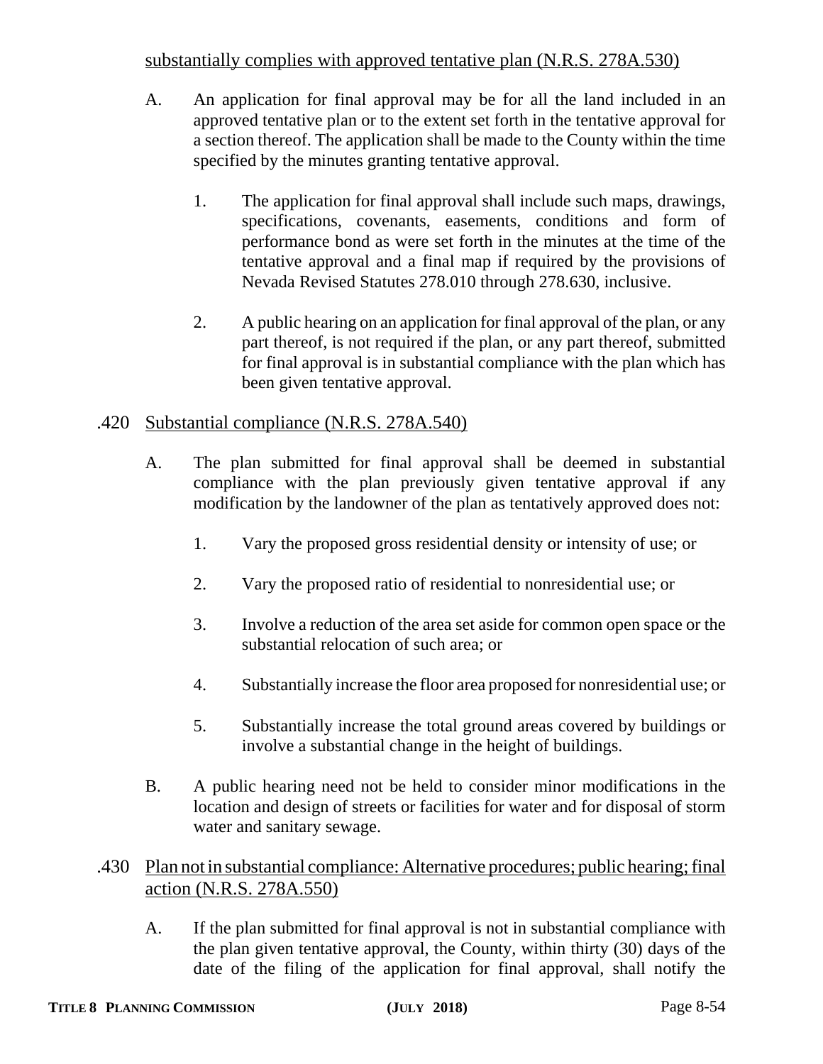substantially complies with approved tentative plan (N.R.S. 278A.530)

A. An application for final approval may be for all the land included in an approved tentative plan or to the extent set forth in the tentative approval for a section thereof. The application shall be made to the County within the time specified by the minutes granting tentative approval.

1. The application for final approval shall include such maps, drawings, specifications, covenants, easements, conditions and form of performance bond as were set forth in the minutes at the time of the tentative approval and a final map if required by the provisions of Nevada Revised Statutes 278.010 through 278.630, inclusive.

2. A public hearing on an application for final approval of the plan, or any part thereof, is not required if the plan, or any part thereof, submitted for final approval is in substantial compliance with the plan which has been given tentative approval.

.420 Substantial compliance (N.R.S. 278A.540)

A. The plan submitted for final approval shall be deemed in substantial compliance with the plan previously given tentative approval if any modification by the landowner of the plan as tentatively approved does not:

1. Vary the proposed gross residential density or intensity of use; or

2. Vary the proposed ratio of residential to nonresidential use; or

3. Involve a reduction of the area set aside for common open space or the substantial relocation of such area; or

4. Substantially increase the floor area proposed for nonresidential use; or

5. Substantially increase the total ground areas covered by buildings or involve a substantial change in the height of buildings.

B. A public hearing need not be held to consider minor modifications in the location and design of streets or facilities for water and for disposal of storm water and sanitary sewage.

.430 Plan not in substantial compliance: Alternative procedures; public hearing; final action (N.R.S. 278A.550)

A. If the plan submitted for final approval is not in substantial compliance with the plan given tentative approval, the County, within thirty (30) days of the date of the filing of the application for final approval, shall notify the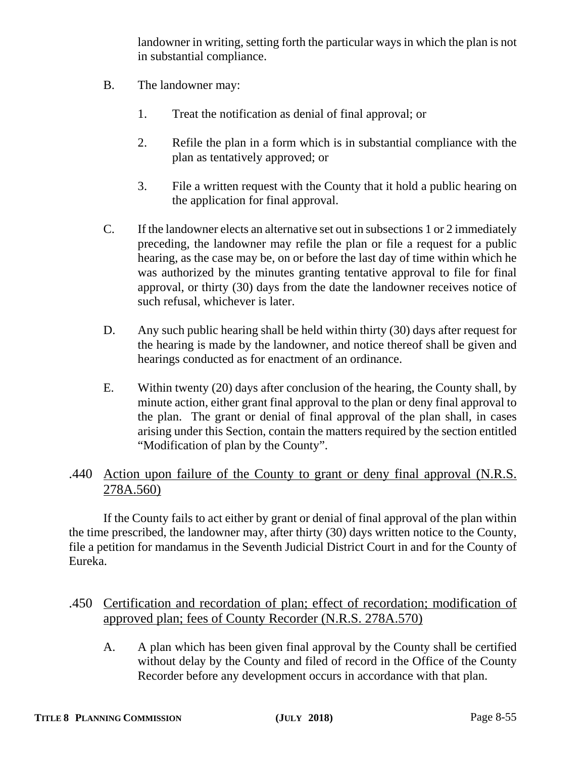landowner in writing, setting forth the particular ways in which the plan is not in substantial compliance.

B. The landowner may:

1. Treat the notification as denial of final approval; or

2. Refile the plan in a form which is in substantial compliance with the plan as tentatively approved; or

3. File a written request with the County that it hold a public hearing on the application for final approval.

C. If the landowner elects an alternative set out in subsections 1 or 2 immediately preceding, the landowner may refile the plan or file a request for a public hearing, as the case may be, on or before the last day of time within which he was authorized by the minutes granting tentative approval to file for final approval, or thirty (30) days from the date the landowner receives notice of such refusal, whichever is later.

D. Any such public hearing shall be held within thirty (30) days after request for the hearing is made by the landowner, and notice thereof shall be given and hearings conducted as for enactment of an ordinance.

E. Within twenty (20) days after conclusion of the hearing, the County shall, by minute action, either grant final approval to the plan or deny final approval to the plan. The grant or denial of final approval of the plan shall, in cases arising under this Section, contain the matters required by the section entitled "Modification of plan by the County".

## .440 Action upon failure of the County to grant or deny final approval (N.R.S. 278A.560)

If the County fails to act either by grant or denial of final approval of the plan within the time prescribed, the landowner may, after thirty (30) days written notice to the County, file a petition for mandamus in the Seventh Judicial District Court in and for the County of Eureka.

## .450 Certification and recordation of plan; effect of recordation; modification of approved plan; fees of County Recorder (N.R.S. 278A.570)

A. A plan which has been given final approval by the County shall be certified without delay by the County and filed of record in the Office of the County Recorder before any development occurs in accordance with that plan.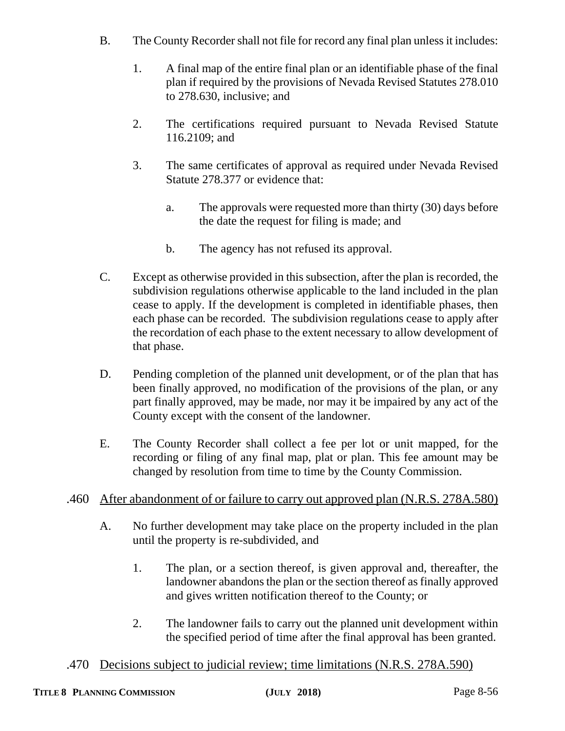B. The County Recorder shall not file for record any final plan unless it includes:

1. A final map of the entire final plan or an identifiable phase of the final plan if required by the provisions of Nevada Revised Statutes 278.010 to 278.630, inclusive; and

2. The certifications required pursuant to Nevada Revised Statute 116.2109; and

3. The same certificates of approval as required under Nevada Revised Statute 278.377 or evidence that:

a. The approvals were requested more than thirty (30) days before the date the request for filing is made; and

b. The agency has not refused its approval.

C. Except as otherwise provided in this subsection, after the plan is recorded, the subdivision regulations otherwise applicable to the land included in the plan cease to apply. If the development is completed in identifiable phases, then each phase can be recorded. The subdivision regulations cease to apply after the recordation of each phase to the extent necessary to allow development of that phase.

D. Pending completion of the planned unit development, or of the plan that has been finally approved, no modification of the provisions of the plan, or any part finally approved, may be made, nor may it be impaired by any act of the County except with the consent of the landowner.

E. The County Recorder shall collect a fee per lot or unit mapped, for the recording or filing of any final map, plat or plan. This fee amount may be changed by resolution from time to time by the County Commission.

.460 <u>After abandonment of or failure to carry out approved plan (N.R.S. 278A.580)</u>

A. No further development may take place on the property included in the plan until the property is re-subdivided, and

1. The plan, or a section thereof, is given approval and, thereafter, the landowner abandons the plan or the section thereof as finally approved and gives written notification thereof to the County; or

2. The landowner fails to carry out the planned unit development within the specified period of time after the final approval has been granted.

.470 <u>Decisions subject to judicial review; time limitations (N.R.S. 278A.590)</u>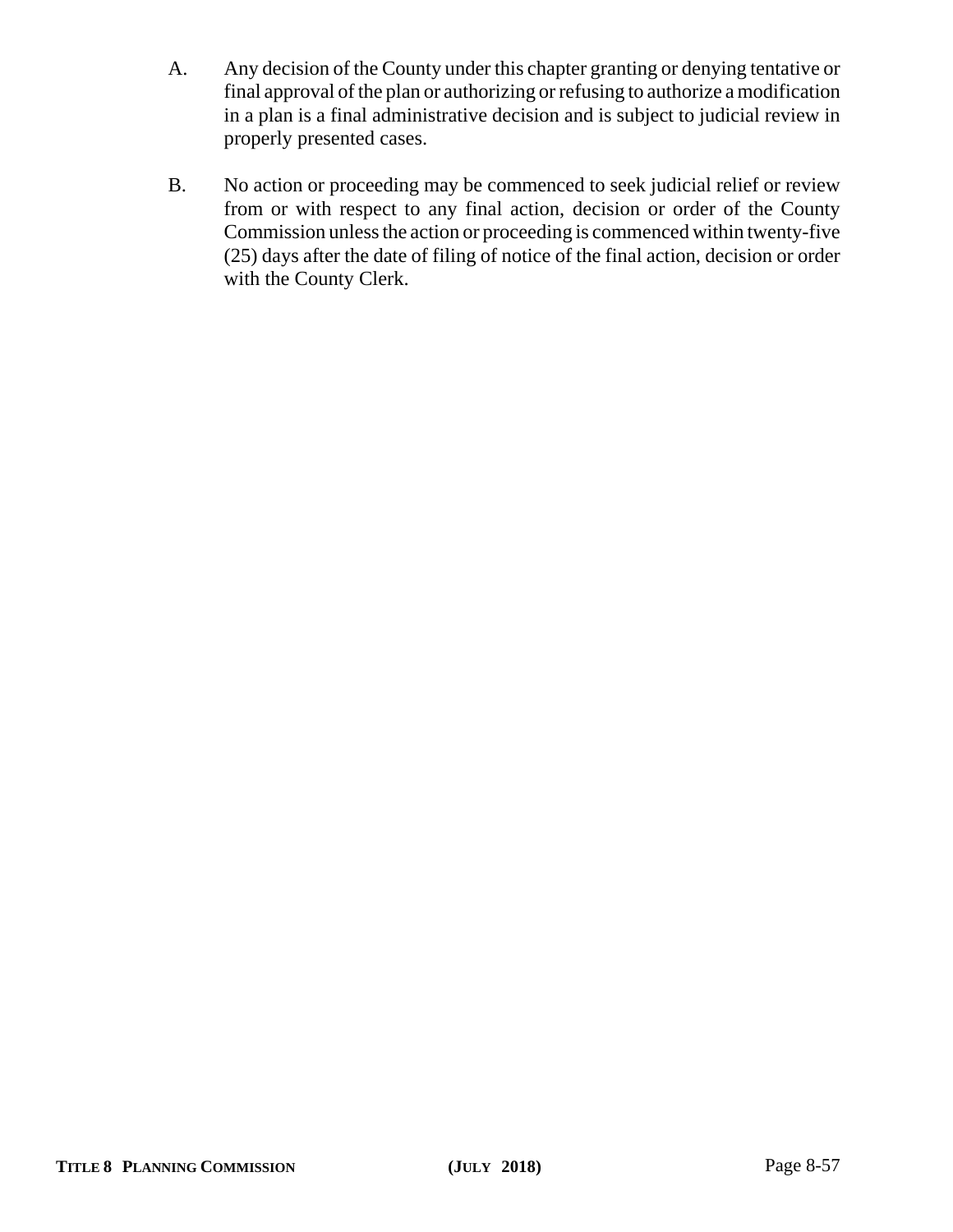A. Any decision of the County under this chapter granting or denying tentative or final approval of the plan or authorizing or refusing to authorize a modification in a plan is a final administrative decision and is subject to judicial review in properly presented cases.

B. No action or proceeding may be commenced to seek judicial relief or review from or with respect to any final action, decision or order of the County Commission unless the action or proceeding is commenced within twenty-five (25) days after the date of filing of notice of the final action, decision or order with the County Clerk.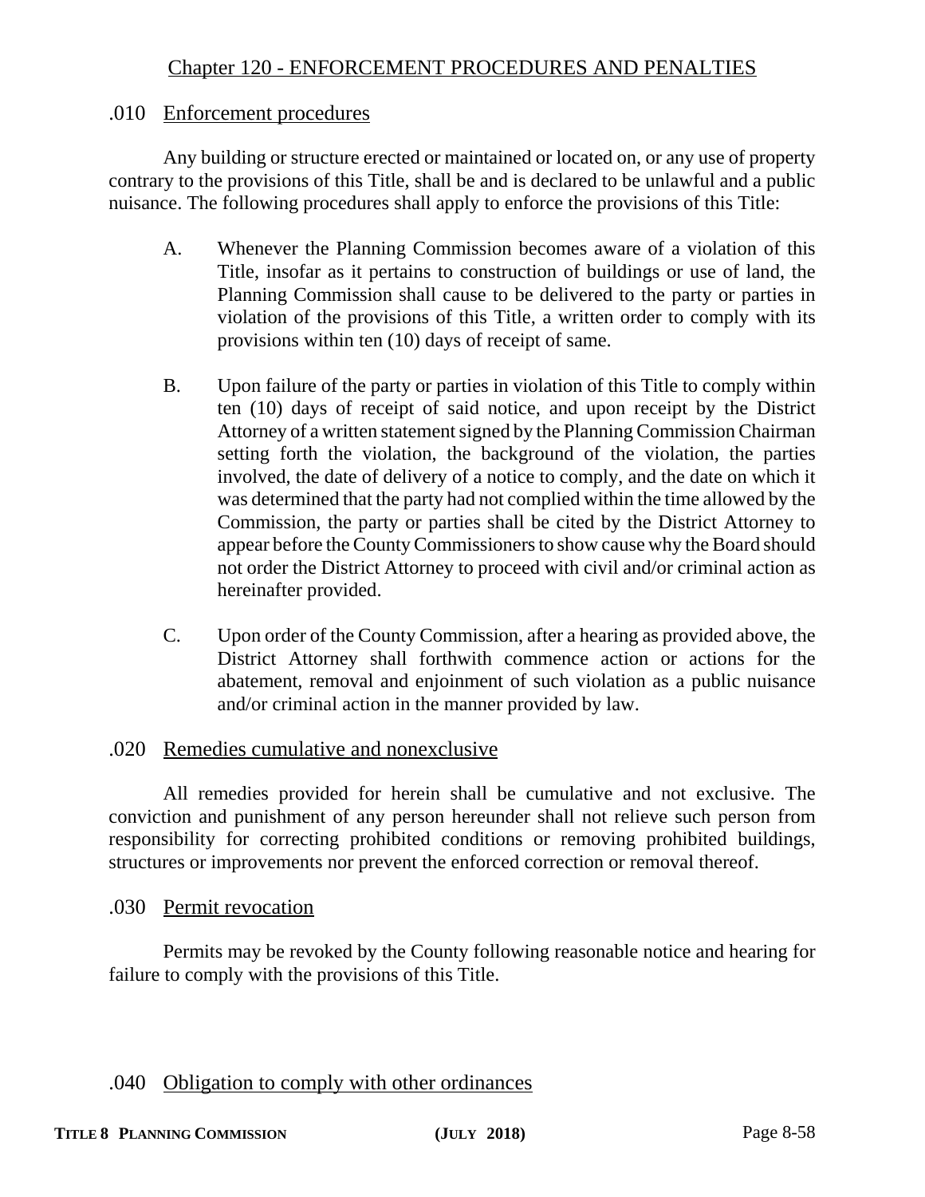# Chapter 120 - ENFORCEMENT PROCEDURES AND PENALTIES

## .010 Enforcement procedures

Any building or structure erected or maintained or located on, or any use of property contrary to the provisions of this Title, shall be and is declared to be unlawful and a public nuisance. The following procedures shall apply to enforce the provisions of this Title:

A. Whenever the Planning Commission becomes aware of a violation of this Title, insofar as it pertains to construction of buildings or use of land, the Planning Commission shall cause to be delivered to the party or parties in violation of the provisions of this Title, a written order to comply with its provisions within ten (10) days of receipt of same.

B. Upon failure of the party or parties in violation of this Title to comply within ten (10) days of receipt of said notice, and upon receipt by the District Attorney of a written statement signed by the Planning Commission Chairman setting forth the violation, the background of the violation, the parties involved, the date of delivery of a notice to comply, and the date on which it was determined that the party had not complied within the time allowed by the Commission, the party or parties shall be cited by the District Attorney to appear before the County Commissioners to show cause why the Board should not order the District Attorney to proceed with civil and/or criminal action as hereinafter provided.

C. Upon order of the County Commission, after a hearing as provided above, the District Attorney shall forthwith commence action or actions for the abatement, removal and enjoinment of such violation as a public nuisance and/or criminal action in the manner provided by law.

## .020 Remedies cumulative and nonexclusive

All remedies provided for herein shall be cumulative and not exclusive. The conviction and punishment of any person hereunder shall not relieve such person from responsibility for correcting prohibited conditions or removing prohibited buildings, structures or improvements nor prevent the enforced correction or removal thereof.

## .030 Permit revocation

Permits may be revoked by the County following reasonable notice and hearing for failure to comply with the provisions of this Title.

## .040 Obligation to comply with other ordinances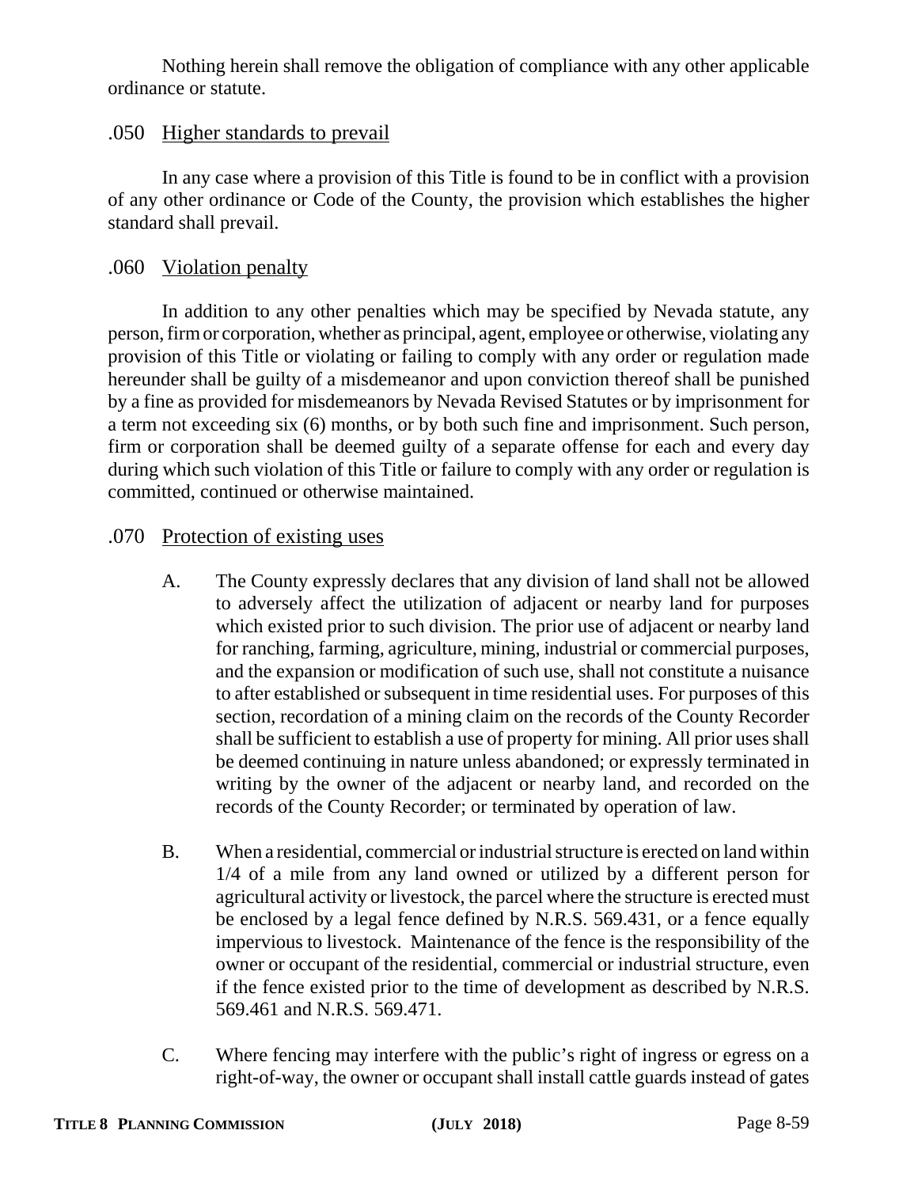Nothing herein shall remove the obligation of compliance with any other applicable ordinance or statute.

### .050 Higher standards to prevail

In any case where a provision of this Title is found to be in conflict with a provision of any other ordinance or Code of the County, the provision which establishes the higher standard shall prevail.

### .060 Violation penalty

In addition to any other penalties which may be specified by Nevada statute, any person, firm or corporation, whether as principal, agent, employee or otherwise, violating any provision of this Title or violating or failing to comply with any order or regulation made hereunder shall be guilty of a misdemeanor and upon conviction thereof shall be punished by a fine as provided for misdemeanors by Nevada Revised Statutes or by imprisonment for a term not exceeding six (6) months, or by both such fine and imprisonment. Such person, firm or corporation shall be deemed guilty of a separate offense for each and every day during which such violation of this Title or failure to comply with any order or regulation is committed, continued or otherwise maintained.

### .070 Protection of existing uses

A. The County expressly declares that any division of land shall not be allowed to adversely affect the utilization of adjacent or nearby land for purposes which existed prior to such division. The prior use of adjacent or nearby land for ranching, farming, agriculture, mining, industrial or commercial purposes, and the expansion or modification of such use, shall not constitute a nuisance to after established or subsequent in time residential uses. For purposes of this section, recordation of a mining claim on the records of the County Recorder shall be sufficient to establish a use of property for mining. All prior uses shall be deemed continuing in nature unless abandoned; or expressly terminated in writing by the owner of the adjacent or nearby land, and recorded on the records of the County Recorder; or terminated by operation of law.

B. When a residential, commercial or industrial structure is erected on land within 1/4 of a mile from any land owned or utilized by a different person for agricultural activity or livestock, the parcel where the structure is erected must be enclosed by a legal fence defined by N.R.S. 569.431, or a fence equally impervious to livestock. Maintenance of the fence is the responsibility of the owner or occupant of the residential, commercial or industrial structure, even if the fence existed prior to the time of development as described by N.R.S. 569.461 and N.R.S. 569.471.

C. Where fencing may interfere with the public's right of ingress or egress on a right-of-way, the owner or occupant shall install cattle guards instead of gates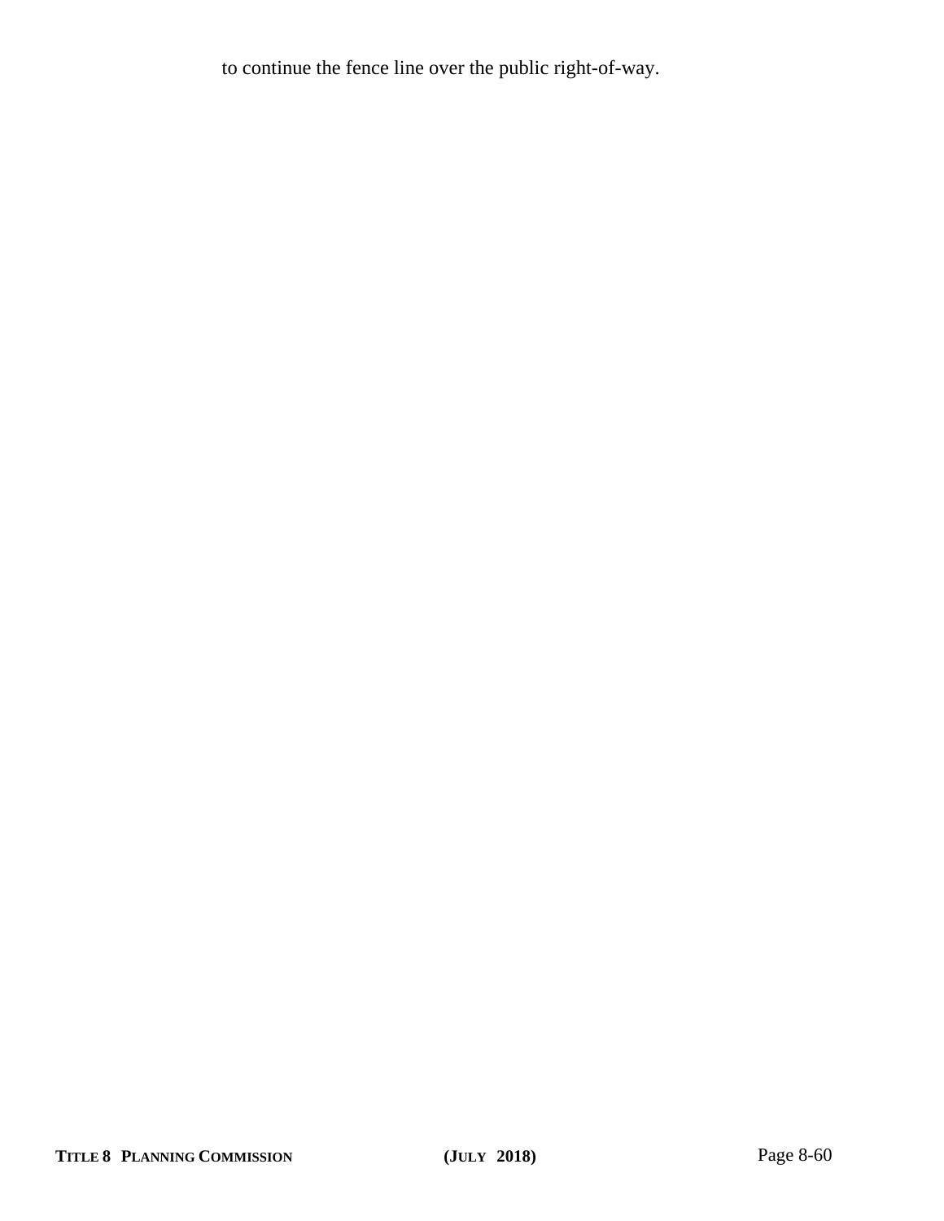to continue the fence line over the public right-of-way.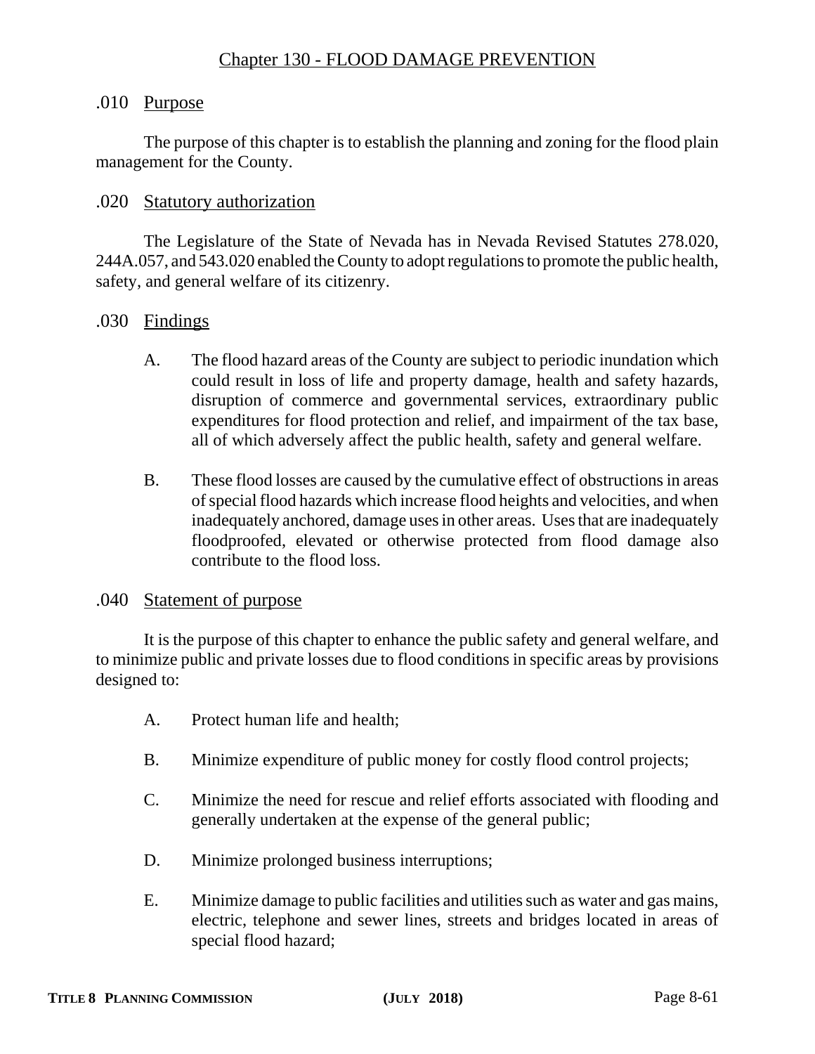# Chapter 130 - FLOOD DAMAGE PREVENTION

## .010 Purpose

The purpose of this chapter is to establish the planning and zoning for the flood plain management for the County.

## .020 Statutory authorization

The Legislature of the State of Nevada has in Nevada Revised Statutes 278.020, 244A.057, and 543.020 enabled the County to adopt regulations to promote the public health, safety, and general welfare of its citizenry.

## .030 Findings

A. The flood hazard areas of the County are subject to periodic inundation which could result in loss of life and property damage, health and safety hazards, disruption of commerce and governmental services, extraordinary public expenditures for flood protection and relief, and impairment of the tax base, all of which adversely affect the public health, safety and general welfare.

B. These flood losses are caused by the cumulative effect of obstructions in areas of special flood hazards which increase flood heights and velocities, and when inadequately anchored, damage uses in other areas. Uses that are inadequately floodproofed, elevated or otherwise protected from flood damage also contribute to the flood loss.

## .040 Statement of purpose

It is the purpose of this chapter to enhance the public safety and general welfare, and to minimize public and private losses due to flood conditions in specific areas by provisions designed to:

A. Protect human life and health;

B. Minimize expenditure of public money for costly flood control projects;

C. Minimize the need for rescue and relief efforts associated with flooding and generally undertaken at the expense of the general public;

D. Minimize prolonged business interruptions;

E. Minimize damage to public facilities and utilities such as water and gas mains, electric, telephone and sewer lines, streets and bridges located in areas of special flood hazard;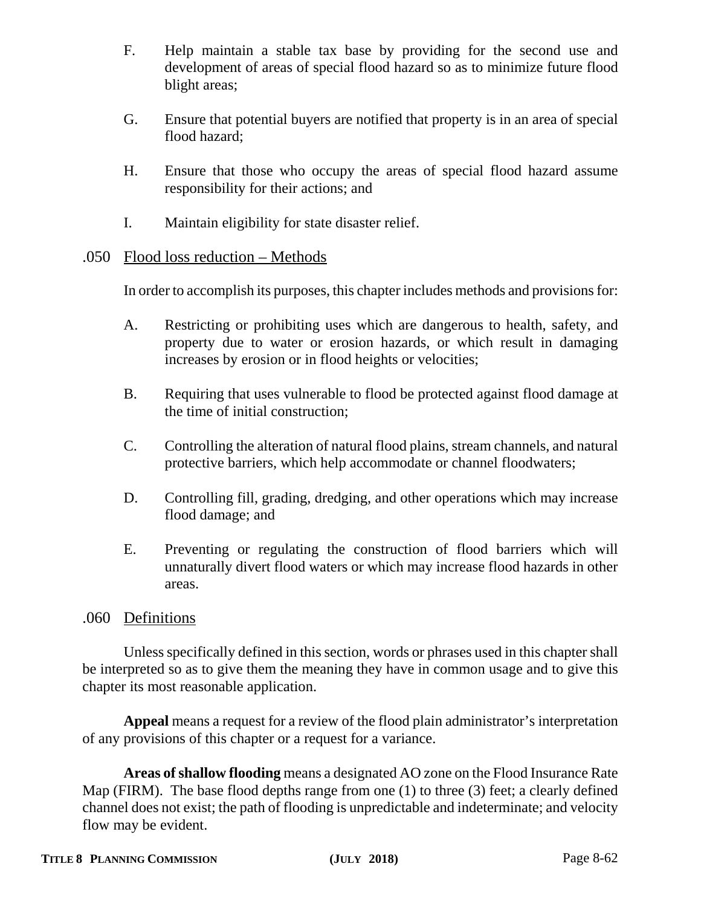F. Help maintain a stable tax base by providing for the second use and development of areas of special flood hazard so as to minimize future flood blight areas;

G. Ensure that potential buyers are notified that property is in an area of special flood hazard;

H. Ensure that those who occupy the areas of special flood hazard assume responsibility for their actions; and

I. Maintain eligibility for state disaster relief.

## .050 Flood loss reduction – Methods

In order to accomplish its purposes, this chapter includes methods and provisions for:

A. Restricting or prohibiting uses which are dangerous to health, safety, and property due to water or erosion hazards, or which result in damaging increases by erosion or in flood heights or velocities;

B. Requiring that uses vulnerable to flood be protected against flood damage at the time of initial construction;

C. Controlling the alteration of natural flood plains, stream channels, and natural protective barriers, which help accommodate or channel floodwaters;

D. Controlling fill, grading, dredging, and other operations which may increase flood damage; and

E. Preventing or regulating the construction of flood barriers which will unnaturally divert flood waters or which may increase flood hazards in other areas.

## .060 Definitions

Unless specifically defined in this section, words or phrases used in this chapter shall be interpreted so as to give them the meaning they have in common usage and to give this chapter its most reasonable application.

**Appeal** means a request for a review of the flood plain administrator's interpretation of any provisions of this chapter or a request for a variance.

**Areas of shallow flooding** means a designated AO zone on the Flood Insurance Rate Map (FIRM). The base flood depths range from one (1) to three (3) feet; a clearly defined channel does not exist; the path of flooding is unpredictable and indeterminate; and velocity flow may be evident.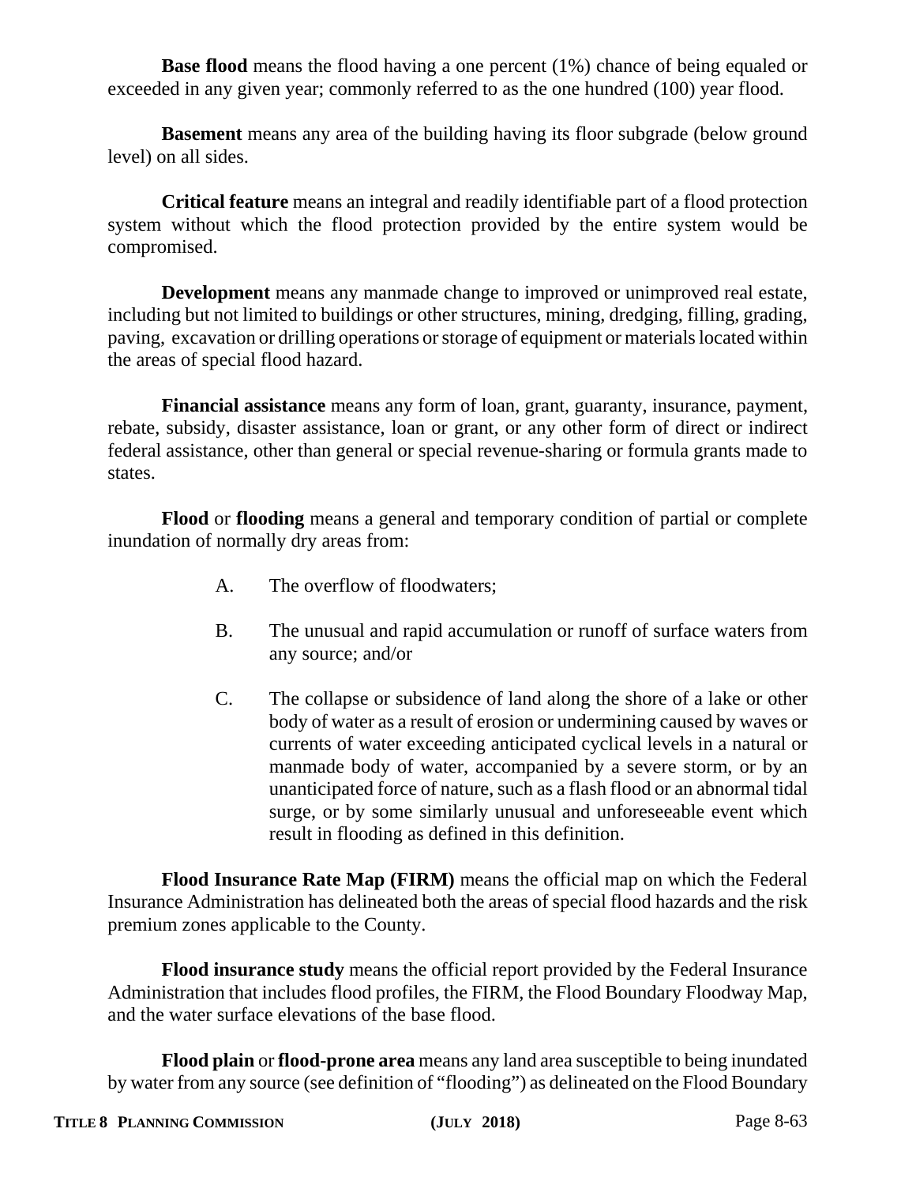**Base flood** means the flood having a one percent (1%) chance of being equaled or exceeded in any given year; commonly referred to as the one hundred (100) year flood.

**Basement** means any area of the building having its floor subgrade (below ground level) on all sides.

**Critical feature** means an integral and readily identifiable part of a flood protection system without which the flood protection provided by the entire system would be compromised.

**Development** means any manmade change to improved or unimproved real estate, including but not limited to buildings or other structures, mining, dredging, filling, grading, paving, excavation or drilling operations or storage of equipment or materials located within the areas of special flood hazard.

**Financial assistance** means any form of loan, grant, guaranty, insurance, payment, rebate, subsidy, disaster assistance, loan or grant, or any other form of direct or indirect federal assistance, other than general or special revenue-sharing or formula grants made to states.

**Flood** or **flooding** means a general and temporary condition of partial or complete inundation of normally dry areas from:

A. The overflow of floodwaters;

B. The unusual and rapid accumulation or runoff of surface waters from any source; and/or

C. The collapse or subsidence of land along the shore of a lake or other body of water as a result of erosion or undermining caused by waves or currents of water exceeding anticipated cyclical levels in a natural or manmade body of water, accompanied by a severe storm, or by an unanticipated force of nature, such as a flash flood or an abnormal tidal surge, or by some similarly unusual and unforeseeable event which result in flooding as defined in this definition.

**Flood Insurance Rate Map (FIRM)** means the official map on which the Federal Insurance Administration has delineated both the areas of special flood hazards and the risk premium zones applicable to the County.

**Flood insurance study** means the official report provided by the Federal Insurance Administration that includes flood profiles, the FIRM, the Flood Boundary Floodway Map, and the water surface elevations of the base flood.

**Flood plain** or **flood-prone area** means any land area susceptible to being inundated by water from any source (see definition of "flooding") as delineated on the Flood Boundary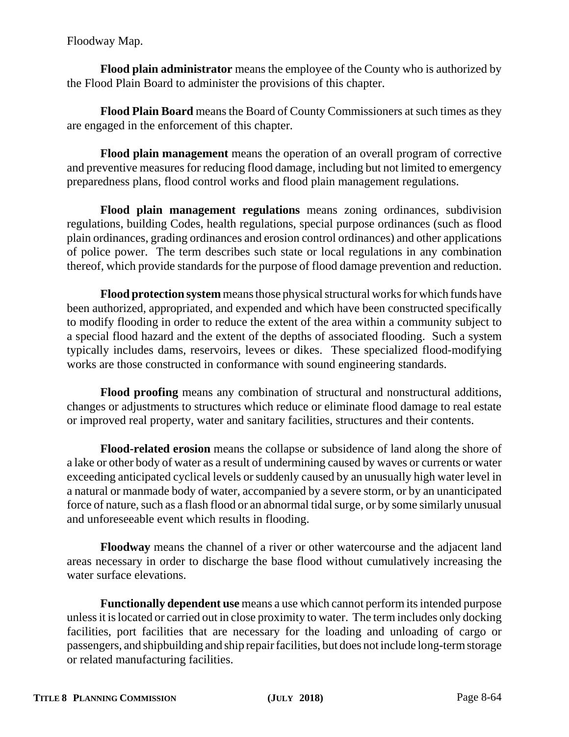Floodway Map.

**Flood plain administrator** means the employee of the County who is authorized by the Flood Plain Board to administer the provisions of this chapter.

**Flood Plain Board** means the Board of County Commissioners at such times as they are engaged in the enforcement of this chapter.

**Flood plain management** means the operation of an overall program of corrective and preventive measures for reducing flood damage, including but not limited to emergency preparedness plans, flood control works and flood plain management regulations.

**Flood plain management regulations** means zoning ordinances, subdivision regulations, building Codes, health regulations, special purpose ordinances (such as flood plain ordinances, grading ordinances and erosion control ordinances) and other applications of police power. The term describes such state or local regulations in any combination thereof, which provide standards for the purpose of flood damage prevention and reduction.

**Flood protection system** means those physical structural works for which funds have been authorized, appropriated, and expended and which have been constructed specifically to modify flooding in order to reduce the extent of the area within a community subject to a special flood hazard and the extent of the depths of associated flooding. Such a system typically includes dams, reservoirs, levees or dikes. These specialized flood-modifying works are those constructed in conformance with sound engineering standards.

**Flood proofing** means any combination of structural and nonstructural additions, changes or adjustments to structures which reduce or eliminate flood damage to real estate or improved real property, water and sanitary facilities, structures and their contents.

**Flood-related erosion** means the collapse or subsidence of land along the shore of a lake or other body of water as a result of undermining caused by waves or currents or water exceeding anticipated cyclical levels or suddenly caused by an unusually high water level in a natural or manmade body of water, accompanied by a severe storm, or by an unanticipated force of nature, such as a flash flood or an abnormal tidal surge, or by some similarly unusual and unforeseeable event which results in flooding.

**Floodway** means the channel of a river or other watercourse and the adjacent land areas necessary in order to discharge the base flood without cumulatively increasing the water surface elevations.

**Functionally dependent use** means a use which cannot perform its intended purpose unless it is located or carried out in close proximity to water. The term includes only docking facilities, port facilities that are necessary for the loading and unloading of cargo or passengers, and shipbuilding and ship repair facilities, but does not include long-term storage or related manufacturing facilities.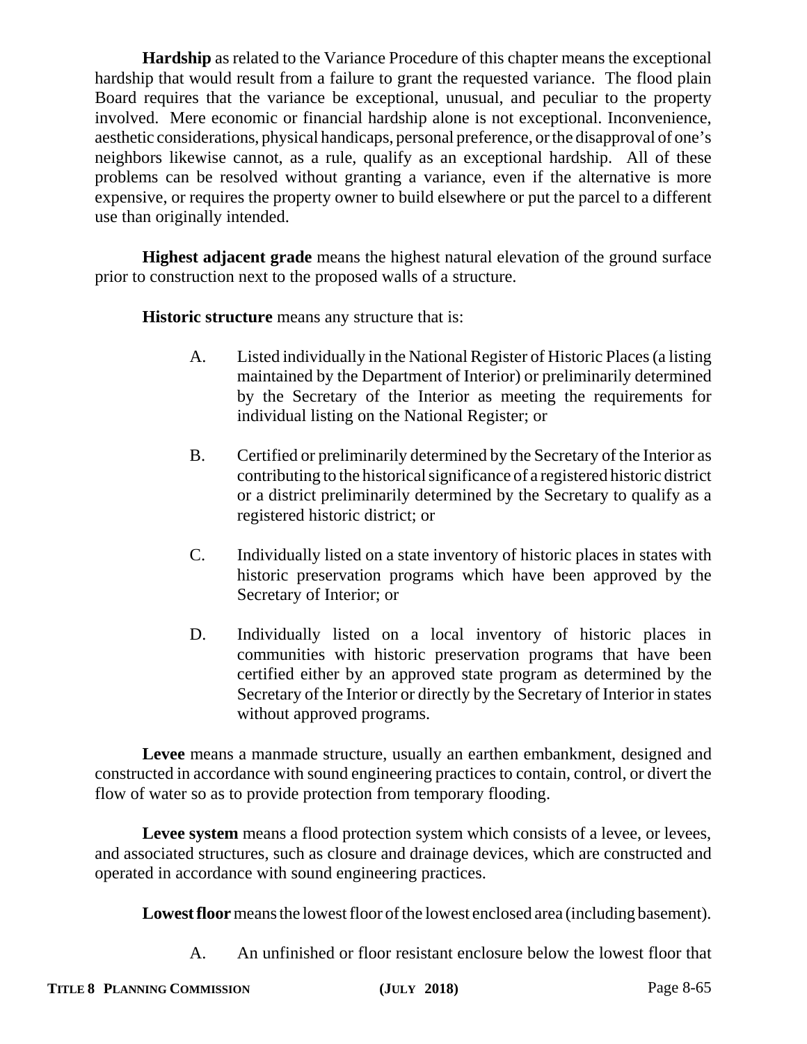**Hardship** as related to the Variance Procedure of this chapter means the exceptional hardship that would result from a failure to grant the requested variance. The flood plain Board requires that the variance be exceptional, unusual, and peculiar to the property involved. Mere economic or financial hardship alone is not exceptional. Inconvenience, aesthetic considerations, physical handicaps, personal preference, or the disapproval of one's neighbors likewise cannot, as a rule, qualify as an exceptional hardship. All of these problems can be resolved without granting a variance, even if the alternative is more expensive, or requires the property owner to build elsewhere or put the parcel to a different use than originally intended.

**Highest adjacent grade** means the highest natural elevation of the ground surface prior to construction next to the proposed walls of a structure.

**Historic structure** means any structure that is:

A. Listed individually in the National Register of Historic Places (a listing maintained by the Department of Interior) or preliminarily determined by the Secretary of the Interior as meeting the requirements for individual listing on the National Register; or

B. Certified or preliminarily determined by the Secretary of the Interior as contributing to the historical significance of a registered historic district or a district preliminarily determined by the Secretary to qualify as a registered historic district; or

C. Individually listed on a state inventory of historic places in states with historic preservation programs which have been approved by the Secretary of Interior; or

D. Individually listed on a local inventory of historic places in communities with historic preservation programs that have been certified either by an approved state program as determined by the Secretary of the Interior or directly by the Secretary of Interior in states without approved programs.

**Levee** means a manmade structure, usually an earthen embankment, designed and constructed in accordance with sound engineering practices to contain, control, or divert the flow of water so as to provide protection from temporary flooding.

**Levee system** means a flood protection system which consists of a levee, or levees, and associated structures, such as closure and drainage devices, which are constructed and operated in accordance with sound engineering practices.

**Lowest floor** means the lowest floor of the lowest enclosed area (including basement).

A. An unfinished or floor resistant enclosure below the lowest floor that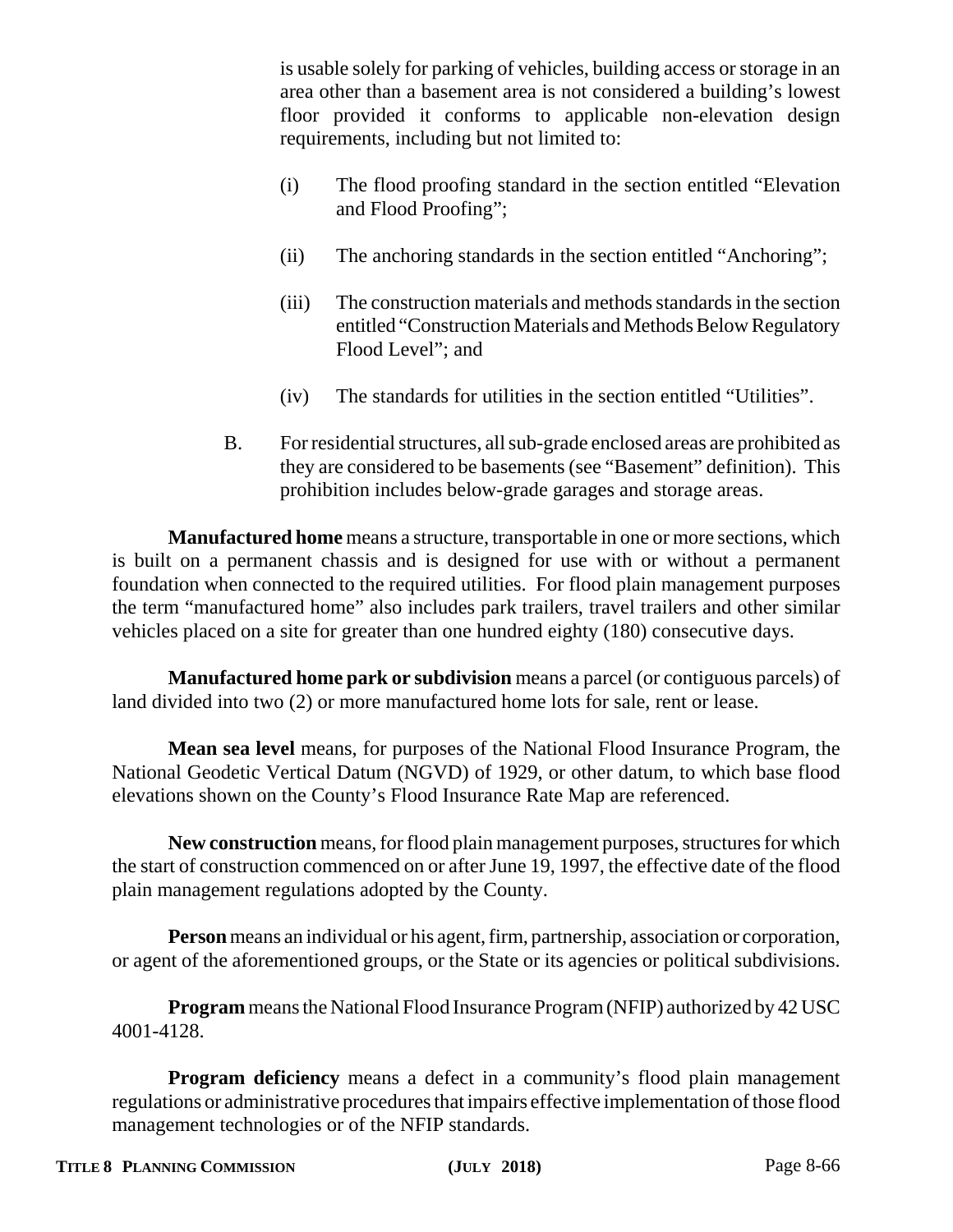is usable solely for parking of vehicles, building access or storage in an area other than a basement area is not considered a building's lowest floor provided it conforms to applicable non-elevation design requirements, including but not limited to:

(i) The flood proofing standard in the section entitled "Elevation and Flood Proofing";

(ii) The anchoring standards in the section entitled "Anchoring";

(iii) The construction materials and methods standards in the section entitled "Construction Materials and Methods Below Regulatory Flood Level"; and

(iv) The standards for utilities in the section entitled "Utilities".

B. For residential structures, all sub-grade enclosed areas are prohibited as they are considered to be basements (see "Basement" definition). This prohibition includes below-grade garages and storage areas.

**Manufactured home** means a structure, transportable in one or more sections, which is built on a permanent chassis and is designed for use with or without a permanent foundation when connected to the required utilities. For flood plain management purposes the term "manufactured home" also includes park trailers, travel trailers and other similar vehicles placed on a site for greater than one hundred eighty (180) consecutive days.

**Manufactured home park or subdivision** means a parcel (or contiguous parcels) of land divided into two (2) or more manufactured home lots for sale, rent or lease.

**Mean sea level** means, for purposes of the National Flood Insurance Program, the National Geodetic Vertical Datum (NGVD) of 1929, or other datum, to which base flood elevations shown on the County's Flood Insurance Rate Map are referenced.

**New construction** means, for flood plain management purposes, structures for which the start of construction commenced on or after June 19, 1997, the effective date of the flood plain management regulations adopted by the County.

**Person** means an individual or his agent, firm, partnership, association or corporation, or agent of the aforementioned groups, or the State or its agencies or political subdivisions.

**Program** means the National Flood Insurance Program (NFIP) authorized by 42 USC 4001-4128.

**Program deficiency** means a defect in a community's flood plain management regulations or administrative procedures that impairs effective implementation of those flood management technologies or of the NFIP standards.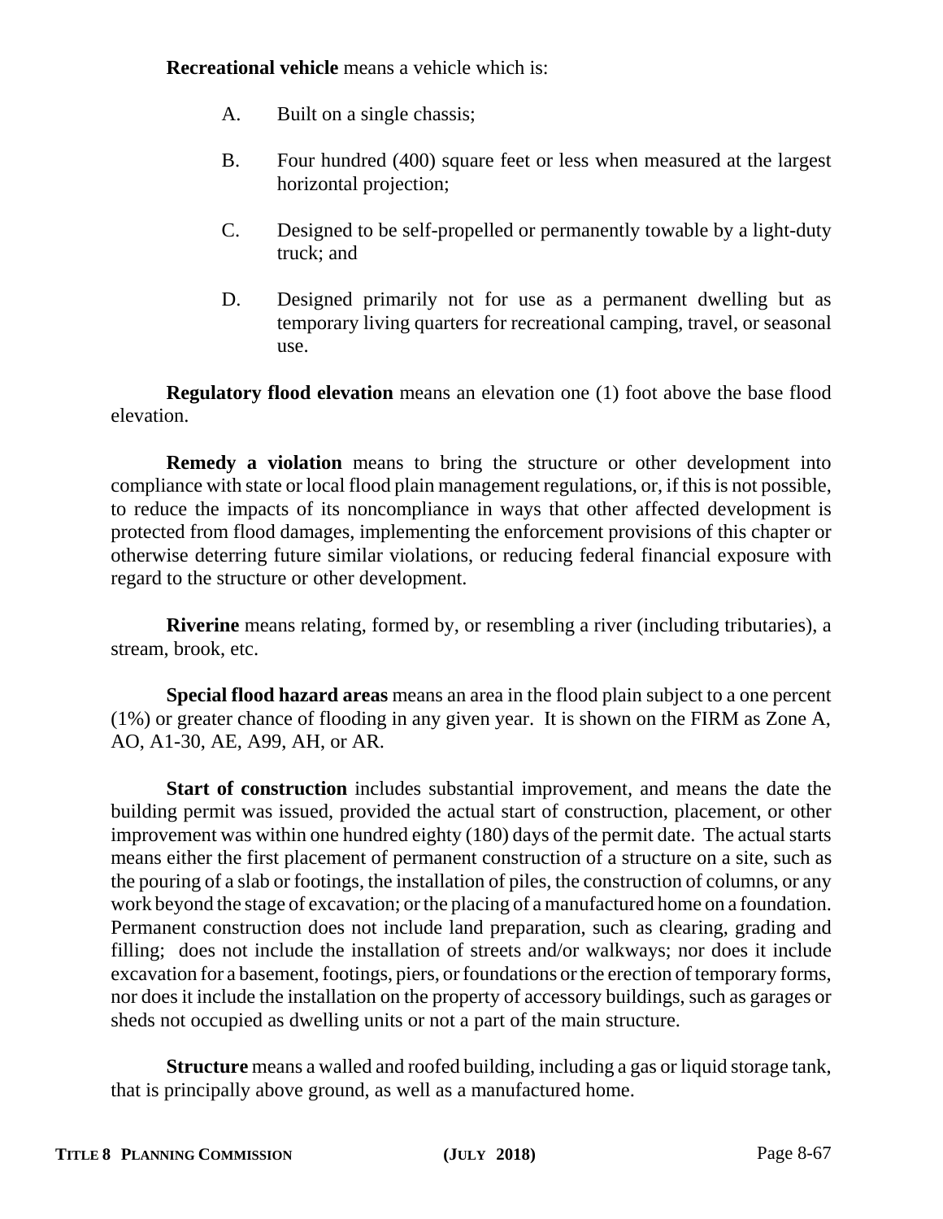**Recreational vehicle** means a vehicle which is:

A. Built on a single chassis;

B. Four hundred (400) square feet or less when measured at the largest horizontal projection;

C. Designed to be self-propelled or permanently towable by a light-duty truck; and

D. Designed primarily not for use as a permanent dwelling but as temporary living quarters for recreational camping, travel, or seasonal use.

**Regulatory flood elevation** means an elevation one (1) foot above the base flood elevation.

**Remedy a violation** means to bring the structure or other development into compliance with state or local flood plain management regulations, or, if this is not possible, to reduce the impacts of its noncompliance in ways that other affected development is protected from flood damages, implementing the enforcement provisions of this chapter or otherwise deterring future similar violations, or reducing federal financial exposure with regard to the structure or other development.

**Riverine** means relating, formed by, or resembling a river (including tributaries), a stream, brook, etc.

**Special flood hazard areas** means an area in the flood plain subject to a one percent (1%) or greater chance of flooding in any given year. It is shown on the FIRM as Zone A, AO, A1-30, AE, A99, AH, or AR.

**Start of construction** includes substantial improvement, and means the date the building permit was issued, provided the actual start of construction, placement, or other improvement was within one hundred eighty (180) days of the permit date. The actual starts means either the first placement of permanent construction of a structure on a site, such as the pouring of a slab or footings, the installation of piles, the construction of columns, or any work beyond the stage of excavation; or the placing of a manufactured home on a foundation. Permanent construction does not include land preparation, such as clearing, grading and filling; does not include the installation of streets and/or walkways; nor does it include excavation for a basement, footings, piers, or foundations or the erection of temporary forms, nor does it include the installation on the property of accessory buildings, such as garages or sheds not occupied as dwelling units or not a part of the main structure.

**Structure** means a walled and roofed building, including a gas or liquid storage tank, that is principally above ground, as well as a manufactured home.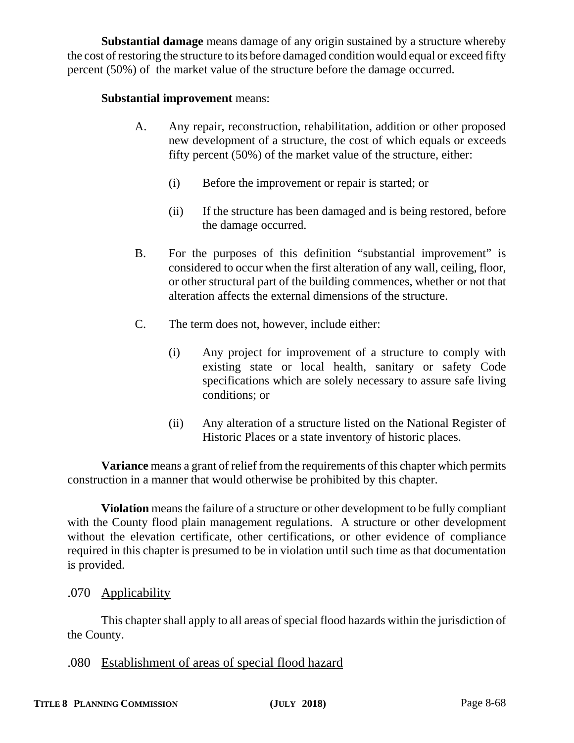**Substantial damage** means damage of any origin sustained by a structure whereby the cost of restoring the structure to its before damaged condition would equal or exceed fifty percent (50%) of the market value of the structure before the damage occurred.

**Substantial improvement** means:

A. Any repair, reconstruction, rehabilitation, addition or other proposed new development of a structure, the cost of which equals or exceeds fifty percent (50%) of the market value of the structure, either:

   (i) Before the improvement or repair is started; or

   (ii) If the structure has been damaged and is being restored, before the damage occurred.

B. For the purposes of this definition "substantial improvement" is considered to occur when the first alteration of any wall, ceiling, floor, or other structural part of the building commences, whether or not that alteration affects the external dimensions of the structure.

C. The term does not, however, include either:

   (i) Any project for improvement of a structure to comply with existing state or local health, sanitary or safety Code specifications which are solely necessary to assure safe living conditions; or

   (ii) Any alteration of a structure listed on the National Register of Historic Places or a state inventory of historic places.

**Variance** means a grant of relief from the requirements of this chapter which permits construction in a manner that would otherwise be prohibited by this chapter.

**Violation** means the failure of a structure or other development to be fully compliant with the County flood plain management regulations. A structure or other development without the elevation certificate, other certifications, or other evidence of compliance required in this chapter is presumed to be in violation until such time as that documentation is provided.

## .070 Applicability

This chapter shall apply to all areas of special flood hazards within the jurisdiction of the County.

## .080 Establishment of areas of special flood hazard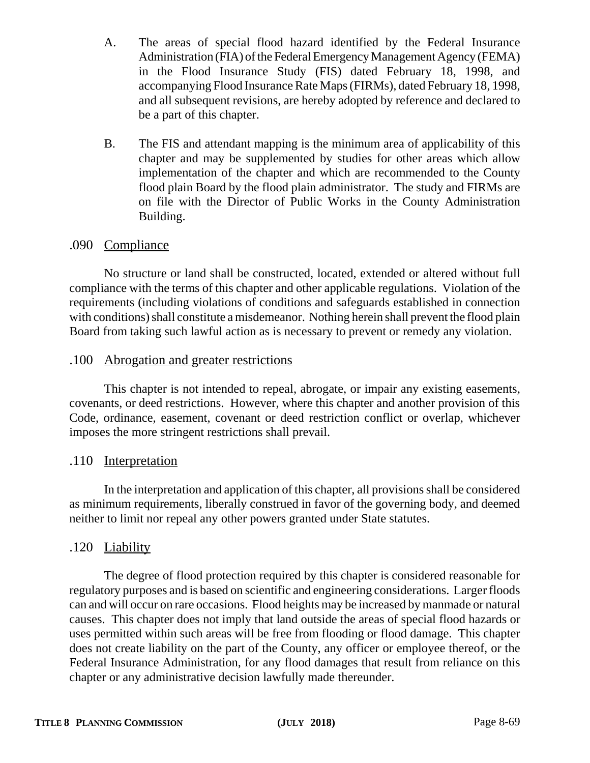A. The areas of special flood hazard identified by the Federal Insurance Administration (FIA) of the Federal Emergency Management Agency (FEMA) in the Flood Insurance Study (FIS) dated February 18, 1998, and accompanying Flood Insurance Rate Maps (FIRMs), dated February 18, 1998, and all subsequent revisions, are hereby adopted by reference and declared to be a part of this chapter.

B. The FIS and attendant mapping is the minimum area of applicability of this chapter and may be supplemented by studies for other areas which allow implementation of the chapter and which are recommended to the County flood plain Board by the flood plain administrator. The study and FIRMs are on file with the Director of Public Works in the County Administration Building.

### .090 Compliance

No structure or land shall be constructed, located, extended or altered without full compliance with the terms of this chapter and other applicable regulations. Violation of the requirements (including violations of conditions and safeguards established in connection with conditions) shall constitute a misdemeanor. Nothing herein shall prevent the flood plain Board from taking such lawful action as is necessary to prevent or remedy any violation.

### .100 Abrogation and greater restrictions

This chapter is not intended to repeal, abrogate, or impair any existing easements, covenants, or deed restrictions. However, where this chapter and another provision of this Code, ordinance, easement, covenant or deed restriction conflict or overlap, whichever imposes the more stringent restrictions shall prevail.

### .110 Interpretation

In the interpretation and application of this chapter, all provisions shall be considered as minimum requirements, liberally construed in favor of the governing body, and deemed neither to limit nor repeal any other powers granted under State statutes.

### .120 Liability

The degree of flood protection required by this chapter is considered reasonable for regulatory purposes and is based on scientific and engineering considerations. Larger floods can and will occur on rare occasions. Flood heights may be increased by manmade or natural causes. This chapter does not imply that land outside the areas of special flood hazards or uses permitted within such areas will be free from flooding or flood damage. This chapter does not create liability on the part of the County, any officer or employee thereof, or the Federal Insurance Administration, for any flood damages that result from reliance on this chapter or any administrative decision lawfully made thereunder.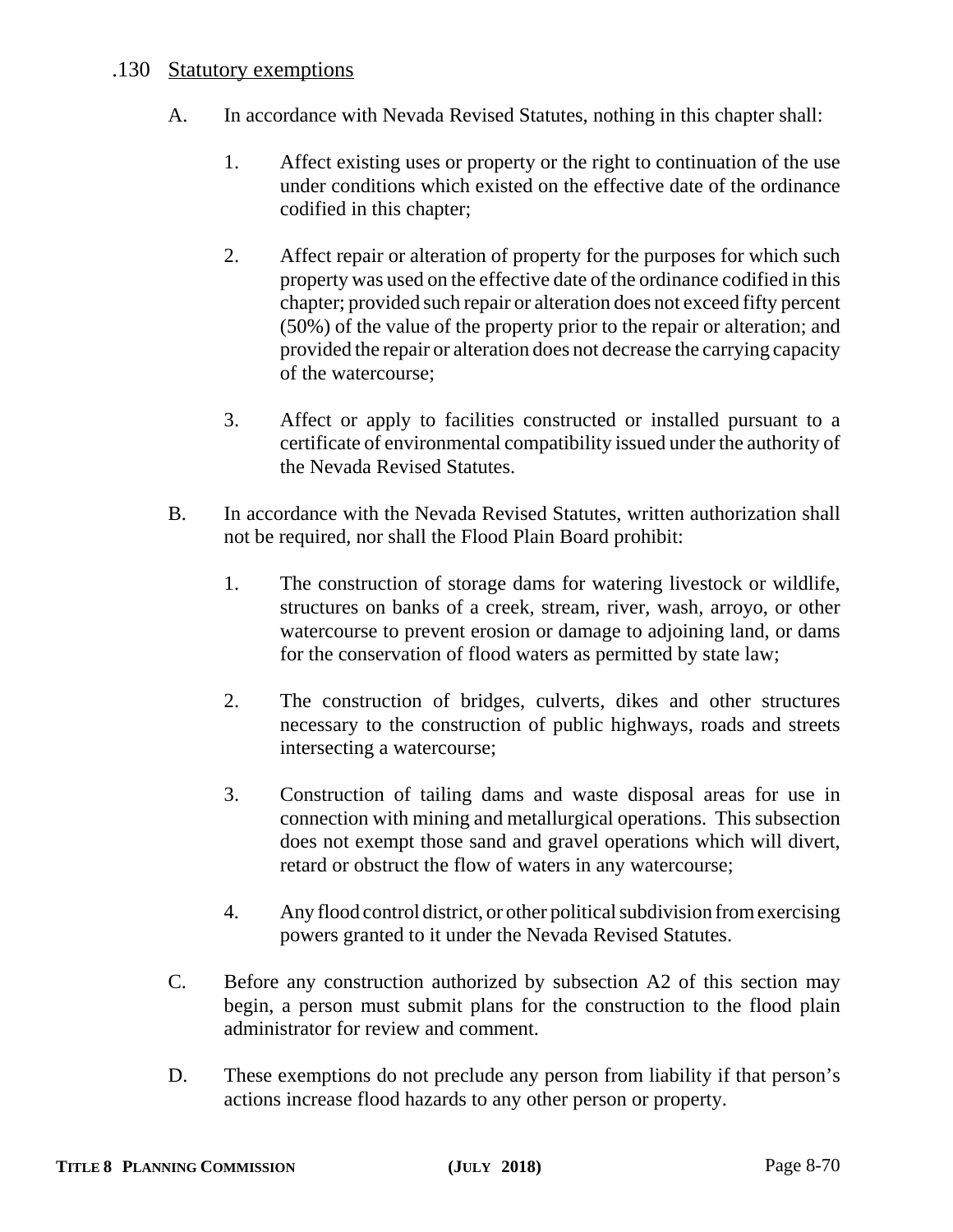.130 <u>Statutory exemptions</u>

A. In accordance with Nevada Revised Statutes, nothing in this chapter shall:

1. Affect existing uses or property or the right to continuation of the use under conditions which existed on the effective date of the ordinance codified in this chapter;

2. Affect repair or alteration of property for the purposes for which such property was used on the effective date of the ordinance codified in this chapter; provided such repair or alteration does not exceed fifty percent (50%) of the value of the property prior to the repair or alteration; and provided the repair or alteration does not decrease the carrying capacity of the watercourse;

3. Affect or apply to facilities constructed or installed pursuant to a certificate of environmental compatibility issued under the authority of the Nevada Revised Statutes.

B. In accordance with the Nevada Revised Statutes, written authorization shall not be required, nor shall the Flood Plain Board prohibit:

1. The construction of storage dams for watering livestock or wildlife, structures on banks of a creek, stream, river, wash, arroyo, or other watercourse to prevent erosion or damage to adjoining land, or dams for the conservation of flood waters as permitted by state law;

2. The construction of bridges, culverts, dikes and other structures necessary to the construction of public highways, roads and streets intersecting a watercourse;

3. Construction of tailing dams and waste disposal areas for use in connection with mining and metallurgical operations. This subsection does not exempt those sand and gravel operations which will divert, retard or obstruct the flow of waters in any watercourse;

4. Any flood control district, or other political subdivision from exercising powers granted to it under the Nevada Revised Statutes.

C. Before any construction authorized by subsection A2 of this section may begin, a person must submit plans for the construction to the flood plain administrator for review and comment.

D. These exemptions do not preclude any person from liability if that person's actions increase flood hazards to any other person or property.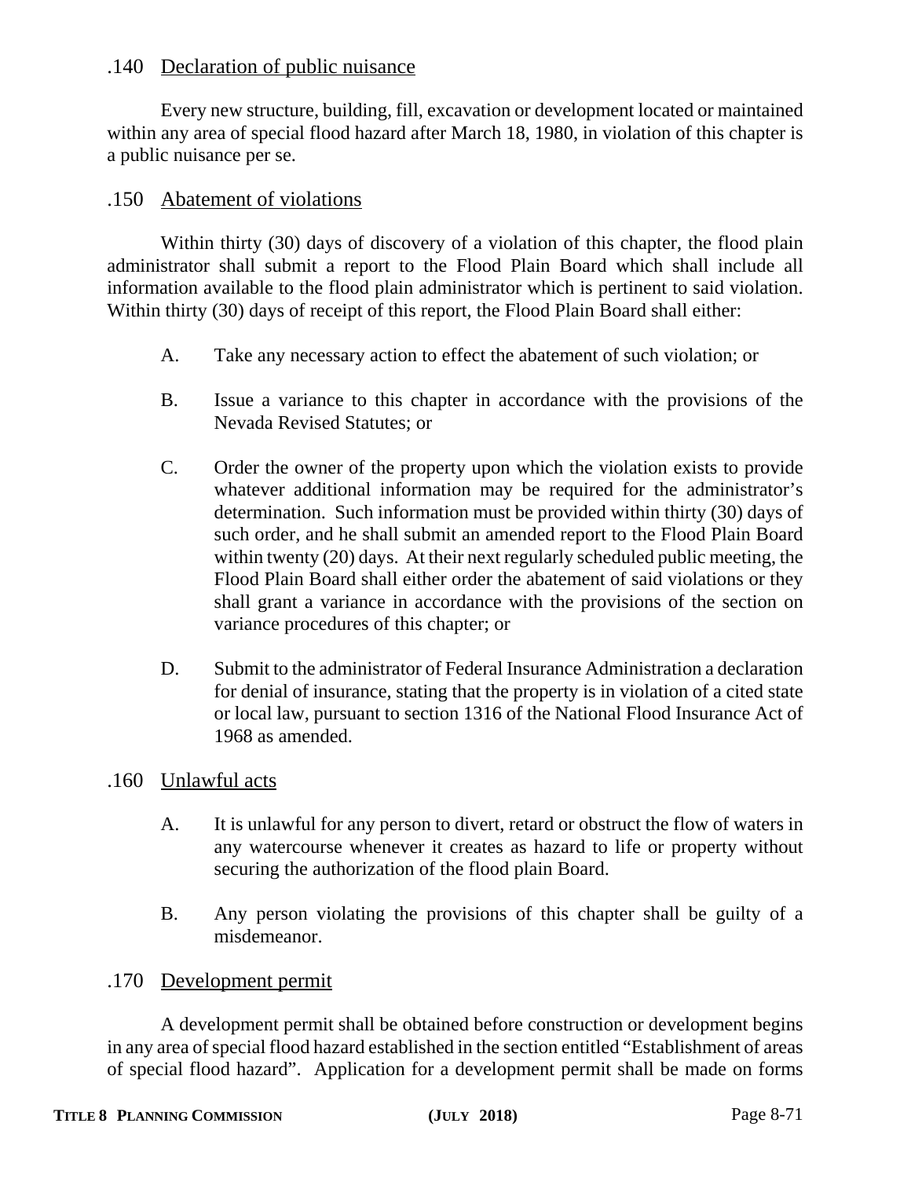### .140 Declaration of public nuisance

Every new structure, building, fill, excavation or development located or maintained within any area of special flood hazard after March 18, 1980, in violation of this chapter is a public nuisance per se.

### .150 Abatement of violations

Within thirty (30) days of discovery of a violation of this chapter, the flood plain administrator shall submit a report to the Flood Plain Board which shall include all information available to the flood plain administrator which is pertinent to said violation. Within thirty (30) days of receipt of this report, the Flood Plain Board shall either:

A. Take any necessary action to effect the abatement of such violation; or

B. Issue a variance to this chapter in accordance with the provisions of the Nevada Revised Statutes; or

C. Order the owner of the property upon which the violation exists to provide whatever additional information may be required for the administrator's determination. Such information must be provided within thirty (30) days of such order, and he shall submit an amended report to the Flood Plain Board within twenty (20) days. At their next regularly scheduled public meeting, the Flood Plain Board shall either order the abatement of said violations or they shall grant a variance in accordance with the provisions of the section on variance procedures of this chapter; or

D. Submit to the administrator of Federal Insurance Administration a declaration for denial of insurance, stating that the property is in violation of a cited state or local law, pursuant to section 1316 of the National Flood Insurance Act of 1968 as amended.

### .160 Unlawful acts

A. It is unlawful for any person to divert, retard or obstruct the flow of waters in any watercourse whenever it creates as hazard to life or property without securing the authorization of the flood plain Board.

B. Any person violating the provisions of this chapter shall be guilty of a misdemeanor.

### .170 Development permit

A development permit shall be obtained before construction or development begins in any area of special flood hazard established in the section entitled "Establishment of areas of special flood hazard". Application for a development permit shall be made on forms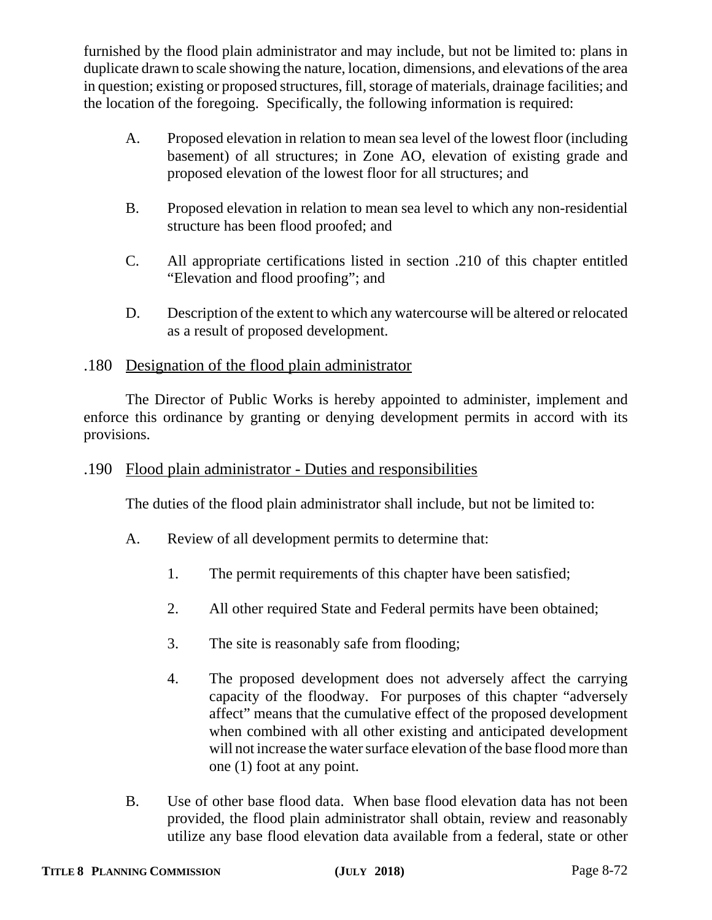furnished by the flood plain administrator and may include, but not be limited to: plans in duplicate drawn to scale showing the nature, location, dimensions, and elevations of the area in question; existing or proposed structures, fill, storage of materials, drainage facilities; and the location of the foregoing. Specifically, the following information is required:

A. Proposed elevation in relation to mean sea level of the lowest floor (including basement) of all structures; in Zone AO, elevation of existing grade and proposed elevation of the lowest floor for all structures; and

B. Proposed elevation in relation to mean sea level to which any non-residential structure has been flood proofed; and

C. All appropriate certifications listed in section .210 of this chapter entitled "Elevation and flood proofing"; and

D. Description of the extent to which any watercourse will be altered or relocated as a result of proposed development.

## .180 Designation of the flood plain administrator

The Director of Public Works is hereby appointed to administer, implement and enforce this ordinance by granting or denying development permits in accord with its provisions.

## .190 Flood plain administrator - Duties and responsibilities

The duties of the flood plain administrator shall include, but not be limited to:

A. Review of all development permits to determine that:

1. The permit requirements of this chapter have been satisfied;

2. All other required State and Federal permits have been obtained;

3. The site is reasonably safe from flooding;

4. The proposed development does not adversely affect the carrying capacity of the floodway. For purposes of this chapter "adversely affect" means that the cumulative effect of the proposed development when combined with all other existing and anticipated development will not increase the water surface elevation of the base flood more than one (1) foot at any point.

B. Use of other base flood data. When base flood elevation data has not been provided, the flood plain administrator shall obtain, review and reasonably utilize any base flood elevation data available from a federal, state or other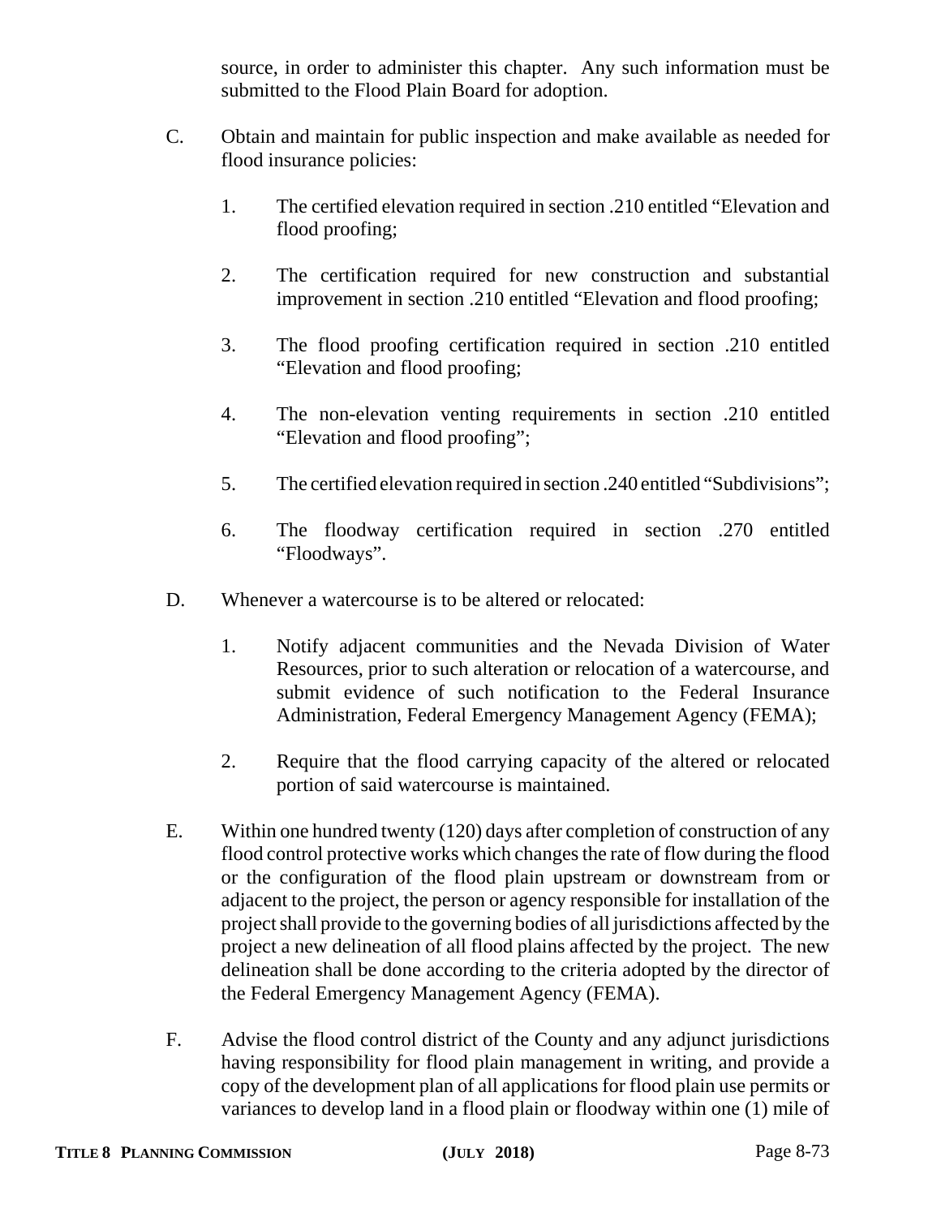source, in order to administer this chapter. Any such information must be submitted to the Flood Plain Board for adoption.

C. Obtain and maintain for public inspection and make available as needed for flood insurance policies:

   1. The certified elevation required in section .210 entitled "Elevation and flood proofing;

   2. The certification required for new construction and substantial improvement in section .210 entitled "Elevation and flood proofing;

   3. The flood proofing certification required in section .210 entitled "Elevation and flood proofing;

   4. The non-elevation venting requirements in section .210 entitled "Elevation and flood proofing";

   5. The certified elevation required in section .240 entitled "Subdivisions";

   6. The floodway certification required in section .270 entitled "Floodways".

D. Whenever a watercourse is to be altered or relocated:

   1. Notify adjacent communities and the Nevada Division of Water Resources, prior to such alteration or relocation of a watercourse, and submit evidence of such notification to the Federal Insurance Administration, Federal Emergency Management Agency (FEMA);

   2. Require that the flood carrying capacity of the altered or relocated portion of said watercourse is maintained.

E. Within one hundred twenty (120) days after completion of construction of any flood control protective works which changes the rate of flow during the flood or the configuration of the flood plain upstream or downstream from or adjacent to the project, the person or agency responsible for installation of the project shall provide to the governing bodies of all jurisdictions affected by the project a new delineation of all flood plains affected by the project. The new delineation shall be done according to the criteria adopted by the director of the Federal Emergency Management Agency (FEMA).

F. Advise the flood control district of the County and any adjunct jurisdictions having responsibility for flood plain management in writing, and provide a copy of the development plan of all applications for flood plain use permits or variances to develop land in a flood plain or floodway within one (1) mile of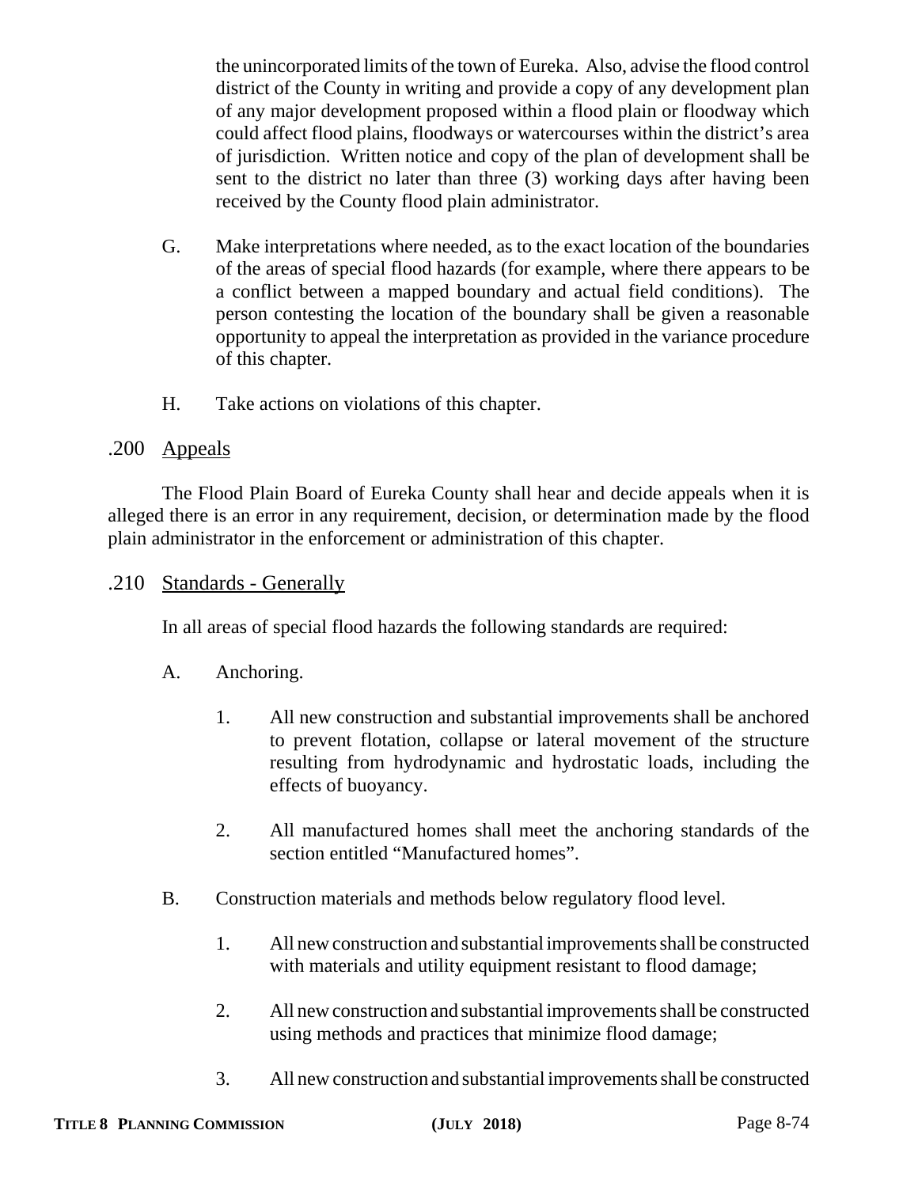the unincorporated limits of the town of Eureka. Also, advise the flood control district of the County in writing and provide a copy of any development plan of any major development proposed within a flood plain or floodway which could affect flood plains, floodways or watercourses within the district's area of jurisdiction. Written notice and copy of the plan of development shall be sent to the district no later than three (3) working days after having been received by the County flood plain administrator.

G. Make interpretations where needed, as to the exact location of the boundaries of the areas of special flood hazards (for example, where there appears to be a conflict between a mapped boundary and actual field conditions). The person contesting the location of the boundary shall be given a reasonable opportunity to appeal the interpretation as provided in the variance procedure of this chapter.

H. Take actions on violations of this chapter.

.200 Appeals

The Flood Plain Board of Eureka County shall hear and decide appeals when it is alleged there is an error in any requirement, decision, or determination made by the flood plain administrator in the enforcement or administration of this chapter.

.210 Standards - Generally

In all areas of special flood hazards the following standards are required:

A. Anchoring.

1. All new construction and substantial improvements shall be anchored to prevent flotation, collapse or lateral movement of the structure resulting from hydrodynamic and hydrostatic loads, including the effects of buoyancy.

2. All manufactured homes shall meet the anchoring standards of the section entitled "Manufactured homes".

B. Construction materials and methods below regulatory flood level.

1. All new construction and substantial improvements shall be constructed with materials and utility equipment resistant to flood damage;

2. All new construction and substantial improvements shall be constructed using methods and practices that minimize flood damage;

3. All new construction and substantial improvements shall be constructed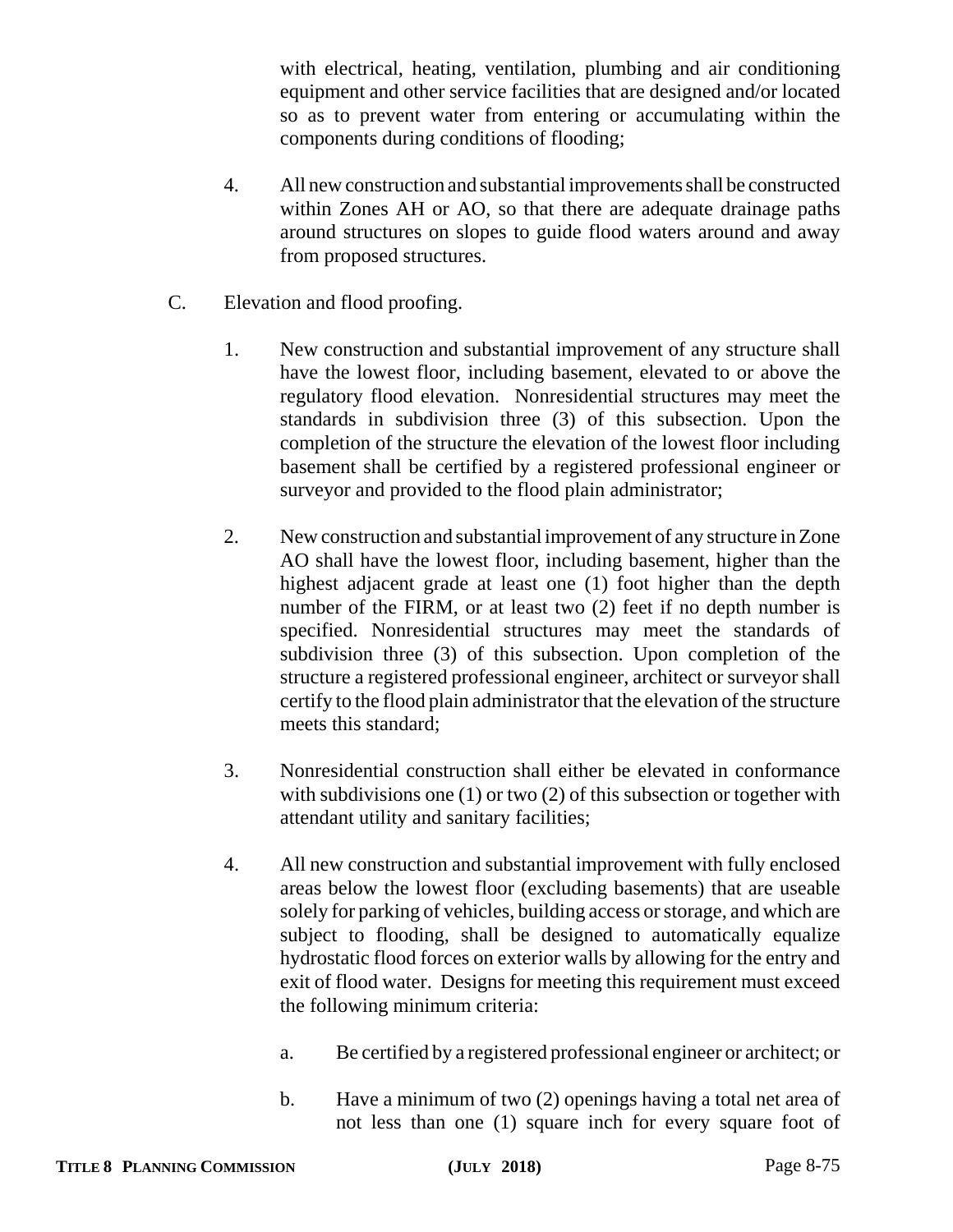with electrical, heating, ventilation, plumbing and air conditioning equipment and other service facilities that are designed and/or located so as to prevent water from entering or accumulating within the components during conditions of flooding;

4. All new construction and substantial improvements shall be constructed within Zones AH or AO, so that there are adequate drainage paths around structures on slopes to guide flood waters around and away from proposed structures.

C. Elevation and flood proofing.

1. New construction and substantial improvement of any structure shall have the lowest floor, including basement, elevated to or above the regulatory flood elevation. Nonresidential structures may meet the standards in subdivision three (3) of this subsection. Upon the completion of the structure the elevation of the lowest floor including basement shall be certified by a registered professional engineer or surveyor and provided to the flood plain administrator;

2. New construction and substantial improvement of any structure in Zone AO shall have the lowest floor, including basement, higher than the highest adjacent grade at least one (1) foot higher than the depth number of the FIRM, or at least two (2) feet if no depth number is specified. Nonresidential structures may meet the standards of subdivision three (3) of this subsection. Upon completion of the structure a registered professional engineer, architect or surveyor shall certify to the flood plain administrator that the elevation of the structure meets this standard;

3. Nonresidential construction shall either be elevated in conformance with subdivisions one (1) or two (2) of this subsection or together with attendant utility and sanitary facilities;

4. All new construction and substantial improvement with fully enclosed areas below the lowest floor (excluding basements) that are useable solely for parking of vehicles, building access or storage, and which are subject to flooding, shall be designed to automatically equalize hydrostatic flood forces on exterior walls by allowing for the entry and exit of flood water. Designs for meeting this requirement must exceed the following minimum criteria:

   a. Be certified by a registered professional engineer or architect; or

   b. Have a minimum of two (2) openings having a total net area of not less than one (1) square inch for every square foot of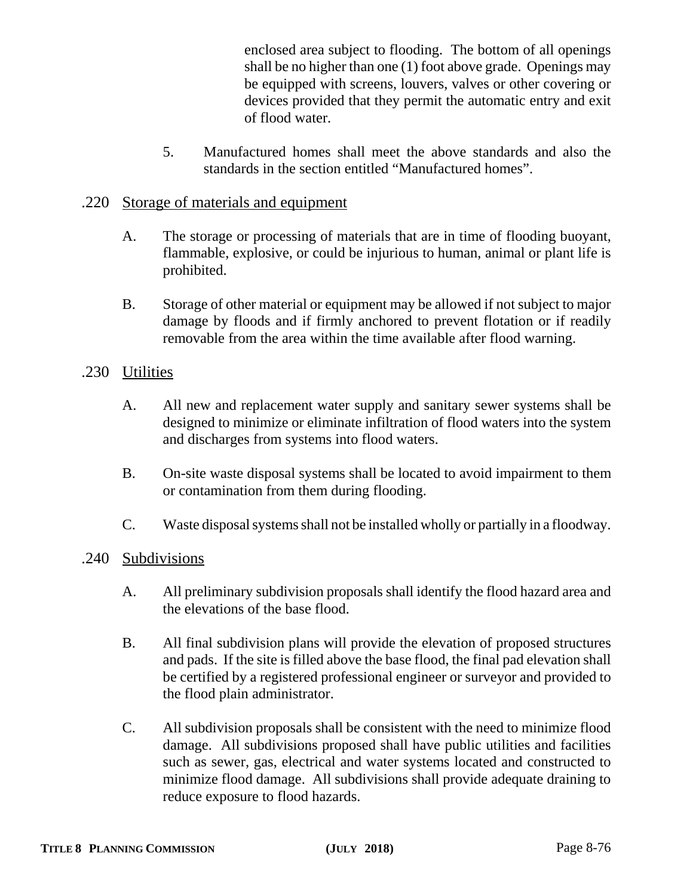enclosed area subject to flooding. The bottom of all openings shall be no higher than one (1) foot above grade. Openings may be equipped with screens, louvers, valves or other covering or devices provided that they permit the automatic entry and exit of flood water.

5. Manufactured homes shall meet the above standards and also the standards in the section entitled "Manufactured homes".

.220 Storage of materials and equipment

A. The storage or processing of materials that are in time of flooding buoyant, flammable, explosive, or could be injurious to human, animal or plant life is prohibited.

B. Storage of other material or equipment may be allowed if not subject to major damage by floods and if firmly anchored to prevent flotation or if readily removable from the area within the time available after flood warning.

.230 Utilities

A. All new and replacement water supply and sanitary sewer systems shall be designed to minimize or eliminate infiltration of flood waters into the system and discharges from systems into flood waters.

B. On-site waste disposal systems shall be located to avoid impairment to them or contamination from them during flooding.

C. Waste disposal systems shall not be installed wholly or partially in a floodway.

.240 Subdivisions

A. All preliminary subdivision proposals shall identify the flood hazard area and the elevations of the base flood.

B. All final subdivision plans will provide the elevation of proposed structures and pads. If the site is filled above the base flood, the final pad elevation shall be certified by a registered professional engineer or surveyor and provided to the flood plain administrator.

C. All subdivision proposals shall be consistent with the need to minimize flood damage. All subdivisions proposed shall have public utilities and facilities such as sewer, gas, electrical and water systems located and constructed to minimize flood damage. All subdivisions shall provide adequate draining to reduce exposure to flood hazards.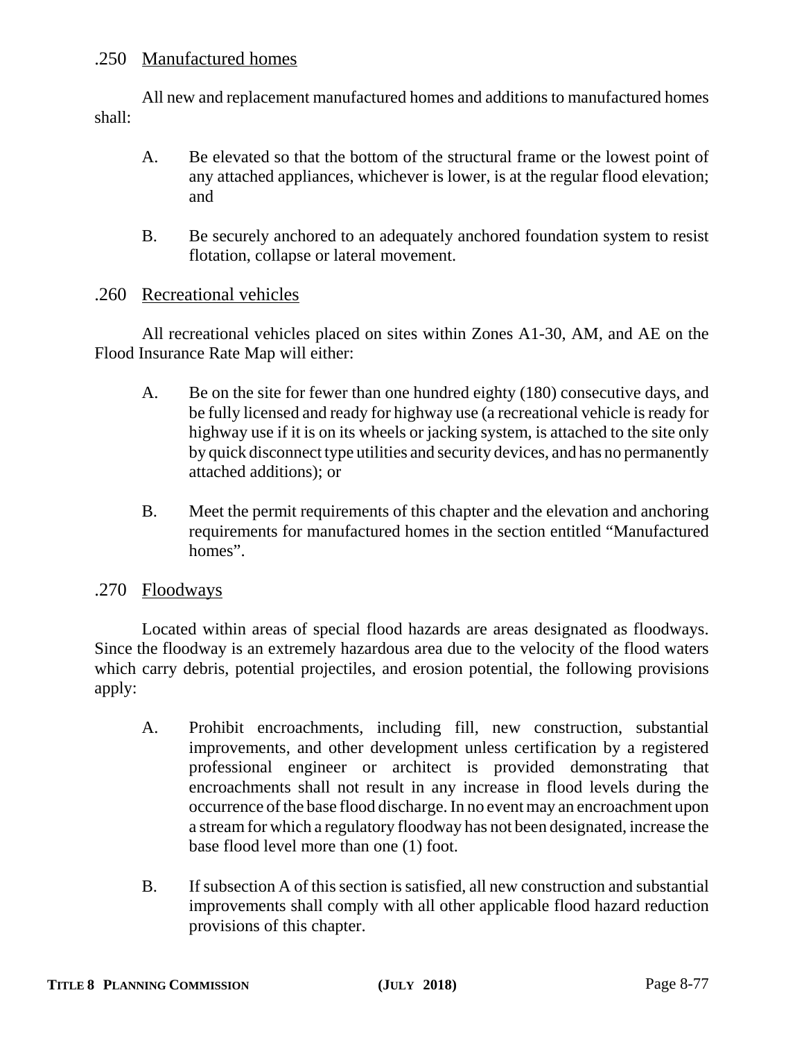### .250 Manufactured homes

All new and replacement manufactured homes and additions to manufactured homes shall:

A. Be elevated so that the bottom of the structural frame or the lowest point of any attached appliances, whichever is lower, is at the regular flood elevation; and

B. Be securely anchored to an adequately anchored foundation system to resist flotation, collapse or lateral movement.

### .260 Recreational vehicles

All recreational vehicles placed on sites within Zones A1-30, AM, and AE on the Flood Insurance Rate Map will either:

A. Be on the site for fewer than one hundred eighty (180) consecutive days, and be fully licensed and ready for highway use (a recreational vehicle is ready for highway use if it is on its wheels or jacking system, is attached to the site only by quick disconnect type utilities and security devices, and has no permanently attached additions); or

B. Meet the permit requirements of this chapter and the elevation and anchoring requirements for manufactured homes in the section entitled "Manufactured homes".

### .270 Floodways

Located within areas of special flood hazards are areas designated as floodways. Since the floodway is an extremely hazardous area due to the velocity of the flood waters which carry debris, potential projectiles, and erosion potential, the following provisions apply:

A. Prohibit encroachments, including fill, new construction, substantial improvements, and other development unless certification by a registered professional engineer or architect is provided demonstrating that encroachments shall not result in any increase in flood levels during the occurrence of the base flood discharge. In no event may an encroachment upon a stream for which a regulatory floodway has not been designated, increase the base flood level more than one (1) foot.

B. If subsection A of this section is satisfied, all new construction and substantial improvements shall comply with all other applicable flood hazard reduction provisions of this chapter.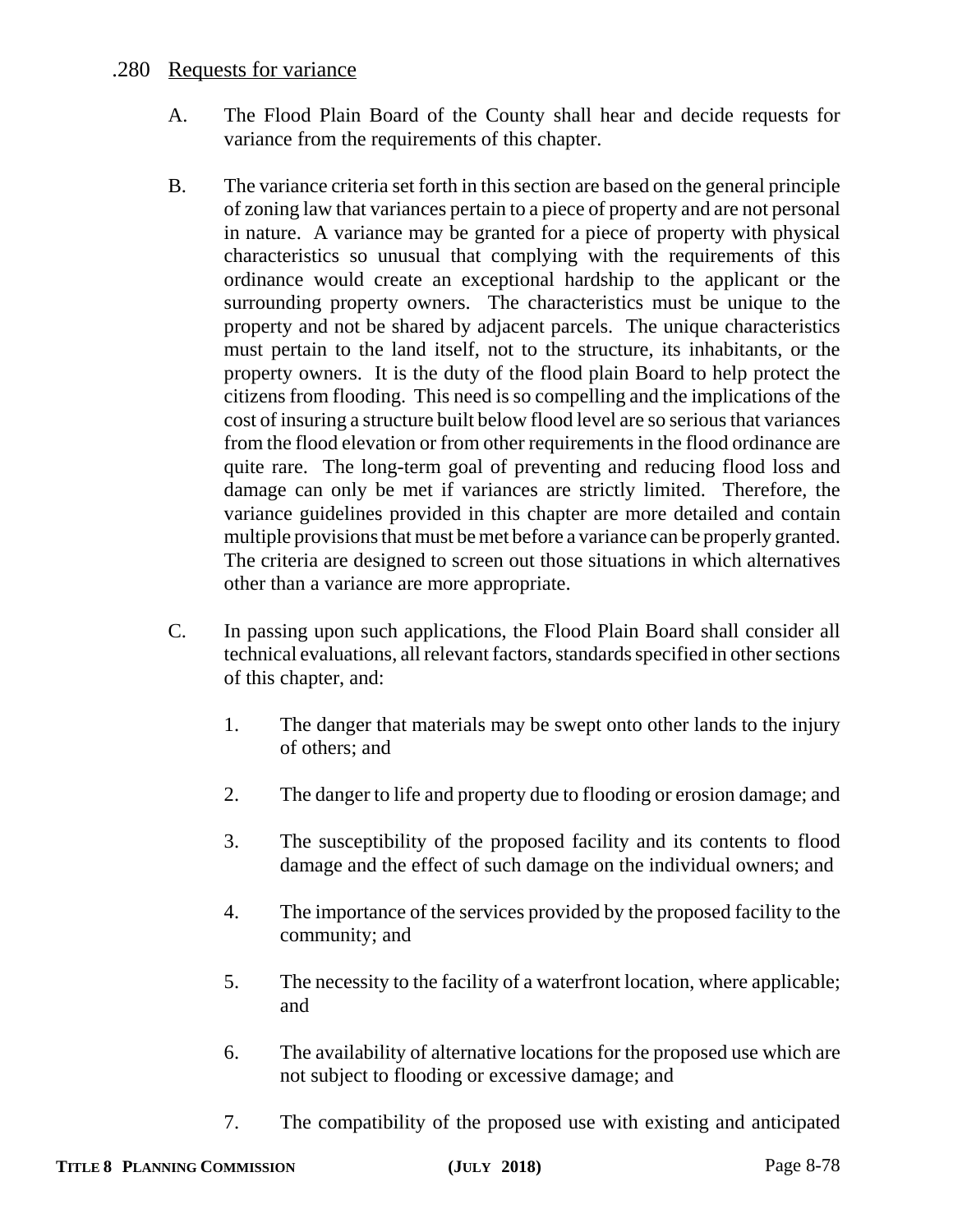.280 Requests for variance

A. The Flood Plain Board of the County shall hear and decide requests for variance from the requirements of this chapter.

B. The variance criteria set forth in this section are based on the general principle of zoning law that variances pertain to a piece of property and are not personal in nature. A variance may be granted for a piece of property with physical characteristics so unusual that complying with the requirements of this ordinance would create an exceptional hardship to the applicant or the surrounding property owners. The characteristics must be unique to the property and not be shared by adjacent parcels. The unique characteristics must pertain to the land itself, not to the structure, its inhabitants, or the property owners. It is the duty of the flood plain Board to help protect the citizens from flooding. This need is so compelling and the implications of the cost of insuring a structure built below flood level are so serious that variances from the flood elevation or from other requirements in the flood ordinance are quite rare. The long-term goal of preventing and reducing flood loss and damage can only be met if variances are strictly limited. Therefore, the variance guidelines provided in this chapter are more detailed and contain multiple provisions that must be met before a variance can be properly granted. The criteria are designed to screen out those situations in which alternatives other than a variance are more appropriate.

C. In passing upon such applications, the Flood Plain Board shall consider all technical evaluations, all relevant factors, standards specified in other sections of this chapter, and:

1. The danger that materials may be swept onto other lands to the injury of others; and

2. The danger to life and property due to flooding or erosion damage; and

3. The susceptibility of the proposed facility and its contents to flood damage and the effect of such damage on the individual owners; and

4. The importance of the services provided by the proposed facility to the community; and

5. The necessity to the facility of a waterfront location, where applicable; and

6. The availability of alternative locations for the proposed use which are not subject to flooding or excessive damage; and

7. The compatibility of the proposed use with existing and anticipated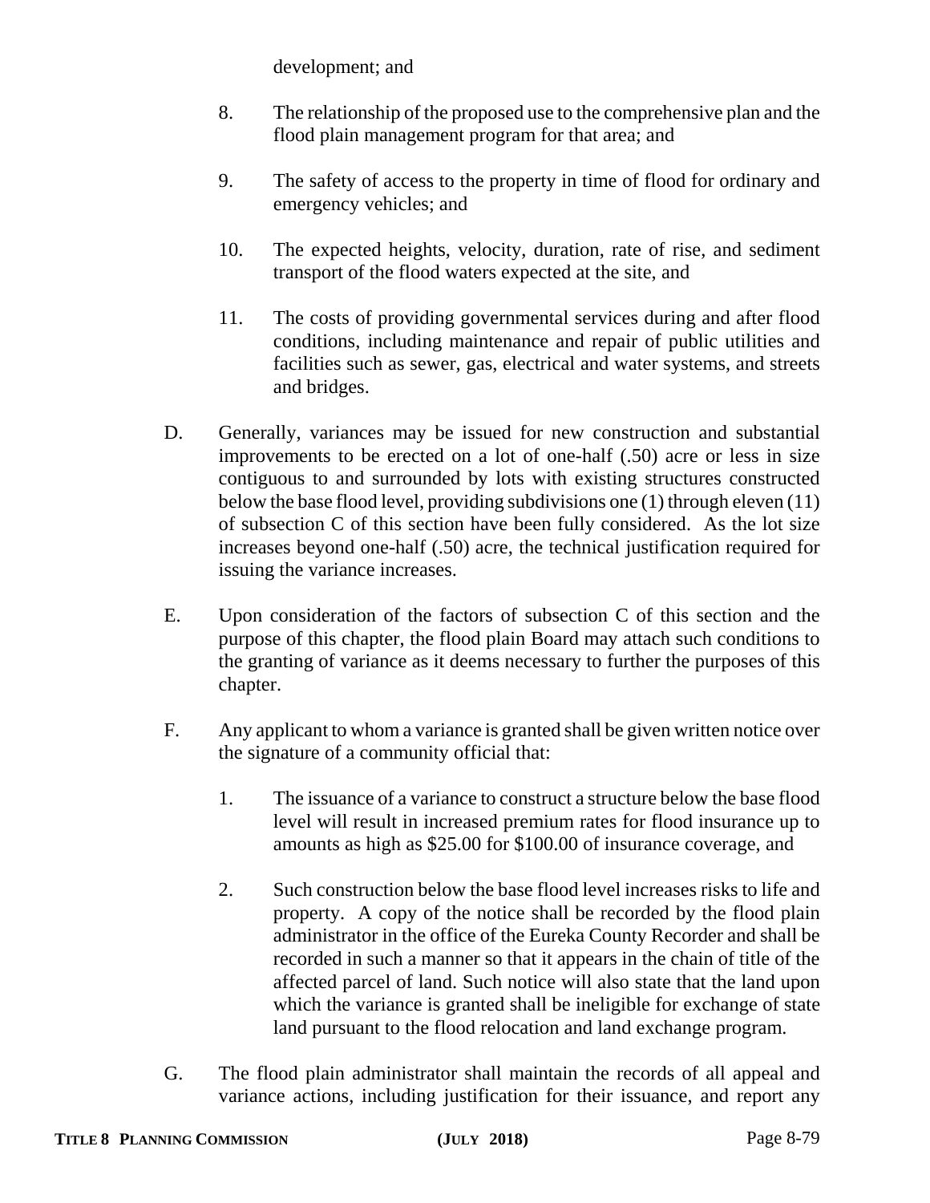development; and

8. The relationship of the proposed use to the comprehensive plan and the flood plain management program for that area; and

9. The safety of access to the property in time of flood for ordinary and emergency vehicles; and

10. The expected heights, velocity, duration, rate of rise, and sediment transport of the flood waters expected at the site, and

11. The costs of providing governmental services during and after flood conditions, including maintenance and repair of public utilities and facilities such as sewer, gas, electrical and water systems, and streets and bridges.

D. Generally, variances may be issued for new construction and substantial improvements to be erected on a lot of one-half (.50) acre or less in size contiguous to and surrounded by lots with existing structures constructed below the base flood level, providing subdivisions one (1) through eleven (11) of subsection C of this section have been fully considered. As the lot size increases beyond one-half (.50) acre, the technical justification required for issuing the variance increases.

E. Upon consideration of the factors of subsection C of this section and the purpose of this chapter, the flood plain Board may attach such conditions to the granting of variance as it deems necessary to further the purposes of this chapter.

F. Any applicant to whom a variance is granted shall be given written notice over the signature of a community official that:

1. The issuance of a variance to construct a structure below the base flood level will result in increased premium rates for flood insurance up to amounts as high as $25.00 for $100.00 of insurance coverage, and

2. Such construction below the base flood level increases risks to life and property. A copy of the notice shall be recorded by the flood plain administrator in the office of the Eureka County Recorder and shall be recorded in such a manner so that it appears in the chain of title of the affected parcel of land. Such notice will also state that the land upon which the variance is granted shall be ineligible for exchange of state land pursuant to the flood relocation and land exchange program.

G. The flood plain administrator shall maintain the records of all appeal and variance actions, including justification for their issuance, and report any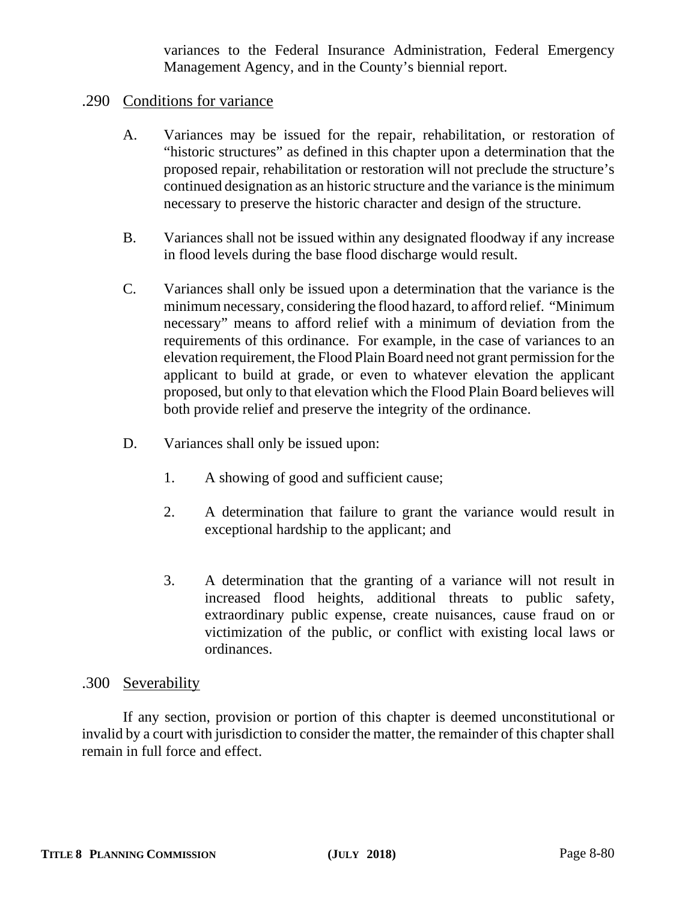variances to the Federal Insurance Administration, Federal Emergency Management Agency, and in the County's biennial report.

## .290 Conditions for variance

A. Variances may be issued for the repair, rehabilitation, or restoration of "historic structures" as defined in this chapter upon a determination that the proposed repair, rehabilitation or restoration will not preclude the structure's continued designation as an historic structure and the variance is the minimum necessary to preserve the historic character and design of the structure.

B. Variances shall not be issued within any designated floodway if any increase in flood levels during the base flood discharge would result.

C. Variances shall only be issued upon a determination that the variance is the minimum necessary, considering the flood hazard, to afford relief. "Minimum necessary" means to afford relief with a minimum of deviation from the requirements of this ordinance. For example, in the case of variances to an elevation requirement, the Flood Plain Board need not grant permission for the applicant to build at grade, or even to whatever elevation the applicant proposed, but only to that elevation which the Flood Plain Board believes will both provide relief and preserve the integrity of the ordinance.

D. Variances shall only be issued upon:

1. A showing of good and sufficient cause;

2. A determination that failure to grant the variance would result in exceptional hardship to the applicant; and

3. A determination that the granting of a variance will not result in increased flood heights, additional threats to public safety, extraordinary public expense, create nuisances, cause fraud on or victimization of the public, or conflict with existing local laws or ordinances.

## .300 Severability

If any section, provision or portion of this chapter is deemed unconstitutional or invalid by a court with jurisdiction to consider the matter, the remainder of this chapter shall remain in full force and effect.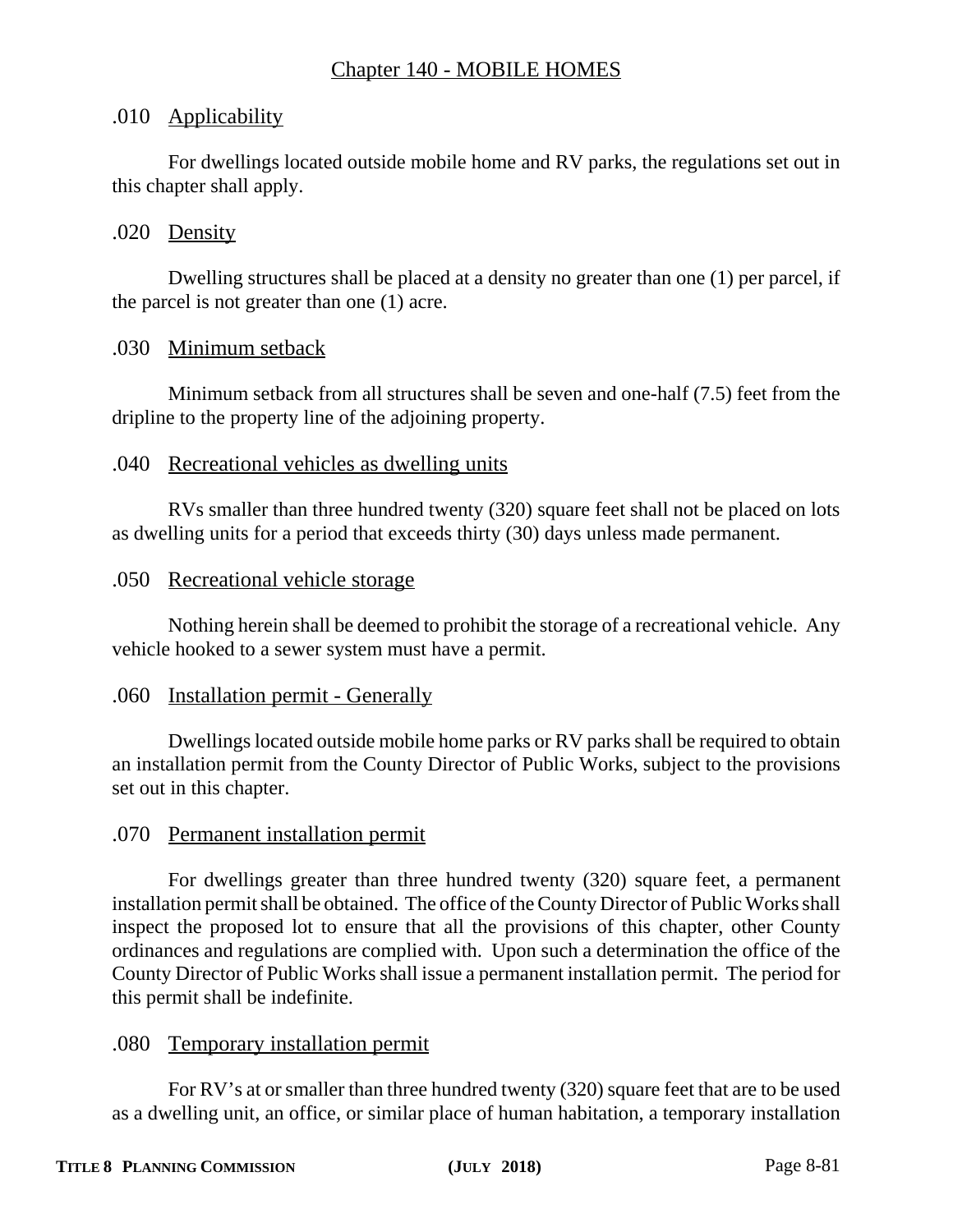# Chapter 140 - MOBILE HOMES

## .010 Applicability

For dwellings located outside mobile home and RV parks, the regulations set out in this chapter shall apply.

## .020 Density

Dwelling structures shall be placed at a density no greater than one (1) per parcel, if the parcel is not greater than one (1) acre.

## .030 Minimum setback

Minimum setback from all structures shall be seven and one-half (7.5) feet from the dripline to the property line of the adjoining property.

## .040 Recreational vehicles as dwelling units

RVs smaller than three hundred twenty (320) square feet shall not be placed on lots as dwelling units for a period that exceeds thirty (30) days unless made permanent.

## .050 Recreational vehicle storage

Nothing herein shall be deemed to prohibit the storage of a recreational vehicle. Any vehicle hooked to a sewer system must have a permit.

## .060 Installation permit - Generally

Dwellings located outside mobile home parks or RV parks shall be required to obtain an installation permit from the County Director of Public Works, subject to the provisions set out in this chapter.

## .070 Permanent installation permit

For dwellings greater than three hundred twenty (320) square feet, a permanent installation permit shall be obtained. The office of the County Director of Public Works shall inspect the proposed lot to ensure that all the provisions of this chapter, other County ordinances and regulations are complied with. Upon such a determination the office of the County Director of Public Works shall issue a permanent installation permit. The period for this permit shall be indefinite.

## .080 Temporary installation permit

For RV's at or smaller than three hundred twenty (320) square feet that are to be used as a dwelling unit, an office, or similar place of human habitation, a temporary installation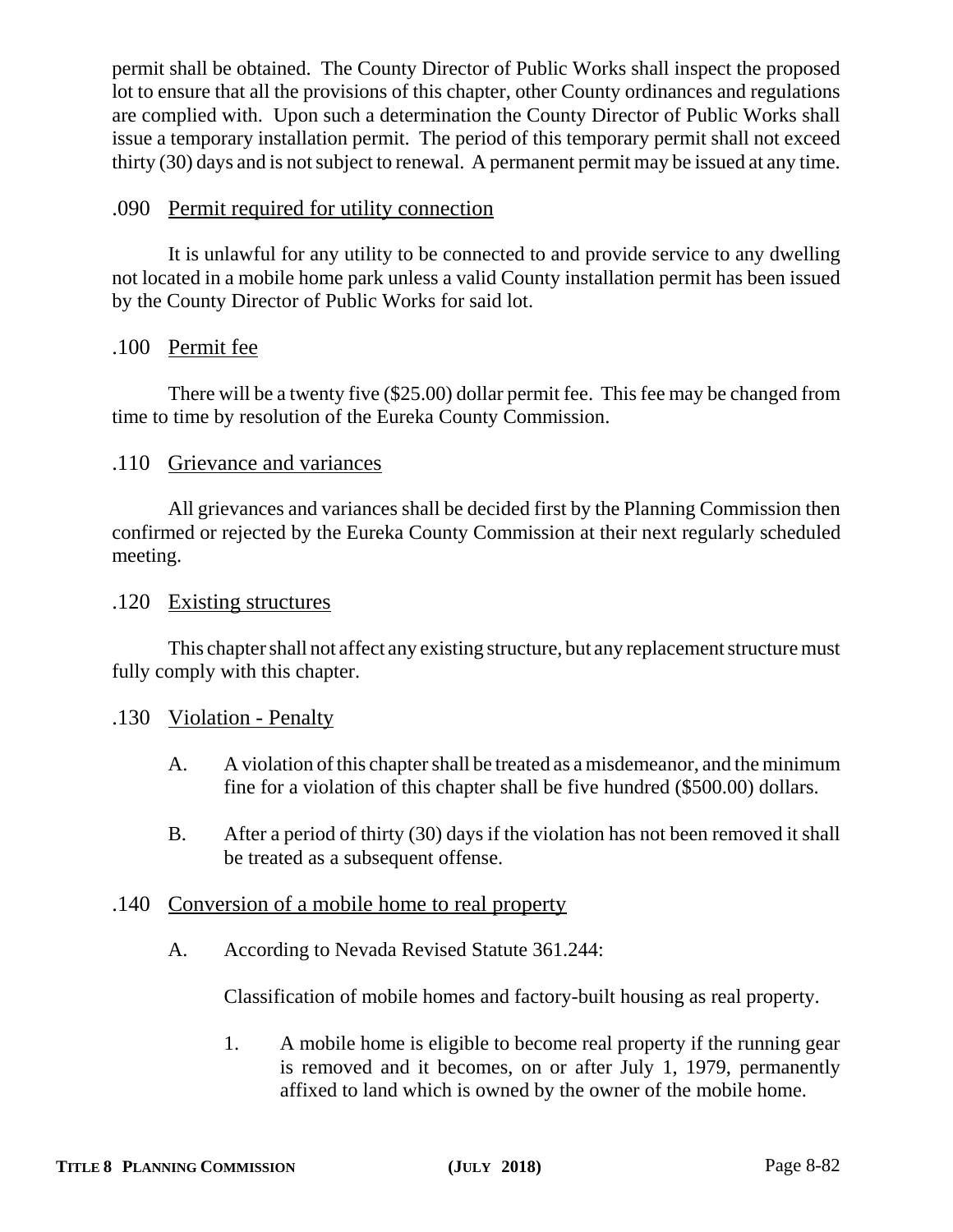permit shall be obtained. The County Director of Public Works shall inspect the proposed lot to ensure that all the provisions of this chapter, other County ordinances and regulations are complied with. Upon such a determination the County Director of Public Works shall issue a temporary installation permit. The period of this temporary permit shall not exceed thirty (30) days and is not subject to renewal. A permanent permit may be issued at any time.

### .090 Permit required for utility connection

It is unlawful for any utility to be connected to and provide service to any dwelling not located in a mobile home park unless a valid County installation permit has been issued by the County Director of Public Works for said lot.

### .100 Permit fee

There will be a twenty five ($25.00) dollar permit fee. This fee may be changed from time to time by resolution of the Eureka County Commission.

### .110 Grievance and variances

All grievances and variances shall be decided first by the Planning Commission then confirmed or rejected by the Eureka County Commission at their next regularly scheduled meeting.

### .120 Existing structures

This chapter shall not affect any existing structure, but any replacement structure must fully comply with this chapter.

### .130 Violation - Penalty

A. A violation of this chapter shall be treated as a misdemeanor, and the minimum fine for a violation of this chapter shall be five hundred ($500.00) dollars.

B. After a period of thirty (30) days if the violation has not been removed it shall be treated as a subsequent offense.

### .140 Conversion of a mobile home to real property

A. According to Nevada Revised Statute 361.244:

Classification of mobile homes and factory-built housing as real property.

1. A mobile home is eligible to become real property if the running gear is removed and it becomes, on or after July 1, 1979, permanently affixed to land which is owned by the owner of the mobile home.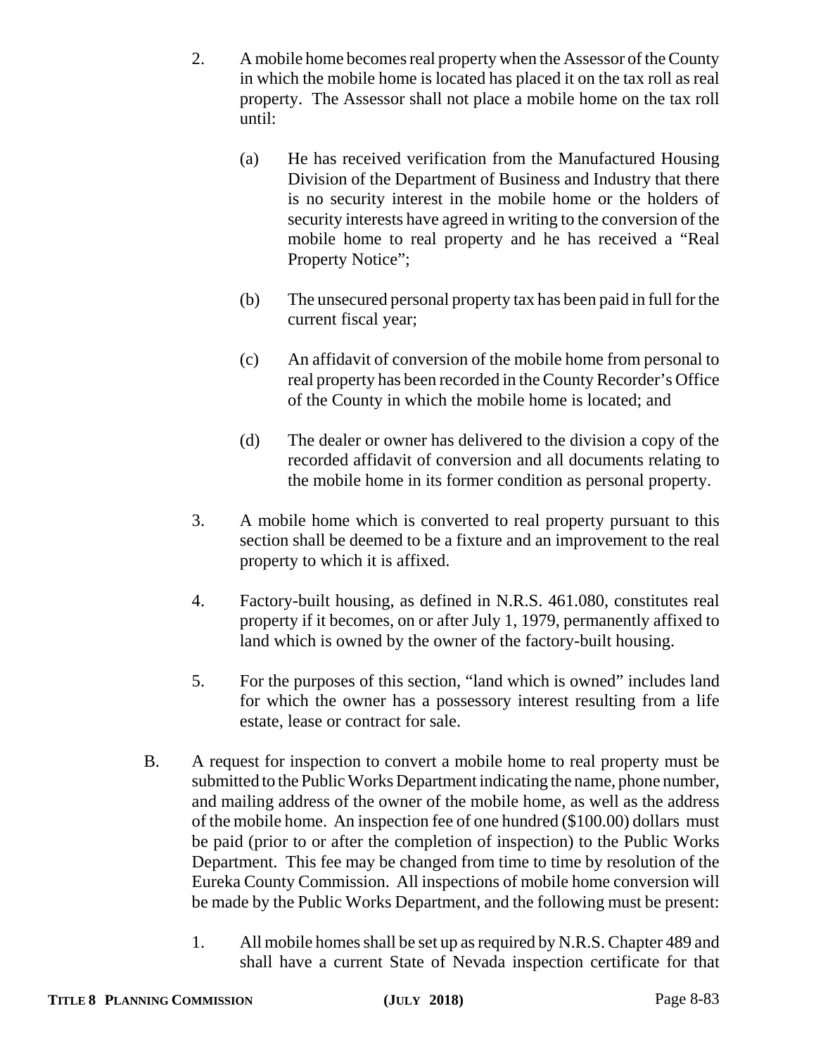2. A mobile home becomes real property when the Assessor of the County in which the mobile home is located has placed it on the tax roll as real property. The Assessor shall not place a mobile home on the tax roll until:

   (a) He has received verification from the Manufactured Housing Division of the Department of Business and Industry that there is no security interest in the mobile home or the holders of security interests have agreed in writing to the conversion of the mobile home to real property and he has received a "Real Property Notice";

   (b) The unsecured personal property tax has been paid in full for the current fiscal year;

   (c) An affidavit of conversion of the mobile home from personal to real property has been recorded in the County Recorder's Office of the County in which the mobile home is located; and

   (d) The dealer or owner has delivered to the division a copy of the recorded affidavit of conversion and all documents relating to the mobile home in its former condition as personal property.

3. A mobile home which is converted to real property pursuant to this section shall be deemed to be a fixture and an improvement to the real property to which it is affixed.

4. Factory-built housing, as defined in N.R.S. 461.080, constitutes real property if it becomes, on or after July 1, 1979, permanently affixed to land which is owned by the owner of the factory-built housing.

5. For the purposes of this section, "land which is owned" includes land for which the owner has a possessory interest resulting from a life estate, lease or contract for sale.

B. A request for inspection to convert a mobile home to real property must be submitted to the Public Works Department indicating the name, phone number, and mailing address of the owner of the mobile home, as well as the address of the mobile home. An inspection fee of one hundred ($100.00) dollars must be paid (prior to or after the completion of inspection) to the Public Works Department. This fee may be changed from time to time by resolution of the Eureka County Commission. All inspections of mobile home conversion will be made by the Public Works Department, and the following must be present:

   1. All mobile homes shall be set up as required by N.R.S. Chapter 489 and shall have a current State of Nevada inspection certificate for that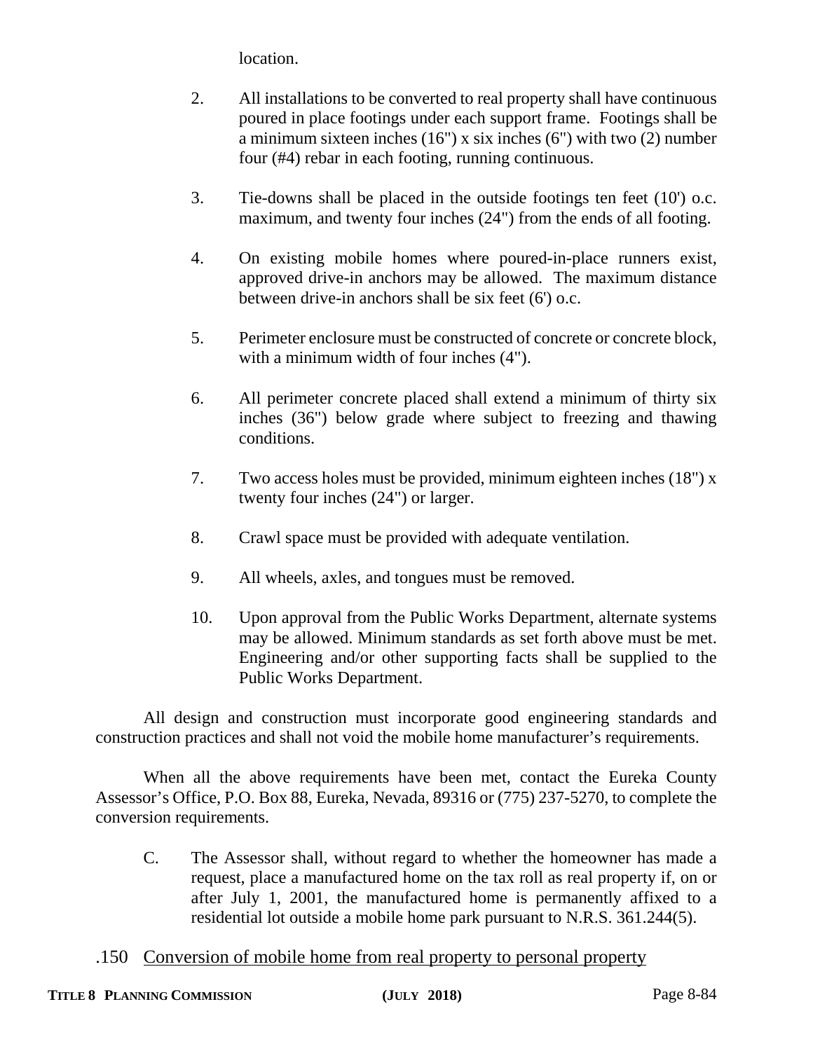location.

2. All installations to be converted to real property shall have continuous poured in place footings under each support frame. Footings shall be a minimum sixteen inches (16") x six inches (6") with two (2) number four (#4) rebar in each footing, running continuous.

3. Tie-downs shall be placed in the outside footings ten feet (10') o.c. maximum, and twenty four inches (24") from the ends of all footing.

4. On existing mobile homes where poured-in-place runners exist, approved drive-in anchors may be allowed. The maximum distance between drive-in anchors shall be six feet (6') o.c.

5. Perimeter enclosure must be constructed of concrete or concrete block, with a minimum width of four inches (4").

6. All perimeter concrete placed shall extend a minimum of thirty six inches (36") below grade where subject to freezing and thawing conditions.

7. Two access holes must be provided, minimum eighteen inches (18") x twenty four inches (24") or larger.

8. Crawl space must be provided with adequate ventilation.

9. All wheels, axles, and tongues must be removed.

10. Upon approval from the Public Works Department, alternate systems may be allowed. Minimum standards as set forth above must be met. Engineering and/or other supporting facts shall be supplied to the Public Works Department.

All design and construction must incorporate good engineering standards and construction practices and shall not void the mobile home manufacturer's requirements.

When all the above requirements have been met, contact the Eureka County Assessor's Office, P.O. Box 88, Eureka, Nevada, 89316 or (775) 237-5270, to complete the conversion requirements.

C. The Assessor shall, without regard to whether the homeowner has made a request, place a manufactured home on the tax roll as real property if, on or after July 1, 2001, the manufactured home is permanently affixed to a residential lot outside a mobile home park pursuant to N.R.S. 361.244(5).

.150 Conversion of mobile home from real property to personal property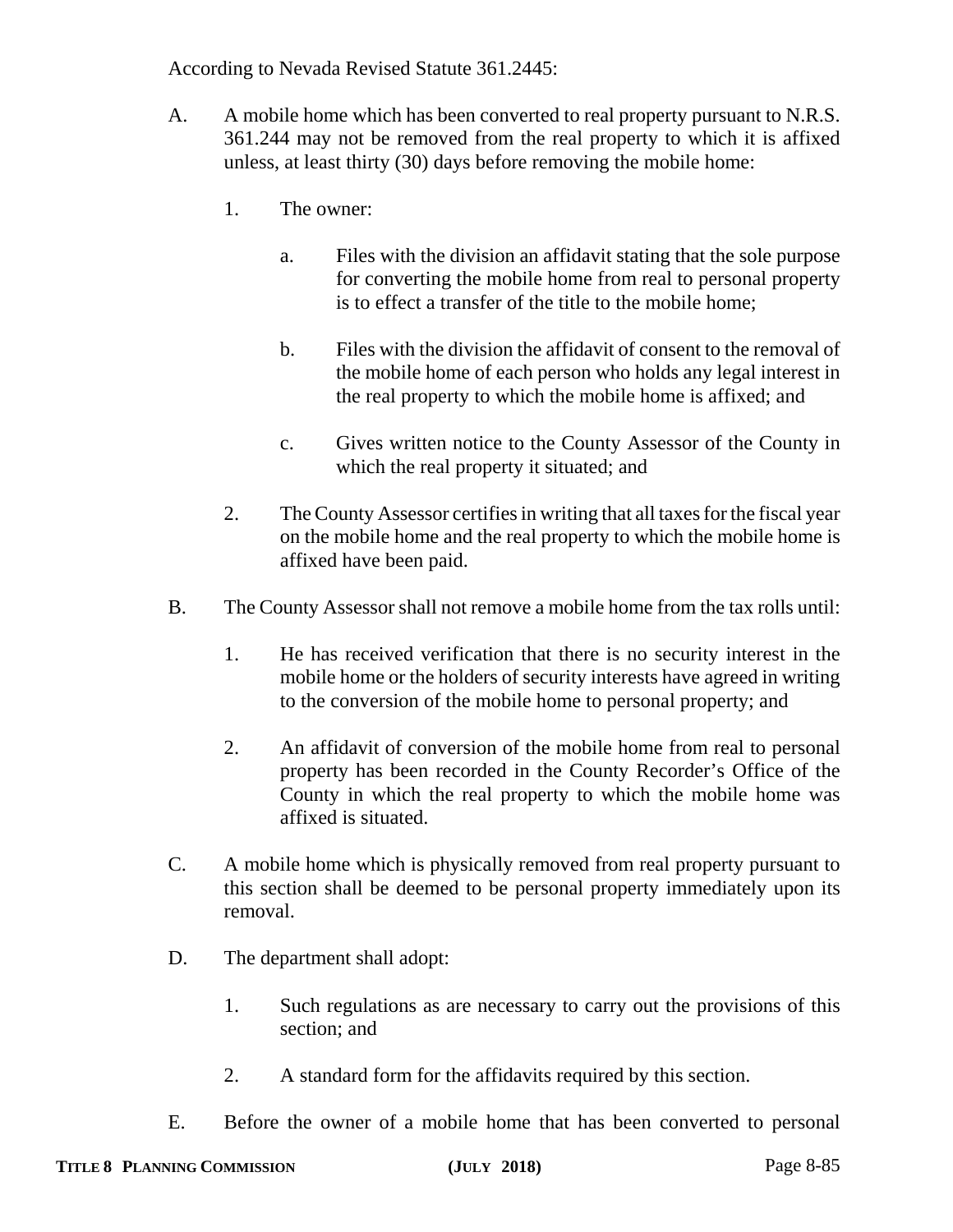According to Nevada Revised Statute 361.2445:

A. A mobile home which has been converted to real property pursuant to N.R.S. 361.244 may not be removed from the real property to which it is affixed unless, at least thirty (30) days before removing the mobile home:

   1. The owner:

      a. Files with the division an affidavit stating that the sole purpose for converting the mobile home from real to personal property is to effect a transfer of the title to the mobile home;

      b. Files with the division the affidavit of consent to the removal of the mobile home of each person who holds any legal interest in the real property to which the mobile home is affixed; and

      c. Gives written notice to the County Assessor of the County in which the real property it situated; and

   2. The County Assessor certifies in writing that all taxes for the fiscal year on the mobile home and the real property to which the mobile home is affixed have been paid.

B. The County Assessor shall not remove a mobile home from the tax rolls until:

   1. He has received verification that there is no security interest in the mobile home or the holders of security interests have agreed in writing to the conversion of the mobile home to personal property; and

   2. An affidavit of conversion of the mobile home from real to personal property has been recorded in the County Recorder's Office of the County in which the real property to which the mobile home was affixed is situated.

C. A mobile home which is physically removed from real property pursuant to this section shall be deemed to be personal property immediately upon its removal.

D. The department shall adopt:

   1. Such regulations as are necessary to carry out the provisions of this section; and

   2. A standard form for the affidavits required by this section.

E. Before the owner of a mobile home that has been converted to personal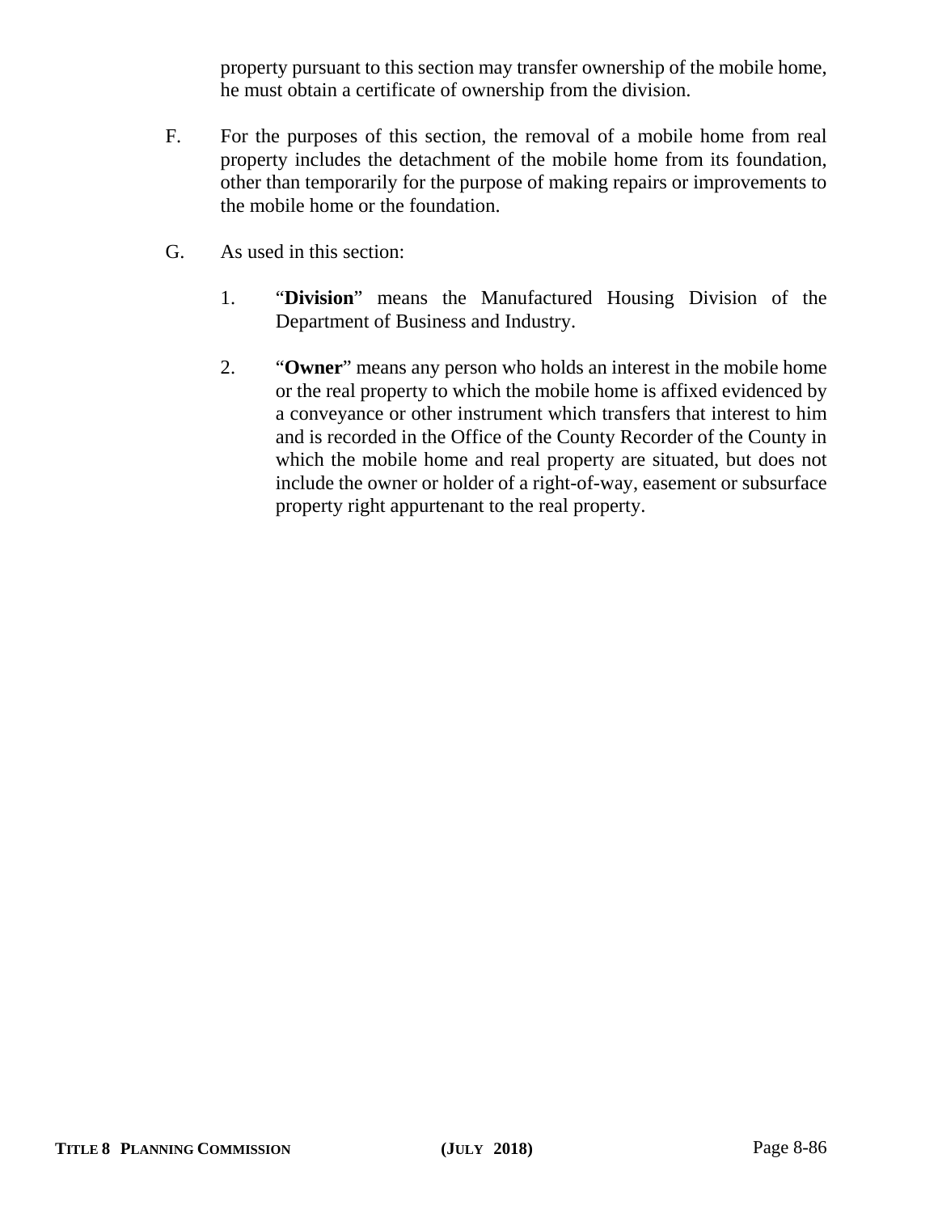property pursuant to this section may transfer ownership of the mobile home, he must obtain a certificate of ownership from the division.

F. For the purposes of this section, the removal of a mobile home from real property includes the detachment of the mobile home from its foundation, other than temporarily for the purpose of making repairs or improvements to the mobile home or the foundation.

G. As used in this section:

1. "**Division**" means the Manufactured Housing Division of the Department of Business and Industry.

2. "**Owner**" means any person who holds an interest in the mobile home or the real property to which the mobile home is affixed evidenced by a conveyance or other instrument which transfers that interest to him and is recorded in the Office of the County Recorder of the County in which the mobile home and real property are situated, but does not include the owner or holder of a right-of-way, easement or subsurface property right appurtenant to the real property.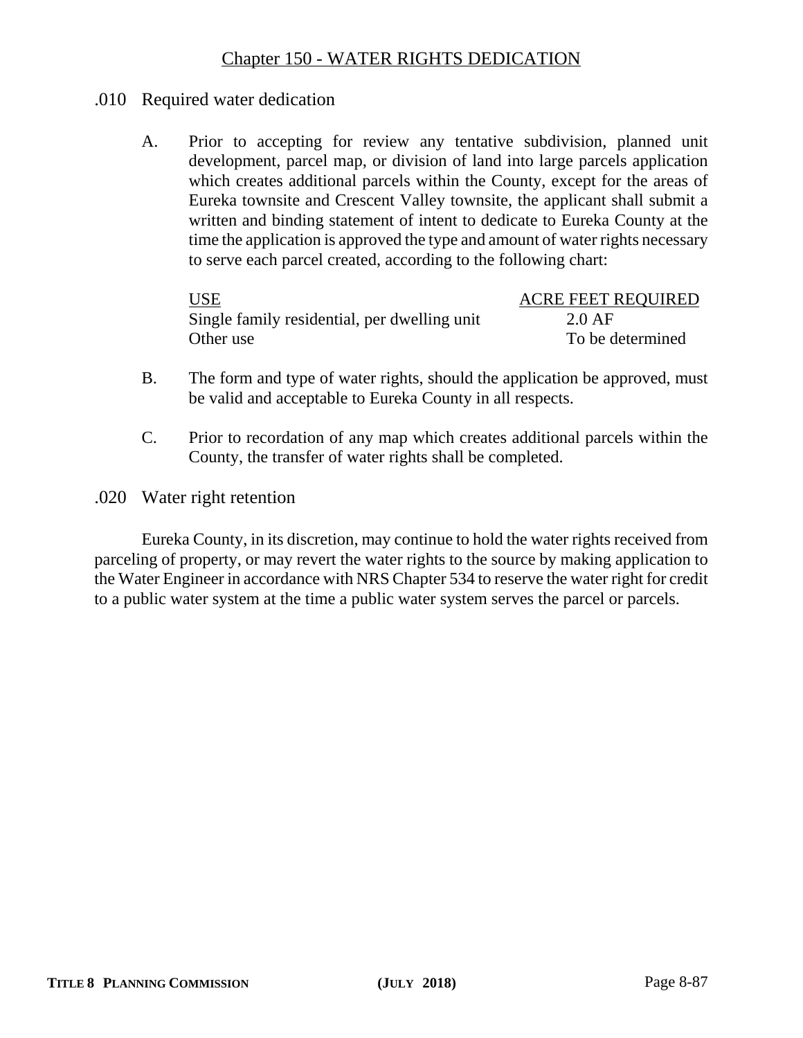# Chapter 150 - WATER RIGHTS DEDICATION

## .010 Required water dedication

A. Prior to accepting for review any tentative subdivision, planned unit development, parcel map, or division of land into large parcels application which creates additional parcels within the County, except for the areas of Eureka townsite and Crescent Valley townsite, the applicant shall submit a written and binding statement of intent to dedicate to Eureka County at the time the application is approved the type and amount of water rights necessary to serve each parcel created, according to the following chart:

| USE | ACRE FEET REQUIRED |
|---|---|
| Single family residential, per dwelling unit | 2.0 AF |
| Other use | To be determined |

B. The form and type of water rights, should the application be approved, must be valid and acceptable to Eureka County in all respects.

C. Prior to recordation of any map which creates additional parcels within the County, the transfer of water rights shall be completed.

## .020 Water right retention

Eureka County, in its discretion, may continue to hold the water rights received from parceling of property, or may revert the water rights to the source by making application to the Water Engineer in accordance with NRS Chapter 534 to reserve the water right for credit to a public water system at the time a public water system serves the parcel or parcels.